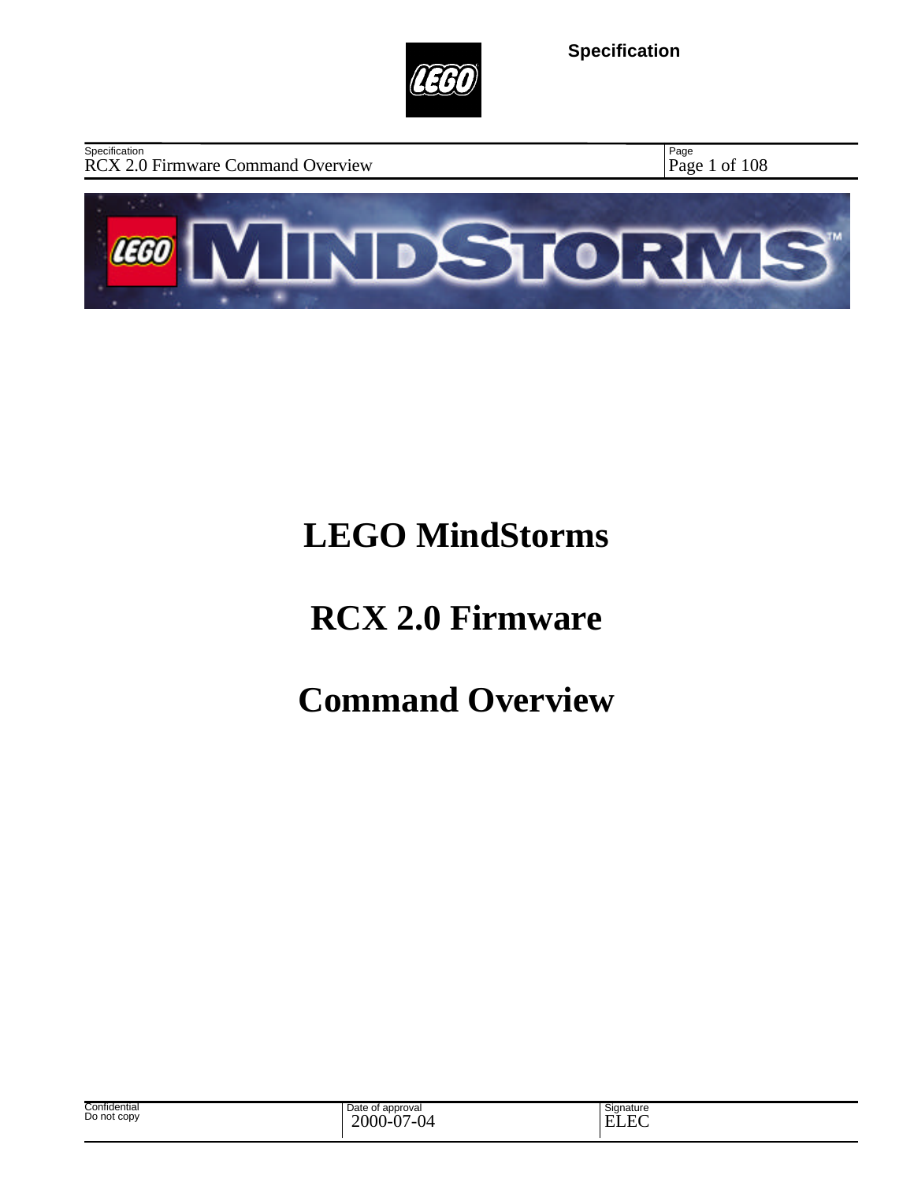# LEGO MindStorms

# RCX 2.0 Firmware

# Command Overview

| Confidential Do not copy | Date of approval 2000-07-04 | Signature ELEC |
| --- | --- | --- |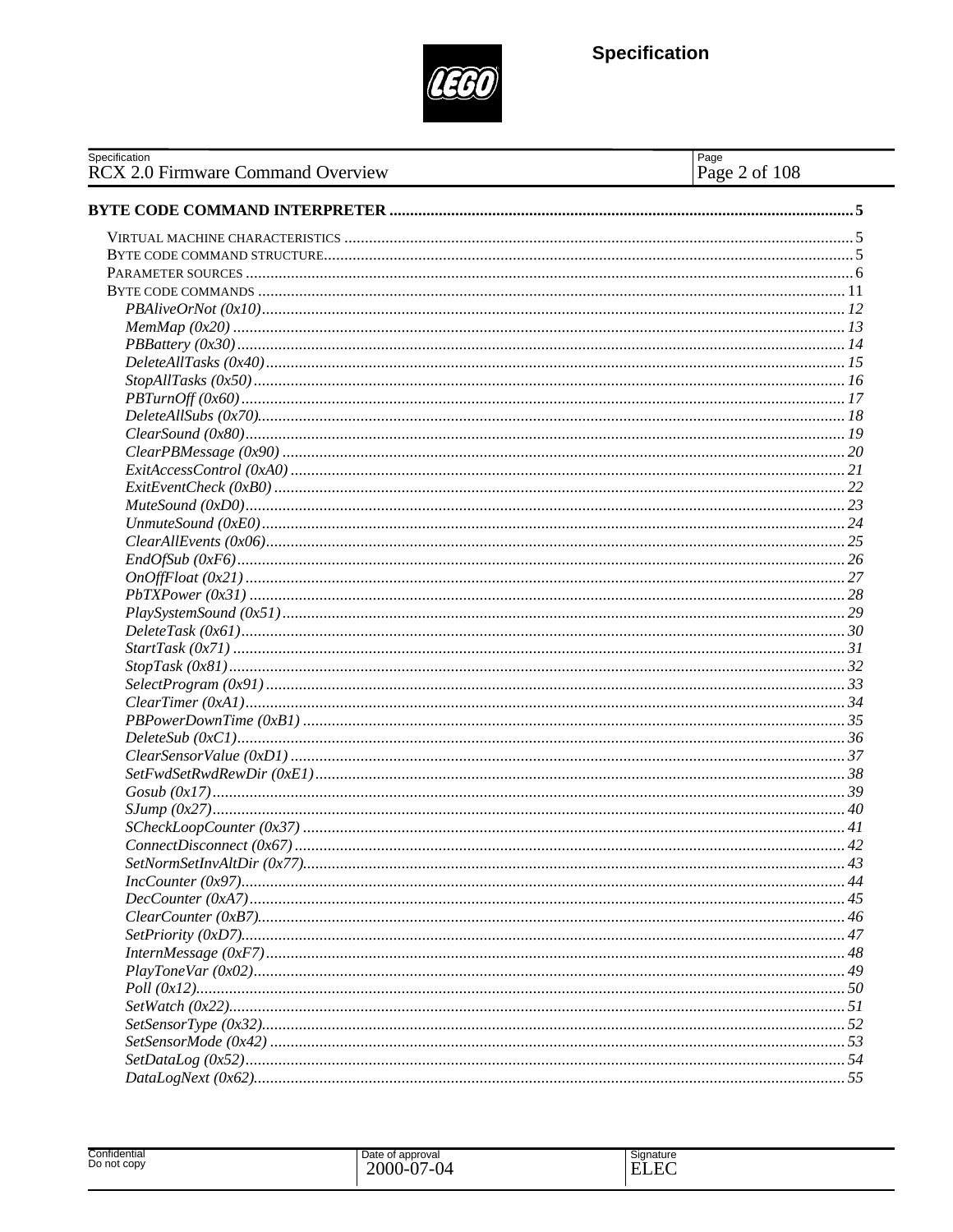**BYTE CODE COMMAND INTERPRETER** .......... 5

VIRTUAL MACHINE CHARACTERISTICS .......... 5
BYTE CODE COMMAND STRUCTURE.......... 5
PARAMETER SOURCES .......... 6
BYTE CODE COMMANDS .......... 11

*PBAliveOrNot (0x10)* .......... 12
*MemMap (0x20)* .......... 13
*PBBattery (0x30)* .......... 14
*DeleteAllTasks (0x40)* .......... 15
*StopAllTasks (0x50)* .......... 16
*PBTurnOff (0x60)* .......... 17
*DeleteAllSubs (0x70)* .......... 18
*ClearSound (0x80)* .......... 19
*ClearPBMessage (0x90)* .......... 20
*ExitAccessControl (0xA0)* .......... 21
*ExitEventCheck (0xB0)* .......... 22
*MuteSound (0xD0)* .......... 23
*UnmuteSound (0xE0)* .......... 24
*ClearAllEvents (0x06)* .......... 25
*EndOfSub (0xF6)* .......... 26
*OnOffFloat (0x21)* .......... 27
*PbTXPower (0x31)* .......... 28
*PlaySystemSound (0x51)* .......... 29
*DeleteTask (0x61)* .......... 30
*StartTask (0x71)* .......... 31
*StopTask (0x81)* .......... 32
*SelectProgram (0x91)* .......... 33
*ClearTimer (0xA1)* .......... 34
*PBPowerDownTime (0xB1)* .......... 35
*DeleteSub (0xC1)* .......... 36
*ClearSensorValue (0xD1)* .......... 37
*SetFwdSetRwdRewDir (0xE1)* .......... 38
*Gosub (0x17)* .......... 39
*SJump (0x27)* .......... 40
*SCheckLoopCounter (0x37)* .......... 41
*ConnectDisconnect (0x67)* .......... 42
*SetNormSetInvAltDir (0x77)* .......... 43
*IncCounter (0x97)* .......... 44
*DecCounter (0xA7)* .......... 45
*ClearCounter (0xB7)* .......... 46
*SetPriority (0xD7)* .......... 47
*InternMessage (0xF7)* .......... 48
*PlayToneVar (0x02)* .......... 49
*Poll (0x12)* .......... 50
*SetWatch (0x22)* .......... 51
*SetSensorType (0x32)* .......... 52
*SetSensorMode (0x42)* .......... 53
*SetDataLog (0x52)* .......... 54
*DataLogNext (0x62)* .......... 55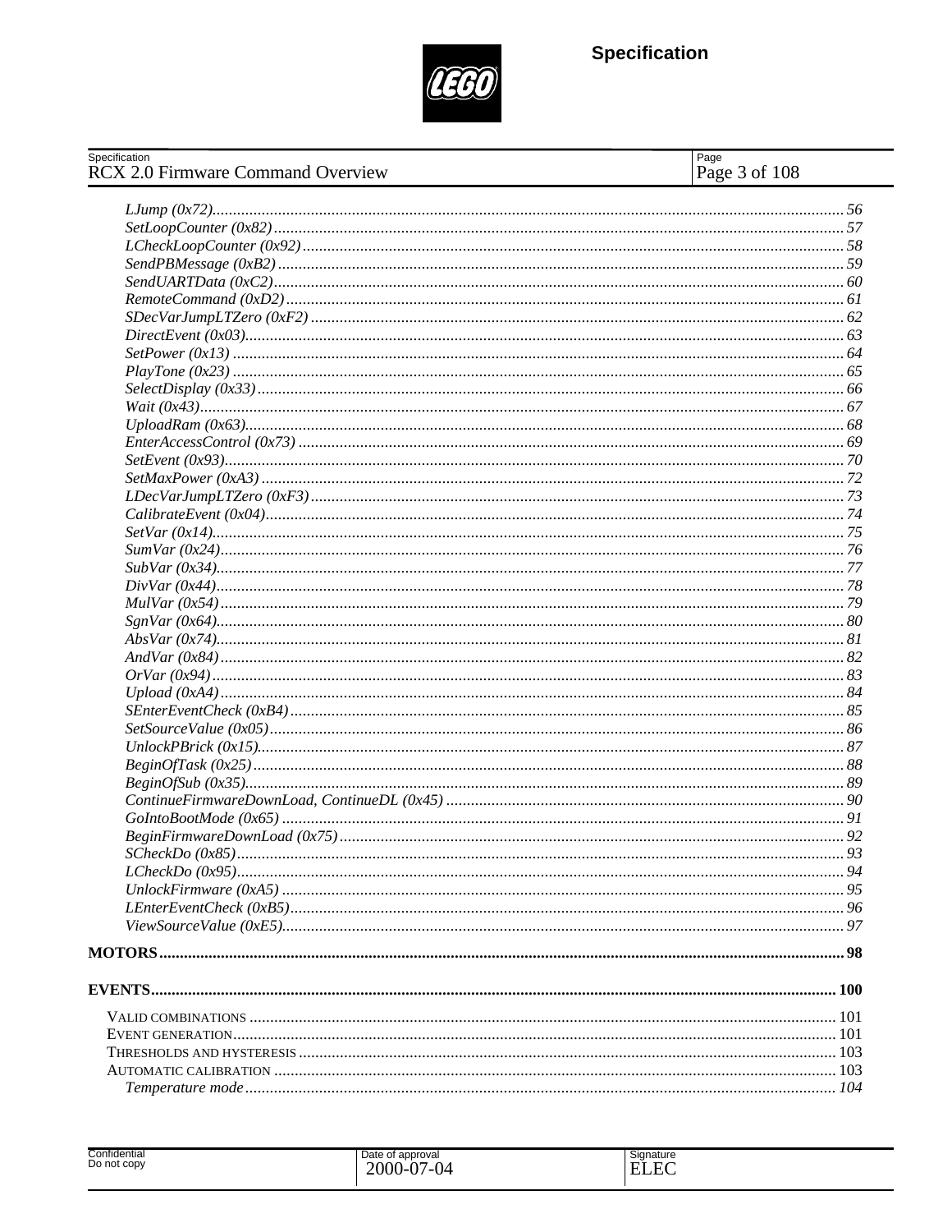*LJump (0x72)* ........ 56
*SetLoopCounter (0x82)* ........ 57
*LCheckLoopCounter (0x92)* ........ 58
*SendPBMessage (0xB2)* ........ 59
*SendUARTData (0xC2)* ........ 60
*RemoteCommand (0xD2)* ........ 61
*SDecVarJumpLTZero (0xF2)* ........ 62
*DirectEvent (0x03)* ........ 63
*SetPower (0x13)* ........ 64
*PlayTone (0x23)* ........ 65
*SelectDisplay (0x33)* ........ 66
*Wait (0x43)* ........ 67
*UploadRam (0x63)* ........ 68
*EnterAccessControl (0x73)* ........ 69
*SetEvent (0x93)* ........ 70
*SetMaxPower (0xA3)* ........ 72
*LDecVarJumpLTZero (0xF3)* ........ 73
*CalibrateEvent (0x04)* ........ 74
*SetVar (0x14)* ........ 75
*SumVar (0x24)* ........ 76
*SubVar (0x34)* ........ 77
*DivVar (0x44)* ........ 78
*MulVar (0x54)* ........ 79
*SgnVar (0x64)* ........ 80
*AbsVar (0x74)* ........ 81
*AndVar (0x84)* ........ 82
*OrVar (0x94)* ........ 83
*Upload (0xA4)* ........ 84
*SEnterEventCheck (0xB4)* ........ 85
*SetSourceValue (0x05)* ........ 86
*UnlockPBrick (0x15)* ........ 87
*BeginOfTask (0x25)* ........ 88
*BeginOfSub (0x35)* ........ 89
*ContinueFirmwareDownLoad, ContinueDL (0x45)* ........ 90
*GoIntoBootMode (0x65)* ........ 91
*BeginFirmwareDownLoad (0x75)* ........ 92
*SCheckDo (0x85)* ........ 93
*LCheckDo (0x95)* ........ 94
*UnlockFirmware (0xA5)* ........ 95
*LEnterEventCheck (0xB5)* ........ 96
*ViewSourceValue (0xE5)* ........ 97

**MOTORS** ........ 98

**EVENTS** ........ 100

VALID COMBINATIONS ........ 101
EVENT GENERATION ........ 101
THRESHOLDS AND HYSTERESIS ........ 103
AUTOMATIC CALIBRATION ........ 103
*Temperature mode* ........ 104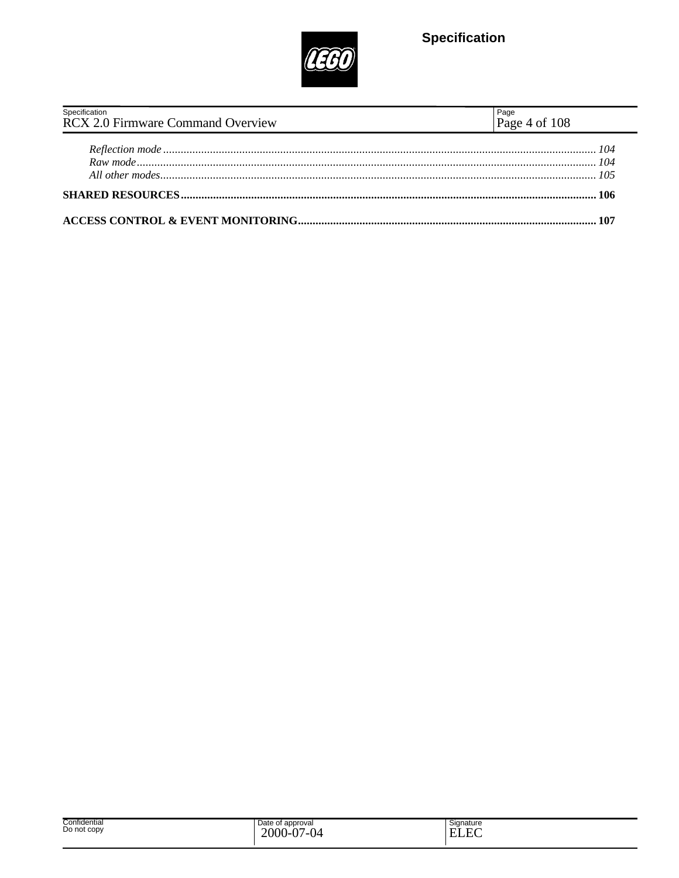*Reflection mode* ........................................................................................................ *104*
*Raw mode* ................................................................................................................ *104*
*All other modes* ......................................................................................................... *105*

**SHARED RESOURCES** ........................................................................................................ **106**

**ACCESS CONTROL & EVENT MONITORING** ....................................................................... **107**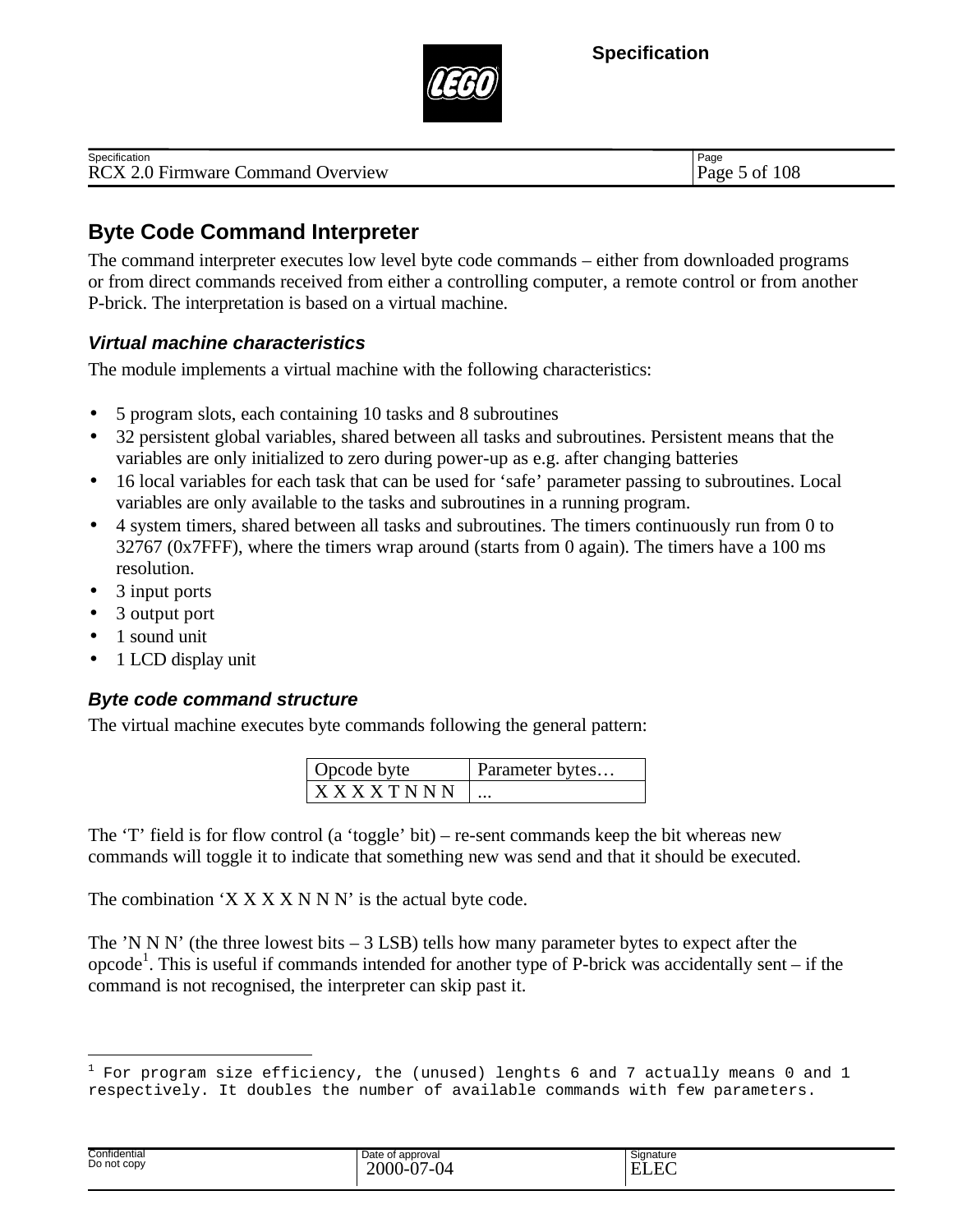## Byte Code Command Interpreter

The command interpreter executes low level byte code commands – either from downloaded programs or from direct commands received from either a controlling computer, a remote control or from another P-brick. The interpretation is based on a virtual machine.

### *Virtual machine characteristics*

The module implements a virtual machine with the following characteristics:

- 5 program slots, each containing 10 tasks and 8 subroutines
- 32 persistent global variables, shared between all tasks and subroutines. Persistent means that the variables are only initialized to zero during power-up as e.g. after changing batteries
- 16 local variables for each task that can be used for 'safe' parameter passing to subroutines. Local variables are only available to the tasks and subroutines in a running program.
- 4 system timers, shared between all tasks and subroutines. The timers continuously run from 0 to 32767 (0x7FFF), where the timers wrap around (starts from 0 again). The timers have a 100 ms resolution.
- 3 input ports
- 3 output port
- 1 sound unit
- 1 LCD display unit

### *Byte code command structure*

The virtual machine executes byte commands following the general pattern:

| Opcode byte | Parameter bytes… |
|---|---|
| X X X X T N N N | ... |

The 'T' field is for flow control (a 'toggle' bit) – re-sent commands keep the bit whereas new commands will toggle it to indicate that something new was send and that it should be executed.

The combination 'X X X X N N N' is the actual byte code.

The 'N N N' (the three lowest bits – 3 LSB) tells how many parameter bytes to expect after the opcode[1]. This is useful if commands intended for another type of P-brick was accidentally sent – if the command is not recognised, the interpreter can skip past it.

---

[1] For program size efficiency, the (unused) lenghts 6 and 7 actually means 0 and 1 respectively. It doubles the number of available commands with few parameters.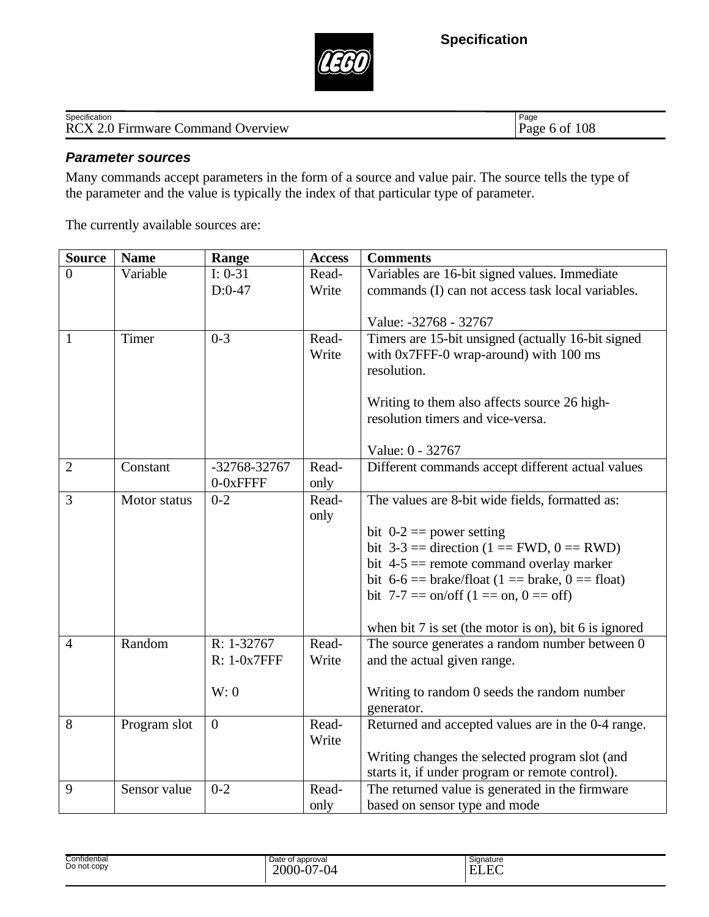### *Parameter sources*

Many commands accept parameters in the form of a source and value pair. The source tells the type of the parameter and the value is typically the index of that particular type of parameter.

The currently available sources are:

| Source | Name | Range | Access | Comments |
|---|---|---|---|---|
| 0 | Variable | I: 0-31<br>D:0-47 | Read-Write | Variables are 16-bit signed values. Immediate commands (I) can not access task local variables.<br><br>Value: -32768 - 32767 |
| 1 | Timer | 0-3 | Read-Write | Timers are 15-bit unsigned (actually 16-bit signed with 0x7FFF-0 wrap-around) with 100 ms resolution.<br><br>Writing to them also affects source 26 high-resolution timers and vice-versa.<br><br>Value: 0 - 32767 |
| 2 | Constant | -32768-32767<br>0-0xFFFF | Read-only | Different commands accept different actual values |
| 3 | Motor status | 0-2 | Read-only | The values are 8-bit wide fields, formatted as:<br><br>bit 0-2 == power setting<br>bit 3-3 == direction (1 == FWD, 0 == RWD)<br>bit 4-5 == remote command overlay marker<br>bit 6-6 == brake/float (1 == brake, 0 == float)<br>bit 7-7 == on/off (1 == on, 0 == off)<br><br>when bit 7 is set (the motor is on), bit 6 is ignored |
| 4 | Random | R: 1-32767<br>R: 1-0x7FFF<br><br>W: 0 | Read-Write | The source generates a random number between 0 and the actual given range.<br><br>Writing to random 0 seeds the random number generator. |
| 8 | Program slot | 0 | Read-Write | Returned and accepted values are in the 0-4 range.<br><br>Writing changes the selected program slot (and starts it, if under program or remote control). |
| 9 | Sensor value | 0-2 | Read-only | The returned value is generated in the firmware based on sensor type and mode |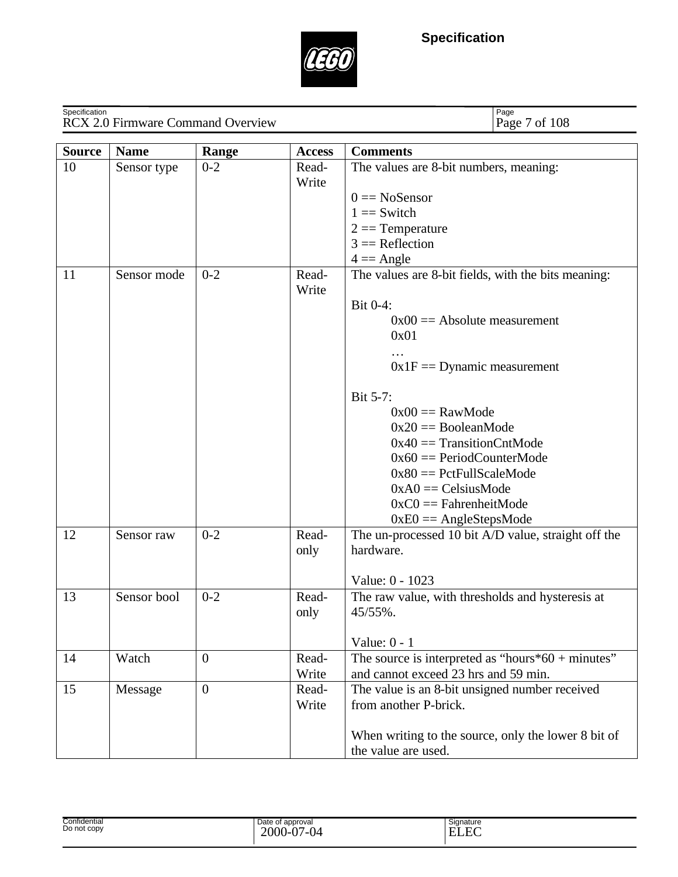| Source | Name | Range | Access | Comments |
| --- | --- | --- | --- | --- |
| 10 | Sensor type | 0-2 | Read-Write | The values are 8-bit numbers, meaning:<br><br>0 == NoSensor<br>1 == Switch<br>2 == Temperature<br>3 == Reflection<br>4 == Angle |
| 11 | Sensor mode | 0-2 | Read-Write | The values are 8-bit fields, with the bits meaning:<br><br>Bit 0-4:<br>0x00 == Absolute measurement<br>0x01<br>…<br>0x1F == Dynamic measurement<br><br>Bit 5-7:<br>0x00 == RawMode<br>0x20 == BooleanMode<br>0x40 == TransitionCntMode<br>0x60 == PeriodCounterMode<br>0x80 == PctFullScaleMode<br>0xA0 == CelsiusMode<br>0xC0 == FahrenheitMode<br>0xE0 == AngleStepsMode |
| 12 | Sensor raw | 0-2 | Read-only | The un-processed 10 bit A/D value, straight off the hardware.<br><br>Value: 0 - 1023 |
| 13 | Sensor bool | 0-2 | Read-only | The raw value, with thresholds and hysteresis at 45/55%.<br><br>Value: 0 - 1 |
| 14 | Watch | 0 | Read-Write | The source is interpreted as "hours*60 + minutes" and cannot exceed 23 hrs and 59 min. |
| 15 | Message | 0 | Read-Write | The value is an 8-bit unsigned number received from another P-brick.<br><br>When writing to the source, only the lower 8 bit of the value are used. |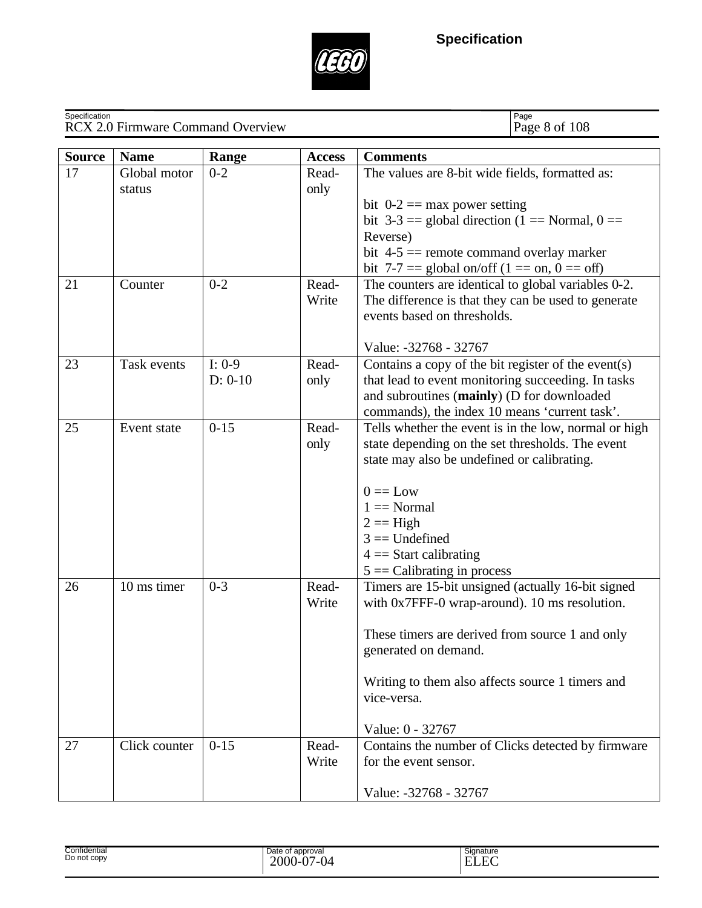| Source | Name | Range | Access | Comments |
|---|---|---|---|---|
| 17 | Global motor status | 0-2 | Read-only | The values are 8-bit wide fields, formatted as:<br><br>bit 0-2 == max power setting<br>bit 3-3 == global direction (1 == Normal, 0 == Reverse)<br>bit 4-5 == remote command overlay marker<br>bit 7-7 == global on/off (1 == on, 0 == off) |
| 21 | Counter | 0-2 | Read-Write | The counters are identical to global variables 0-2. The difference is that they can be used to generate events based on thresholds.<br><br>Value: -32768 - 32767 |
| 23 | Task events | I: 0-9<br>D: 0-10 | Read-only | Contains a copy of the bit register of the event(s) that lead to event monitoring succeeding. In tasks and subroutines (**mainly**) (D for downloaded commands), the index 10 means 'current task'. |
| 25 | Event state | 0-15 | Read-only | Tells whether the event is in the low, normal or high state depending on the set thresholds. The event state may also be undefined or calibrating.<br><br>0 == Low<br>1 == Normal<br>2 == High<br>3 == Undefined<br>4 == Start calibrating<br>5 == Calibrating in process |
| 26 | 10 ms timer | 0-3 | Read-Write | Timers are 15-bit unsigned (actually 16-bit signed with 0x7FFF-0 wrap-around). 10 ms resolution.<br><br>These timers are derived from source 1 and only generated on demand.<br><br>Writing to them also affects source 1 timers and vice-versa.<br><br>Value: 0 - 32767 |
| 27 | Click counter | 0-15 | Read-Write | Contains the number of Clicks detected by firmware for the event sensor.<br><br>Value: -32768 - 32767 |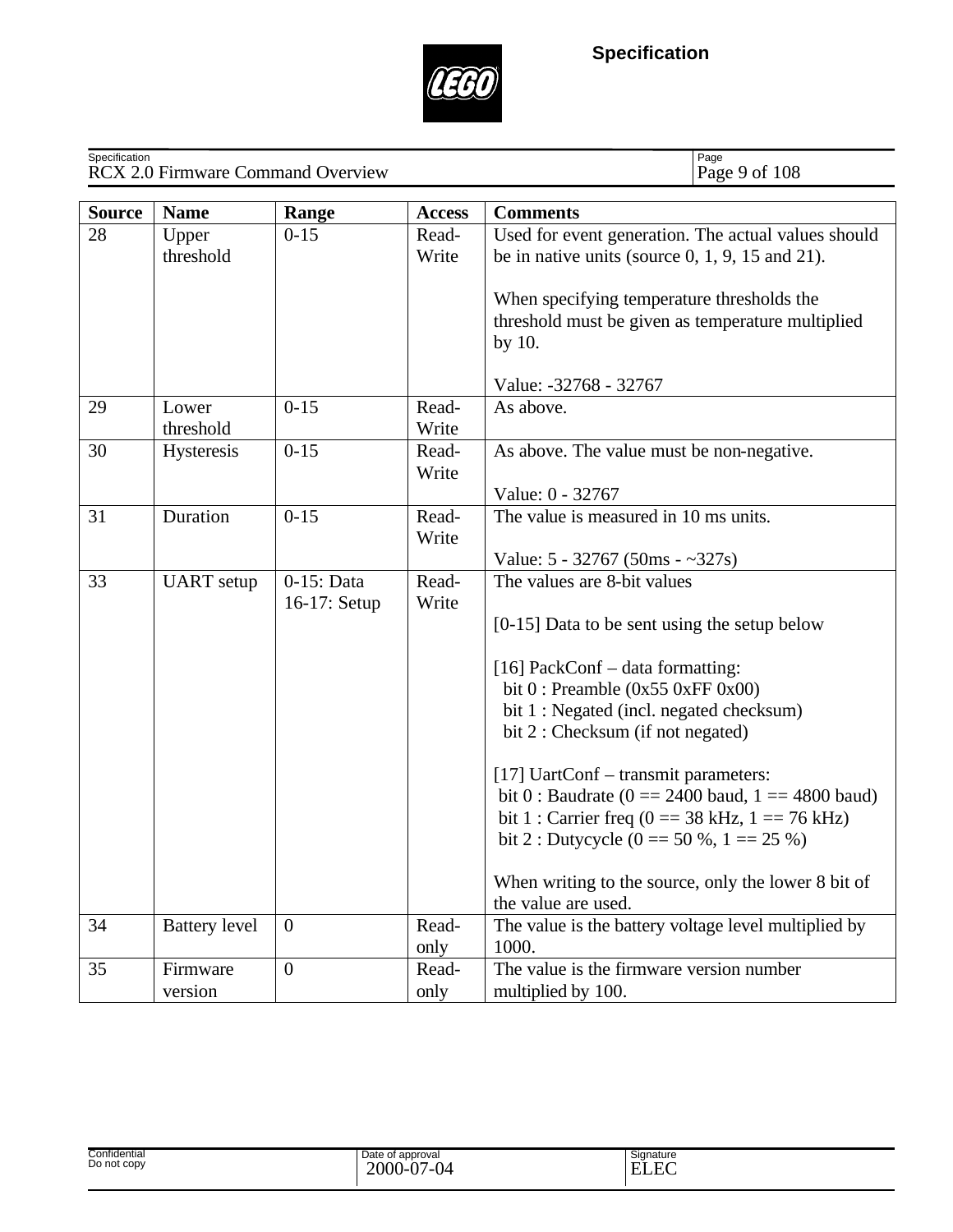| Source | Name | Range | Access | Comments |
|---|---|---|---|---|
| 28 | Upper threshold | 0-15 | Read-Write | Used for event generation. The actual values should be in native units (source 0, 1, 9, 15 and 21).<br><br>When specifying temperature thresholds the threshold must be given as temperature multiplied by 10.<br><br>Value: -32768 - 32767 |
| 29 | Lower threshold | 0-15 | Read-Write | As above. |
| 30 | Hysteresis | 0-15 | Read-Write | As above. The value must be non-negative.<br><br>Value: 0 - 32767 |
| 31 | Duration | 0-15 | Read-Write | The value is measured in 10 ms units.<br><br>Value: 5 - 32767 (50ms - ~327s) |
| 33 | UART setup | 0-15: Data<br>16-17: Setup | Read-Write | The values are 8-bit values<br><br>[0-15] Data to be sent using the setup below<br><br>[16] PackConf – data formatting:<br>bit 0 : Preamble (0x55 0xFF 0x00)<br>bit 1 : Negated (incl. negated checksum)<br>bit 2 : Checksum (if not negated)<br><br>[17] UartConf – transmit parameters:<br>bit 0 : Baudrate (0 == 2400 baud, 1 == 4800 baud)<br>bit 1 : Carrier freq (0 == 38 kHz, 1 == 76 kHz)<br>bit 2 : Dutycycle (0 == 50 %, 1 == 25 %)<br><br>When writing to the source, only the lower 8 bit of the value are used. |
| 34 | Battery level | 0 | Read-only | The value is the battery voltage level multiplied by 1000. |
| 35 | Firmware version | 0 | Read-only | The value is the firmware version number multiplied by 100. |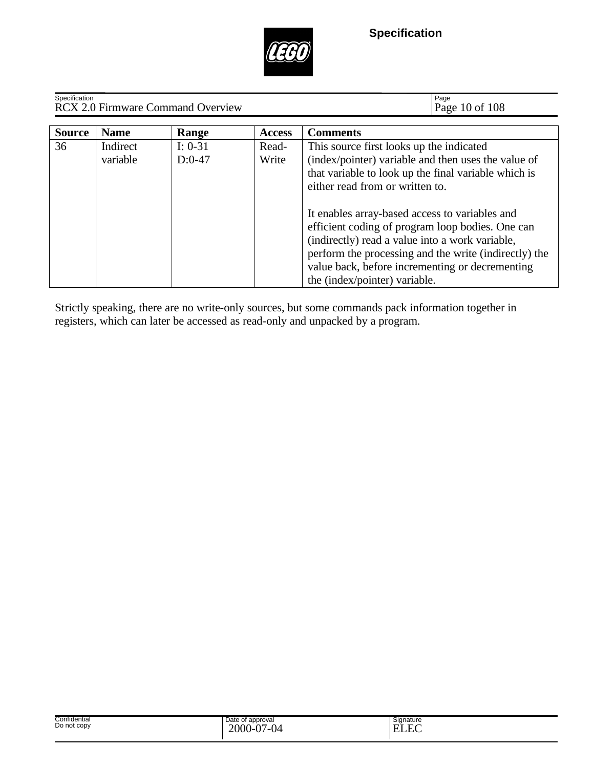| Source | Name | Range | Access | Comments |
| --- | --- | --- | --- | --- |
| 36 | Indirect variable | I: 0-31<br>D:0-47 | Read-Write | This source first looks up the indicated (index/pointer) variable and then uses the value of that variable to look up the final variable which is either read from or written to.<br><br>It enables array-based access to variables and efficient coding of program loop bodies. One can (indirectly) read a value into a work variable, perform the processing and the write (indirectly) the value back, before incrementing or decrementing the (index/pointer) variable. |

Strictly speaking, there are no write-only sources, but some commands pack information together in registers, which can later be accessed as read-only and unpacked by a program.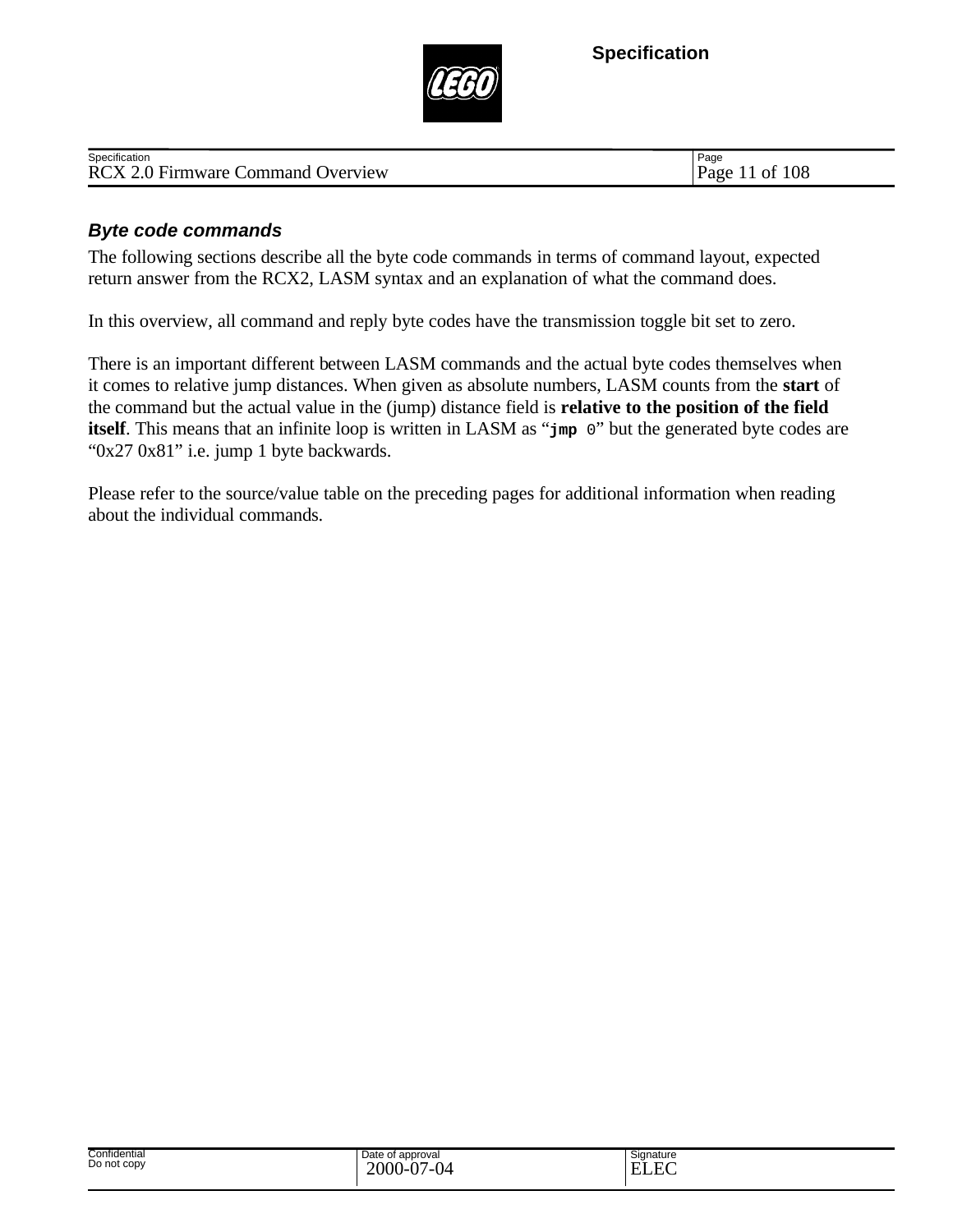### *Byte code commands*

The following sections describe all the byte code commands in terms of command layout, expected return answer from the RCX2, LASM syntax and an explanation of what the command does.

In this overview, all command and reply byte codes have the transmission toggle bit set to zero.

There is an important different between LASM commands and the actual byte codes themselves when it comes to relative jump distances. When given as absolute numbers, LASM counts from the **start** of the command but the actual value in the (jump) distance field is **relative to the position of the field itself**. This means that an infinite loop is written in LASM as "`jmp 0`" but the generated byte codes are "0x27 0x81" i.e. jump 1 byte backwards.

Please refer to the source/value table on the preceding pages for additional information when reading about the individual commands.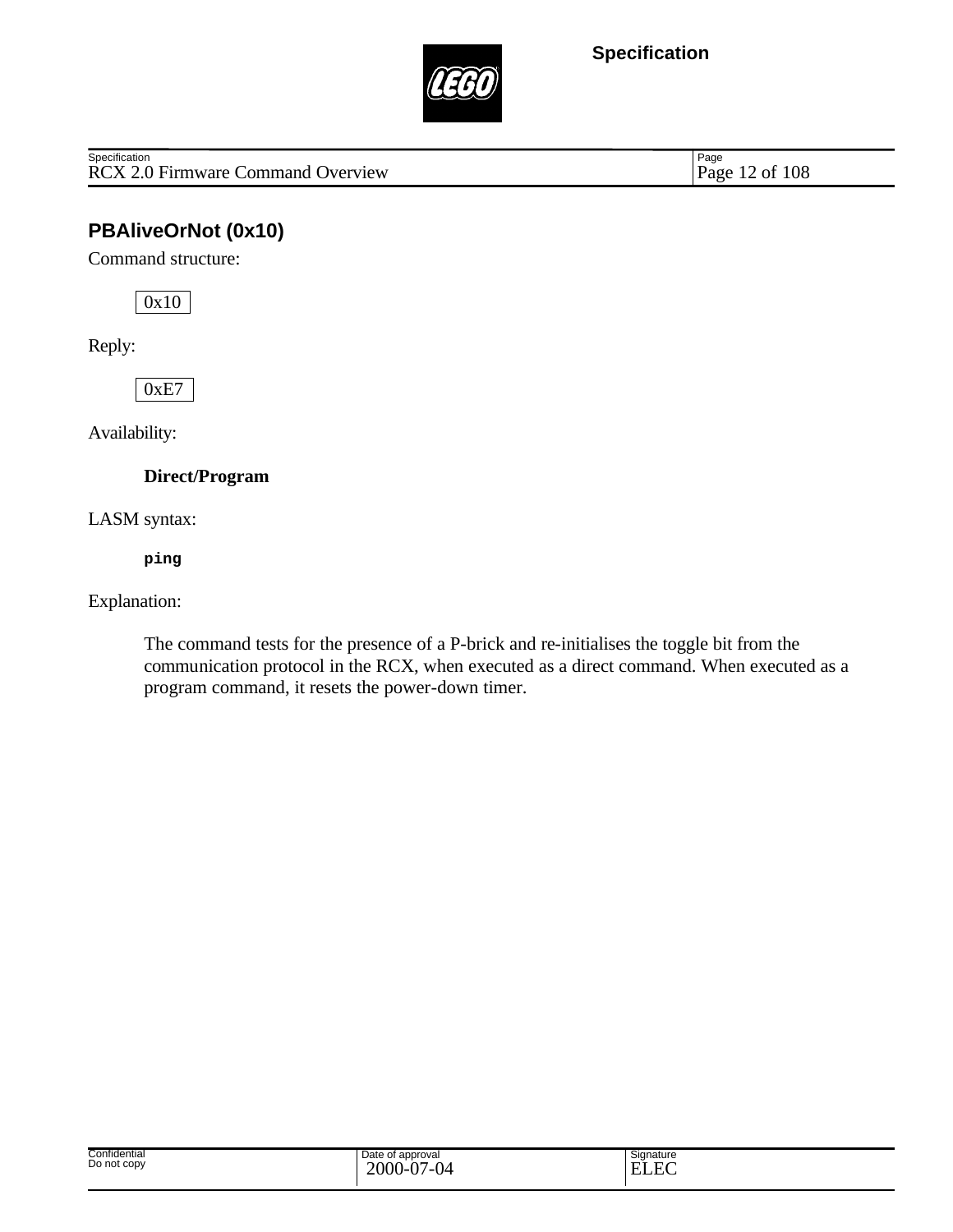## PBAliveOrNot (0x10)

Command structure:

| 0x10 |
|---|

Reply:

| 0xE7 |
|---|

Availability:

**Direct/Program**

LASM syntax:

```
ping
```

Explanation:

The command tests for the presence of a P-brick and re-initialises the toggle bit from the communication protocol in the RCX, when executed as a direct command. When executed as a program command, it resets the power-down timer.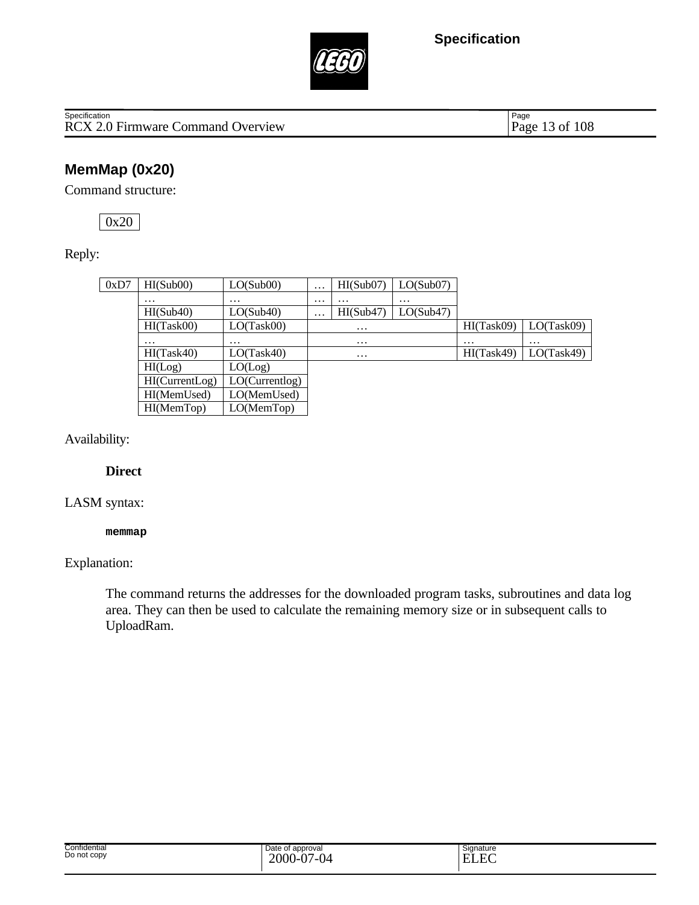## MemMap (0x20)

Command structure:

| 0x20 |
|---|

Reply:

| 0xD7 | HI(Sub00) | LO(Sub00) | … | HI(Sub07) | LO(Sub07) | | |
|---|---|---|---|---|---|---|---|
| | … | … | … | … | … | | |
| | HI(Sub40) | LO(Sub40) | … | HI(Sub47) | LO(Sub47) | | |
| | HI(Task00) | LO(Task00) | … | | | HI(Task09) | LO(Task09) |
| | … | … | … | | | … | … |
| | HI(Task40) | LO(Task40) | … | | | HI(Task49) | LO(Task49) |
| | HI(Log) | LO(Log) | | | | | |
| | HI(CurrentLog) | LO(Currentlog) | | | | | |
| | HI(MemUsed) | LO(MemUsed) | | | | | |
| | HI(MemTop) | LO(MemTop) | | | | | |

Availability:

**Direct**

LASM syntax:

```
memmap
```

Explanation:

The command returns the addresses for the downloaded program tasks, subroutines and data log area. They can then be used to calculate the remaining memory size or in subsequent calls to UploadRam.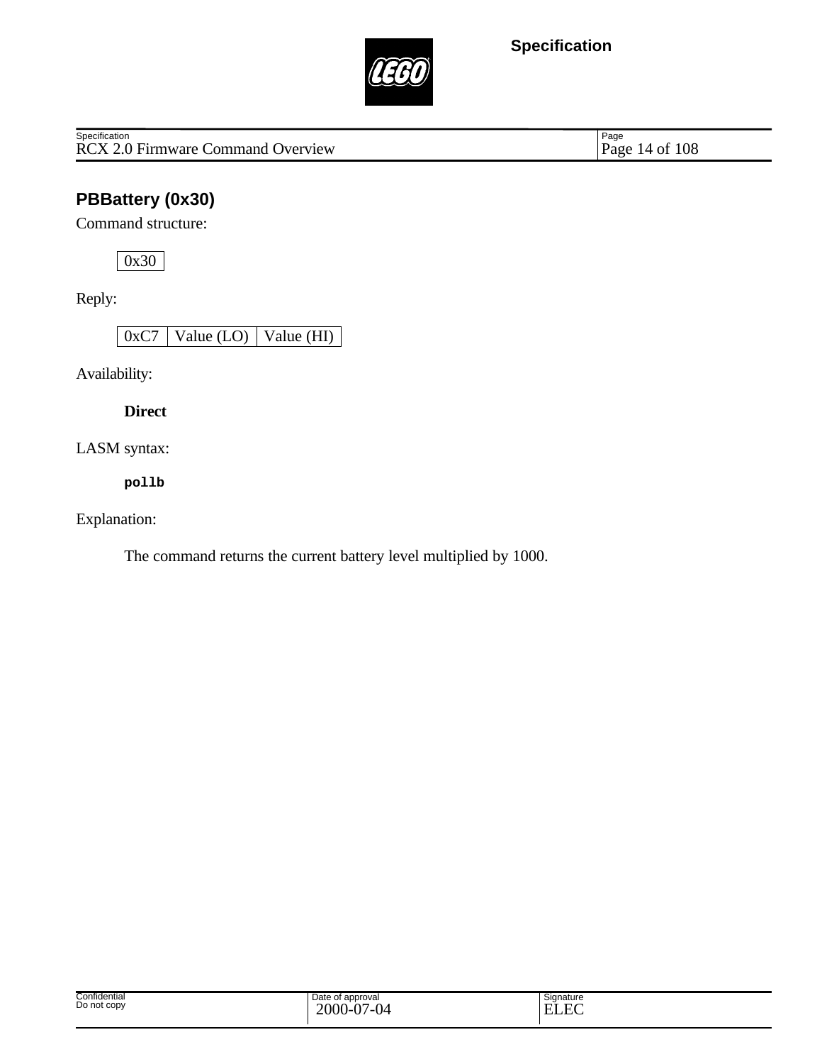## PBBattery (0x30)

Command structure:

| 0x30 |
|---|

Reply:

| 0xC7 | Value (LO) | Value (HI) |
|---|---|---|

Availability:

**Direct**

LASM syntax:

```
pollb
```

Explanation:

The command returns the current battery level multiplied by 1000.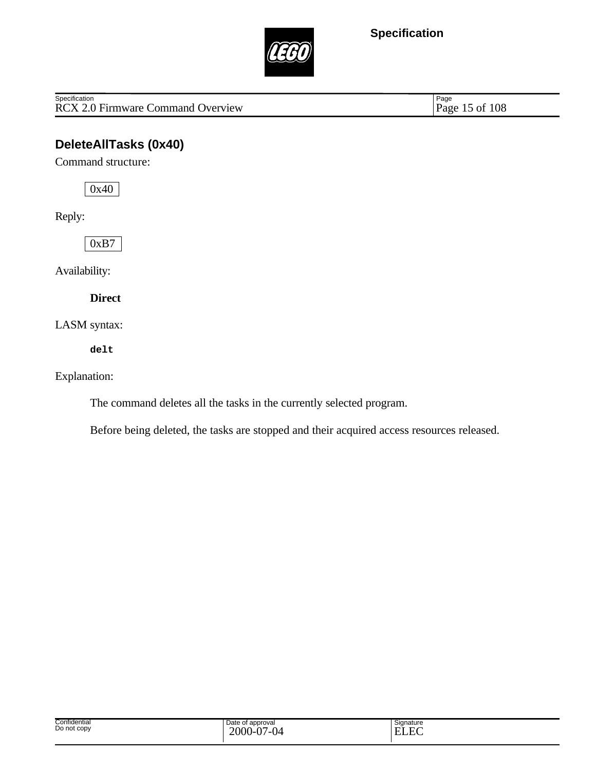## DeleteAllTasks (0x40)

Command structure:

| 0x40 |
|---|

Reply:

| 0xB7 |
|---|

Availability:

**Direct**

LASM syntax:

```
delt
```

Explanation:

The command deletes all the tasks in the currently selected program.

Before being deleted, the tasks are stopped and their acquired access resources released.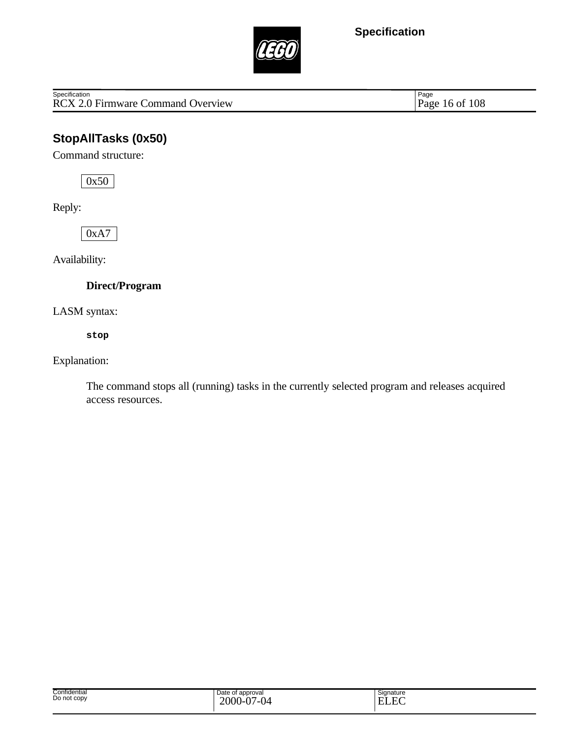## StopAllTasks (0x50)

Command structure:

| 0x50 |
|---|

Reply:

| 0xA7 |
|---|

Availability:

**Direct/Program**

LASM syntax:

```
stop
```

Explanation:

The command stops all (running) tasks in the currently selected program and releases acquired access resources.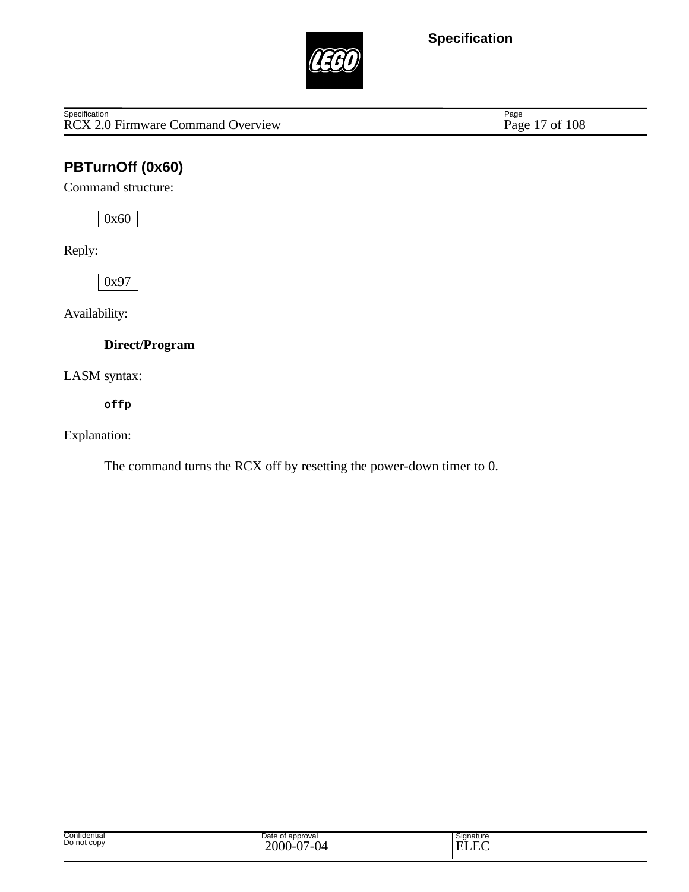## PBTurnOff (0x60)

Command structure:

| 0x60 |
|---|

Reply:

| 0x97 |
|---|

Availability:

**Direct/Program**

LASM syntax:

```
offp
```

Explanation:

The command turns the RCX off by resetting the power-down timer to 0.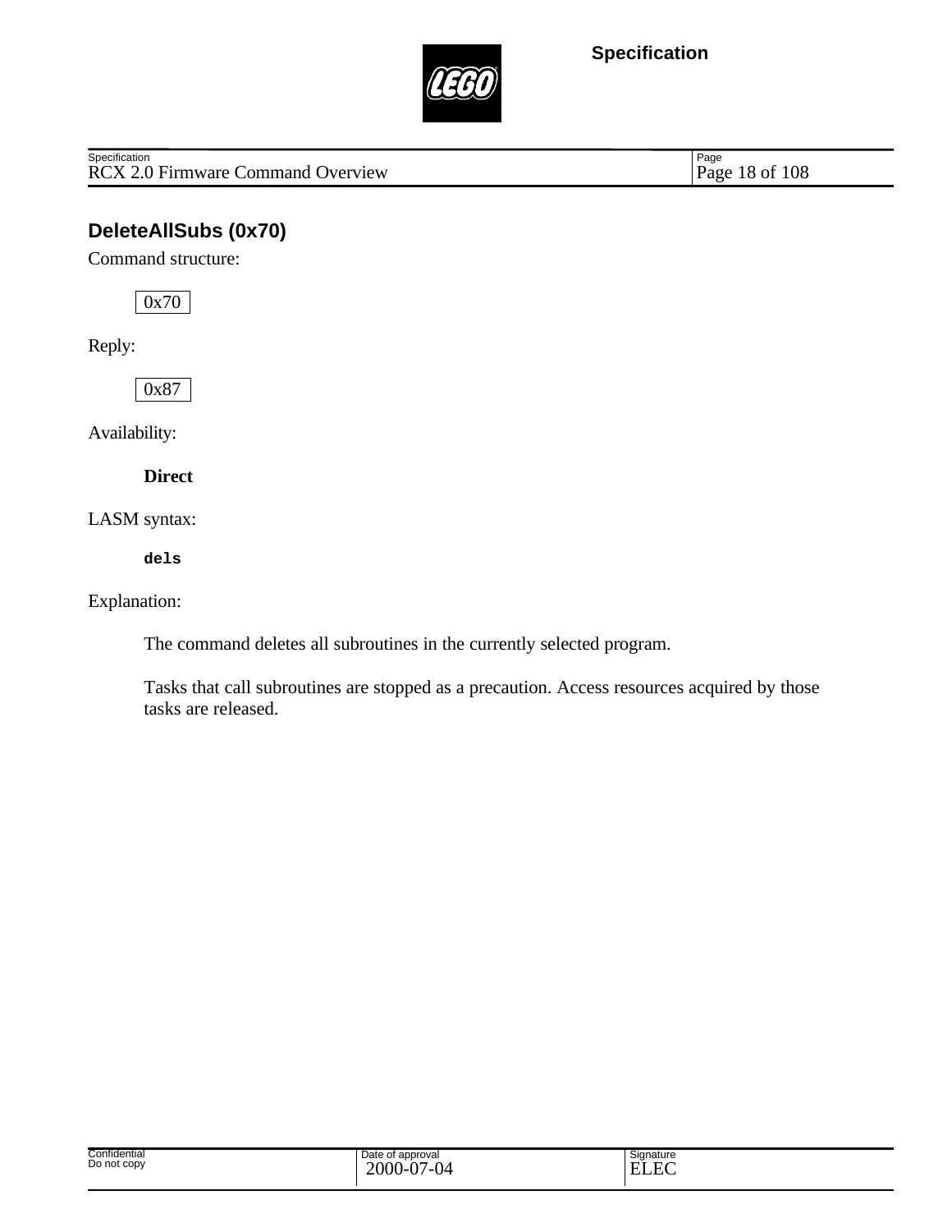## DeleteAllSubs (0x70)

Command structure:

| 0x70 |
|---|

Reply:

| 0x87 |
|---|

Availability:

**Direct**

LASM syntax:

```
dels
```

Explanation:

The command deletes all subroutines in the currently selected program.

Tasks that call subroutines are stopped as a precaution. Access resources acquired by those tasks are released.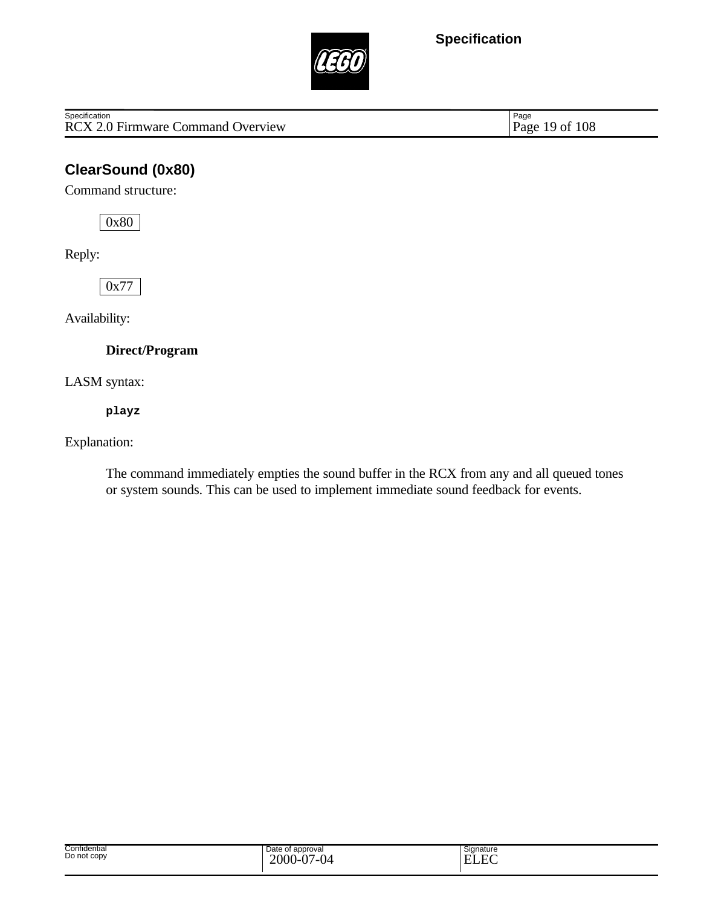## ClearSound (0x80)

Command structure:

| 0x80 |
|---|

Reply:

| 0x77 |
|---|

Availability:

**Direct/Program**

LASM syntax:

```
playz
```

Explanation:

The command immediately empties the sound buffer in the RCX from any and all queued tones or system sounds. This can be used to implement immediate sound feedback for events.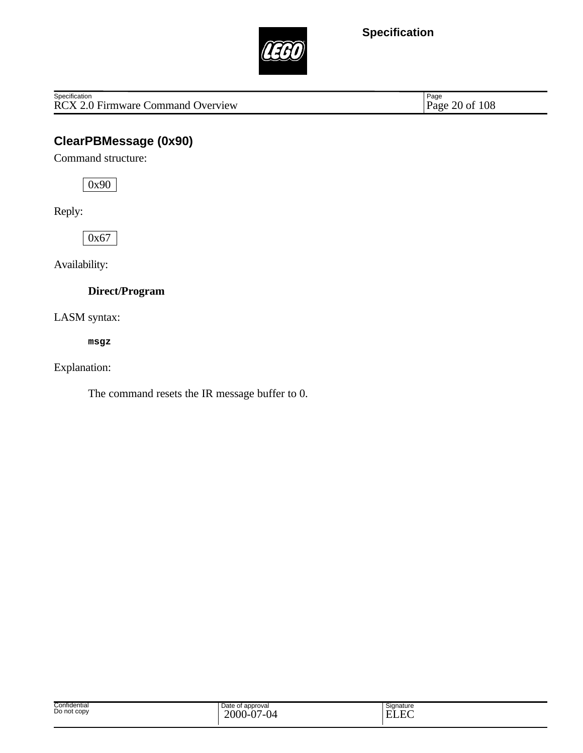## ClearPBMessage (0x90)

Command structure:

| 0x90 |
|---|

Reply:

| 0x67 |
|---|

Availability:

**Direct/Program**

LASM syntax:

```
msgz
```

Explanation:

The command resets the IR message buffer to 0.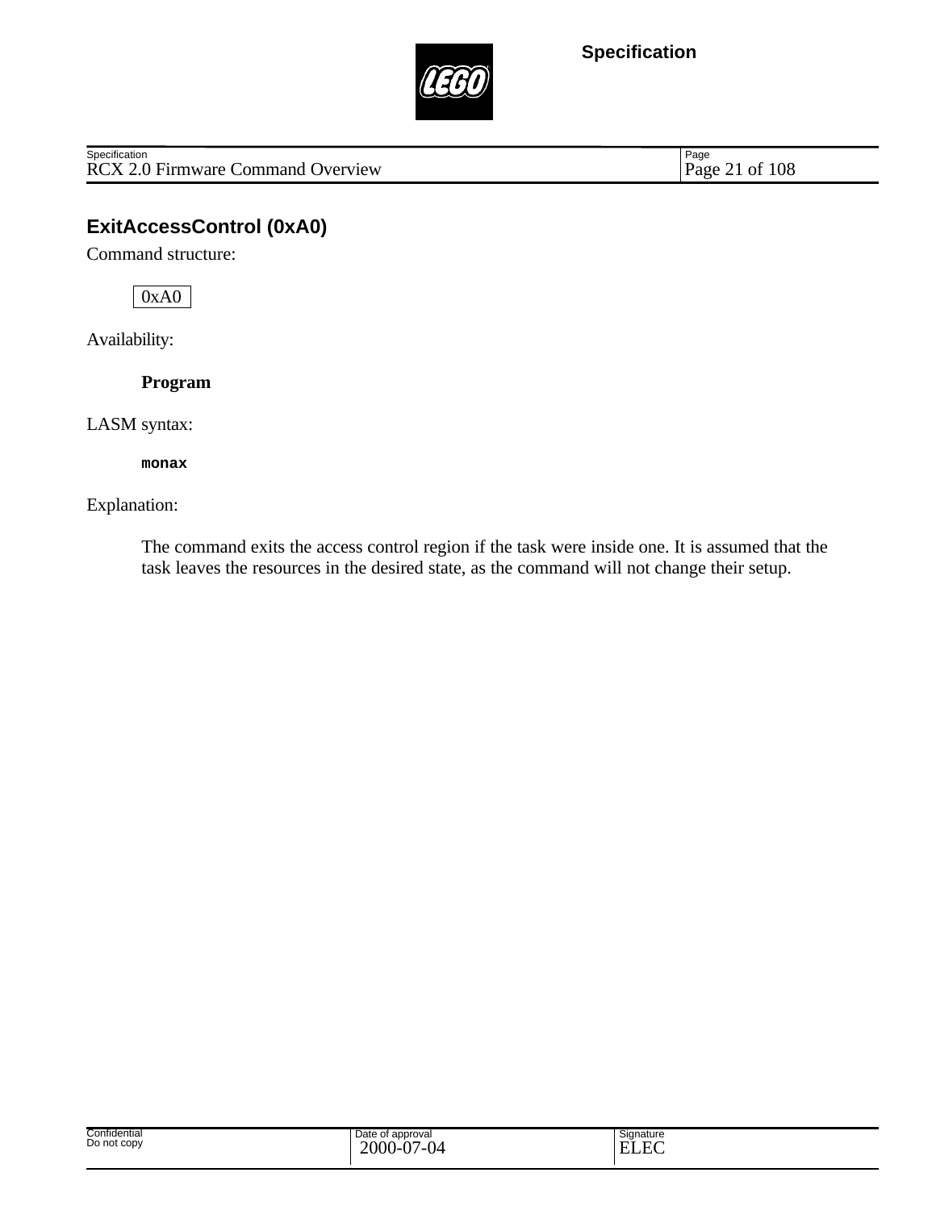## ExitAccessControl (0xA0)

Command structure:

| 0xA0 |
| --- |

Availability:

**Program**

LASM syntax:

```
monax
```

Explanation:

The command exits the access control region if the task were inside one. It is assumed that the task leaves the resources in the desired state, as the command will not change their setup.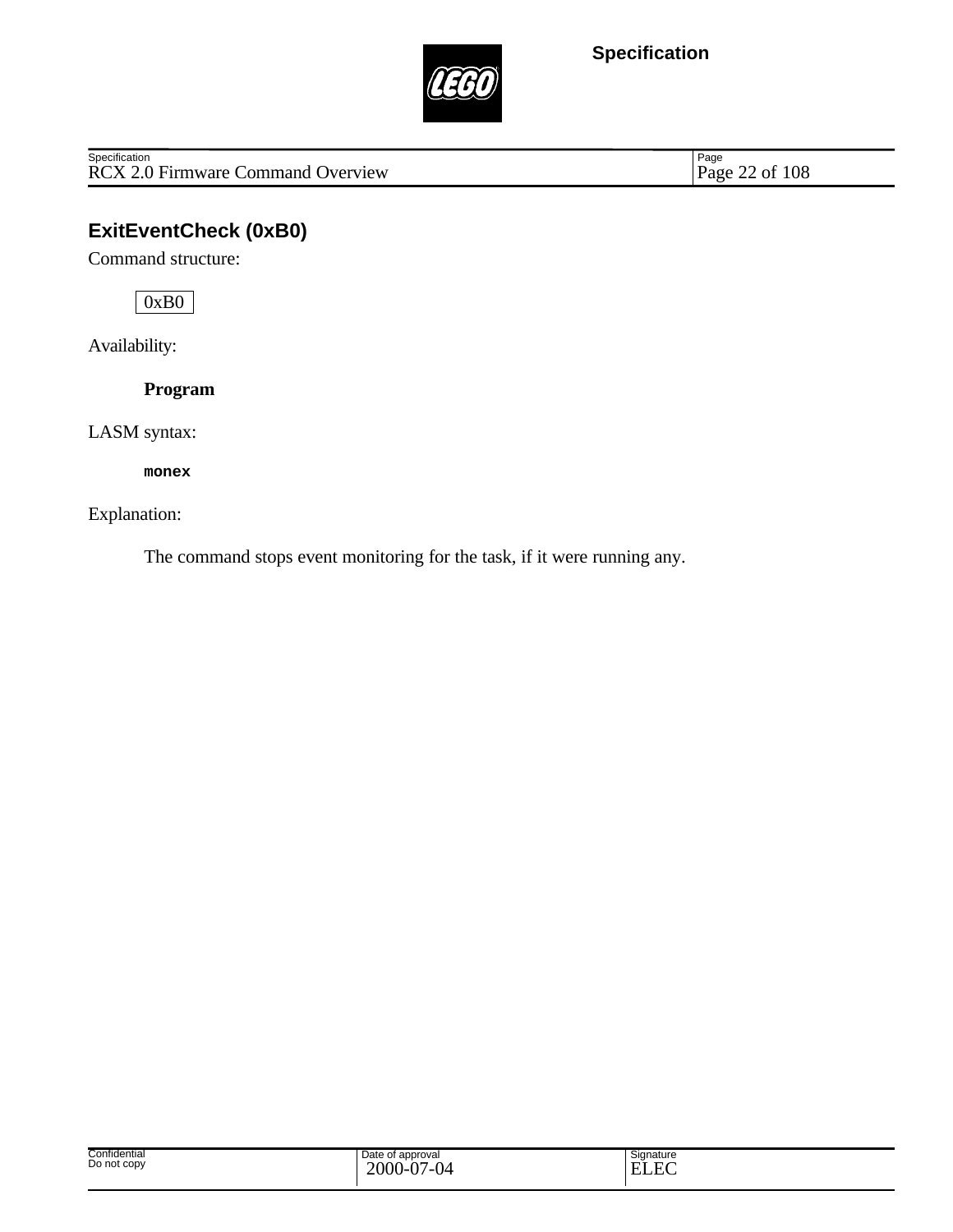## ExitEventCheck (0xB0)

Command structure:

| 0xB0 |
|---|

Availability:

**Program**

LASM syntax:

**`monex`**

Explanation:

The command stops event monitoring for the task, if it were running any.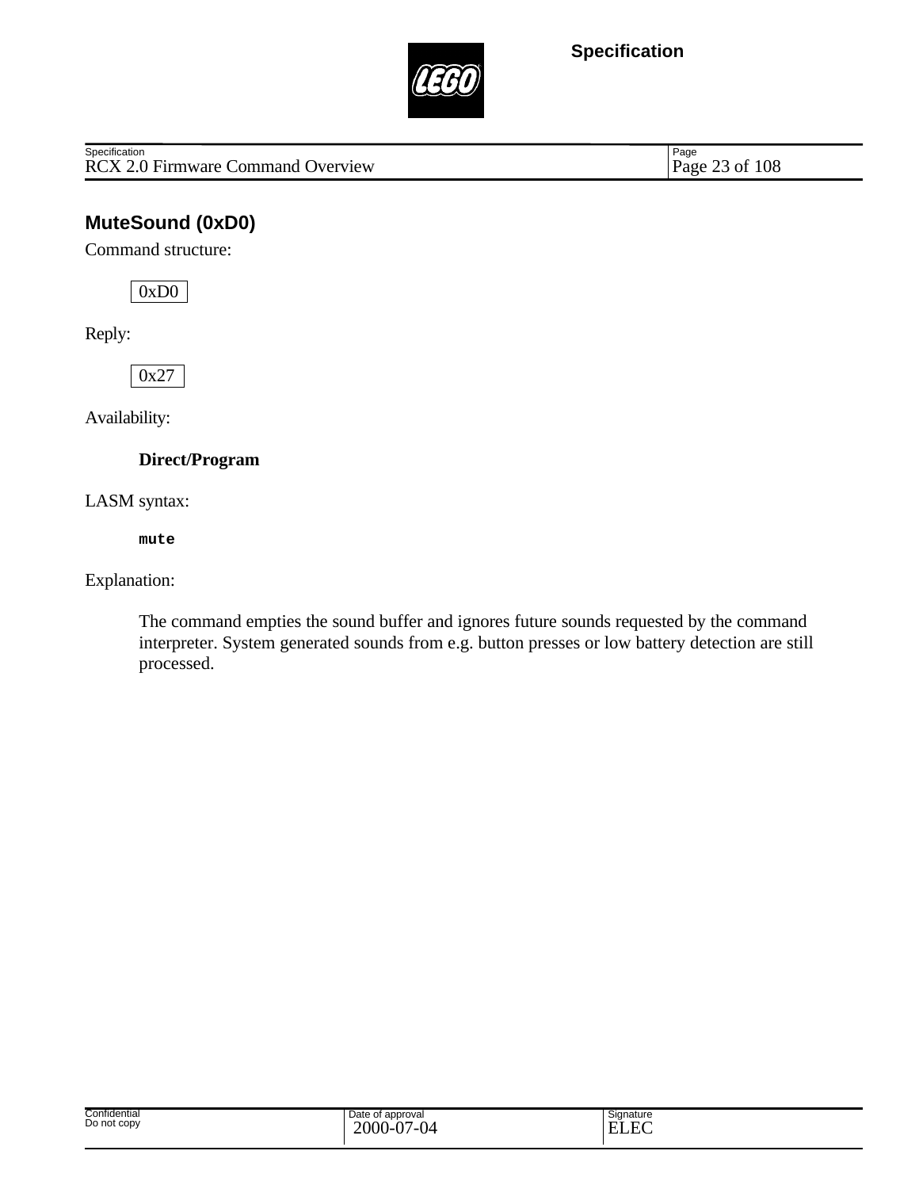## MuteSound (0xD0)

Command structure:

| 0xD0 |
|---|

Reply:

| 0x27 |
|---|

Availability:

**Direct/Program**

LASM syntax:

```
mute
```

Explanation:

The command empties the sound buffer and ignores future sounds requested by the command interpreter. System generated sounds from e.g. button presses or low battery detection are still processed.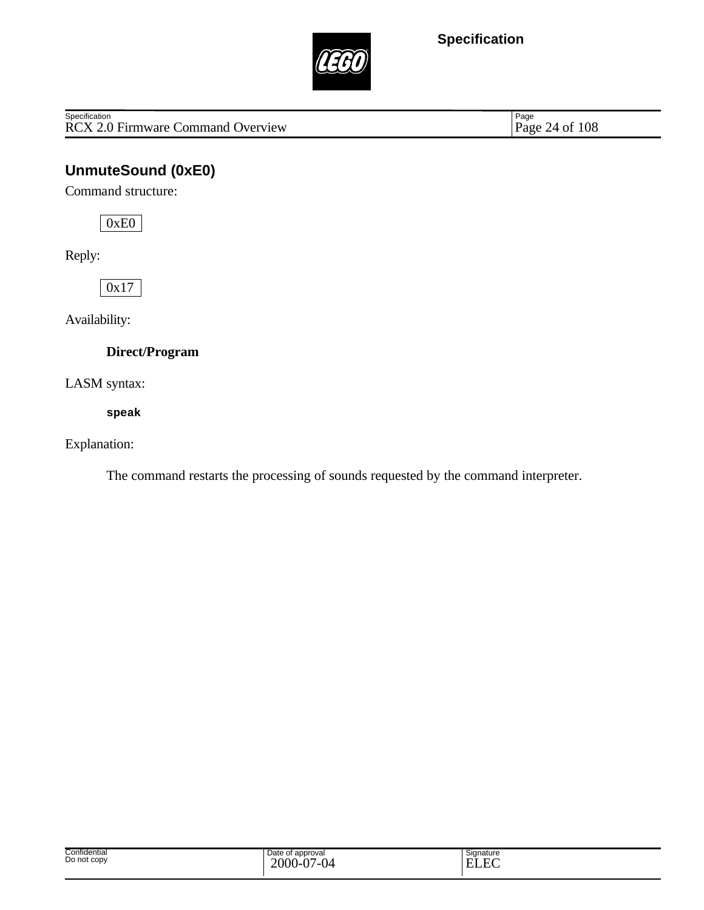## UnmuteSound (0xE0)

Command structure:

| 0xE0 |
|---|

Reply:

| 0x17 |
|---|

Availability:

**Direct/Program**

LASM syntax:

```
speak
```

Explanation:

The command restarts the processing of sounds requested by the command interpreter.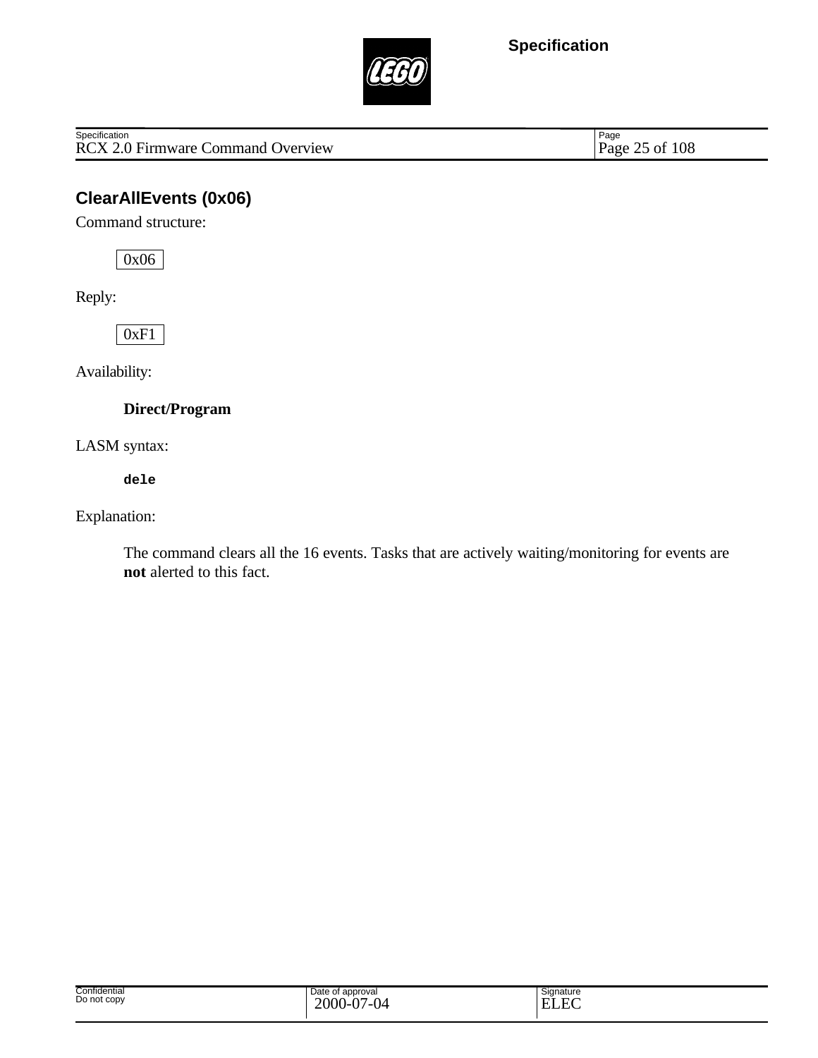## ClearAllEvents (0x06)

Command structure:

| 0x06 |
|---|

Reply:

| 0xF1 |
|---|

Availability:

**Direct/Program**

LASM syntax:

```
dele
```

Explanation:

The command clears all the 16 events. Tasks that are actively waiting/monitoring for events are **not** alerted to this fact.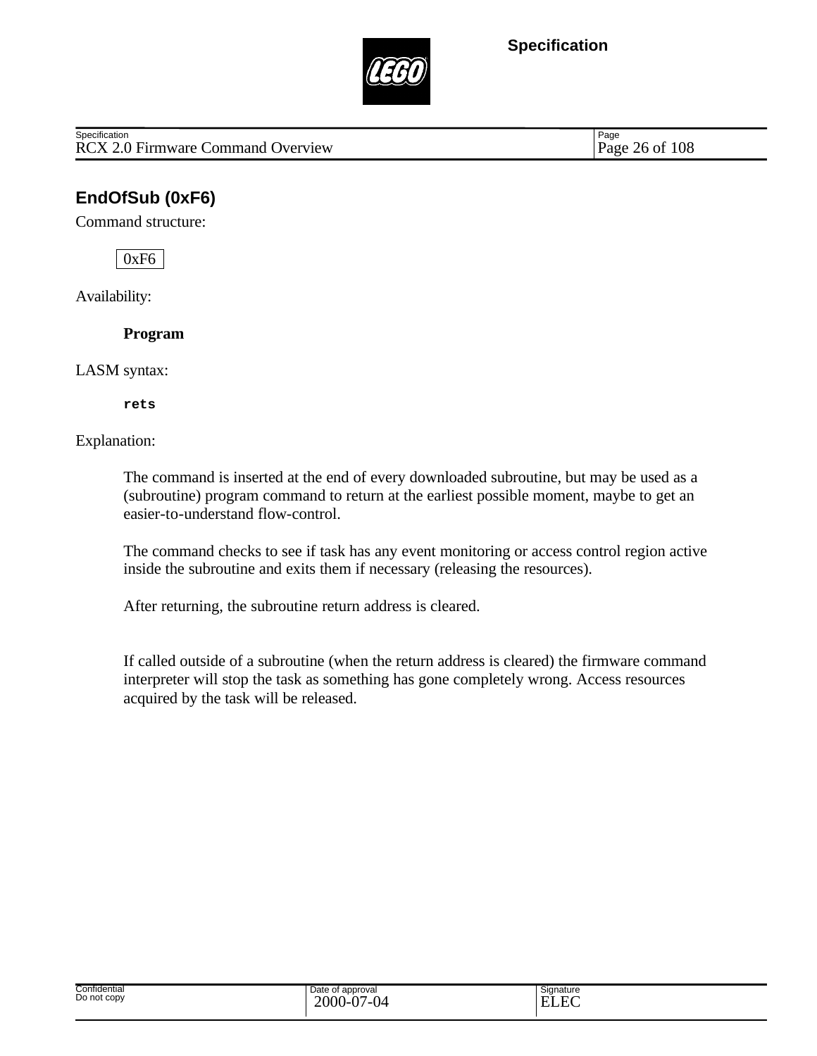## EndOfSub (0xF6)

Command structure:

| 0xF6 |
|---|

Availability:

**Program**

LASM syntax:

```
rets
```

Explanation:

The command is inserted at the end of every downloaded subroutine, but may be used as a (subroutine) program command to return at the earliest possible moment, maybe to get an easier-to-understand flow-control.

The command checks to see if task has any event monitoring or access control region active inside the subroutine and exits them if necessary (releasing the resources).

After returning, the subroutine return address is cleared.

If called outside of a subroutine (when the return address is cleared) the firmware command interpreter will stop the task as something has gone completely wrong. Access resources acquired by the task will be released.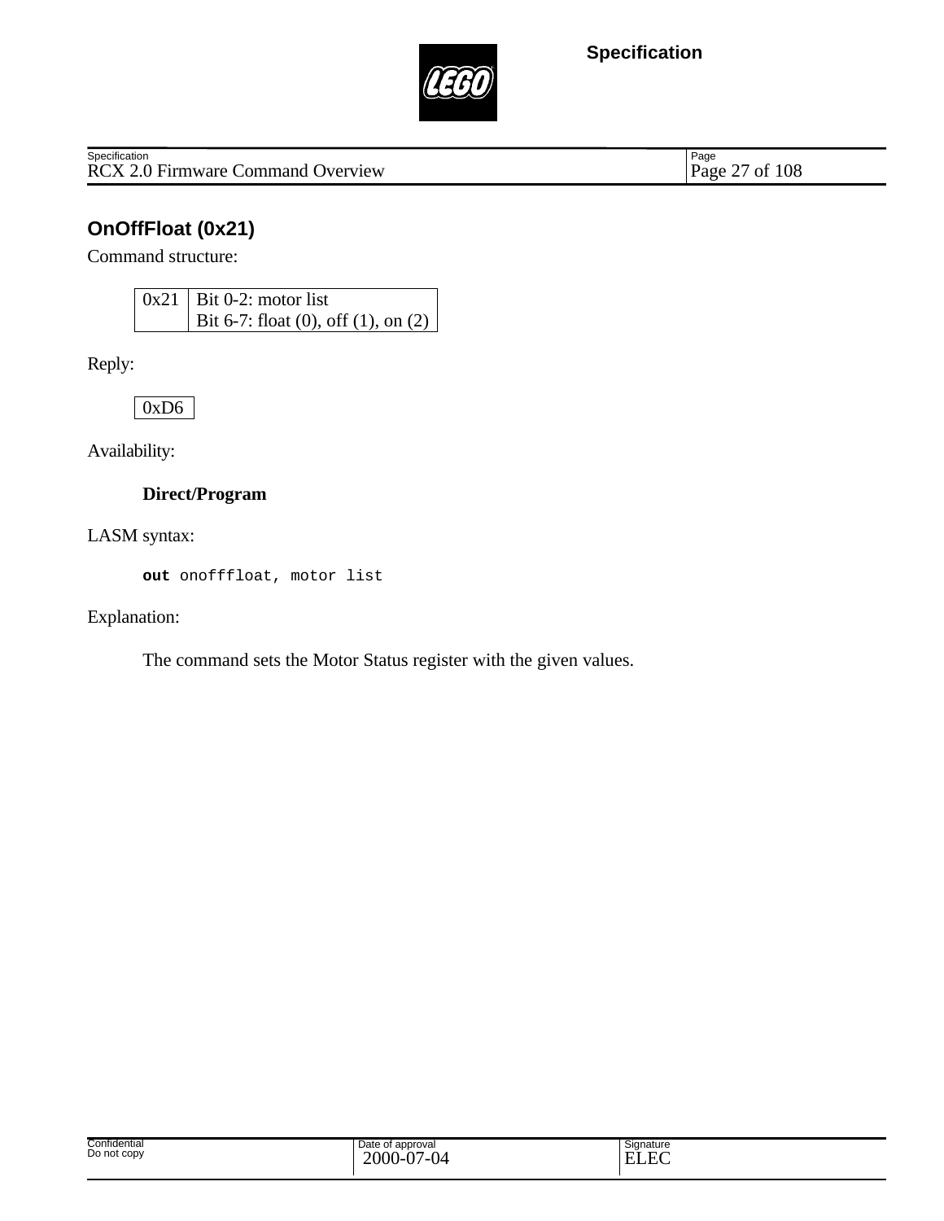## OnOffFloat (0x21)

Command structure:

| 0x21 | Bit 0-2: motor list<br>Bit 6-7: float (0), off (1), on (2) |
|---|---|

Reply:

| 0xD6 |
|---|

Availability:

**Direct/Program**

LASM syntax:

```
out onofffloat, motor list
```

Explanation:

The command sets the Motor Status register with the given values.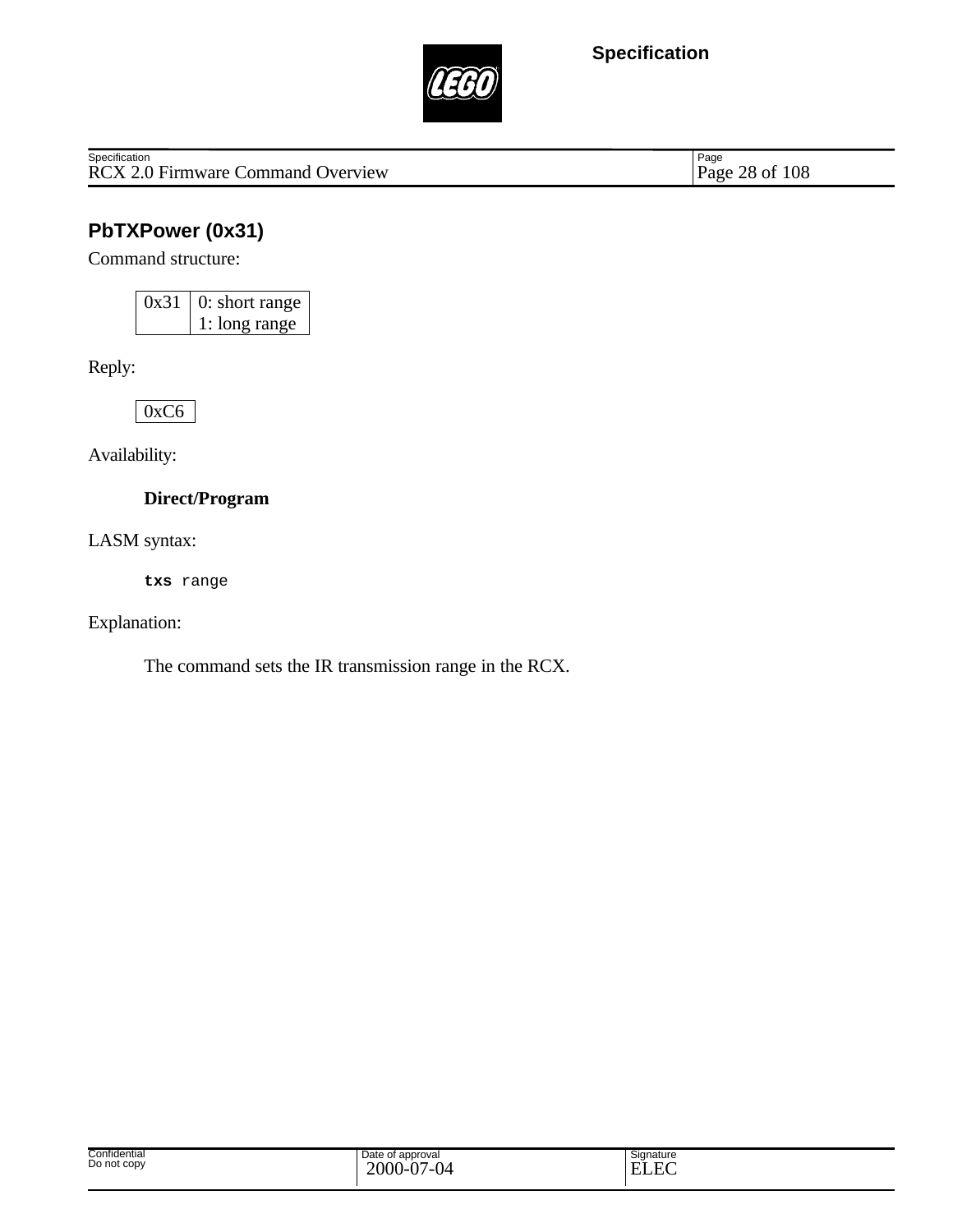## PbTXPower (0x31)

Command structure:

| 0x31 | 0: short range<br>1: long range |
|---|---|

Reply:

| 0xC6 |
|---|

Availability:

**Direct/Program**

LASM syntax:

```
txs range
```

Explanation:

The command sets the IR transmission range in the RCX.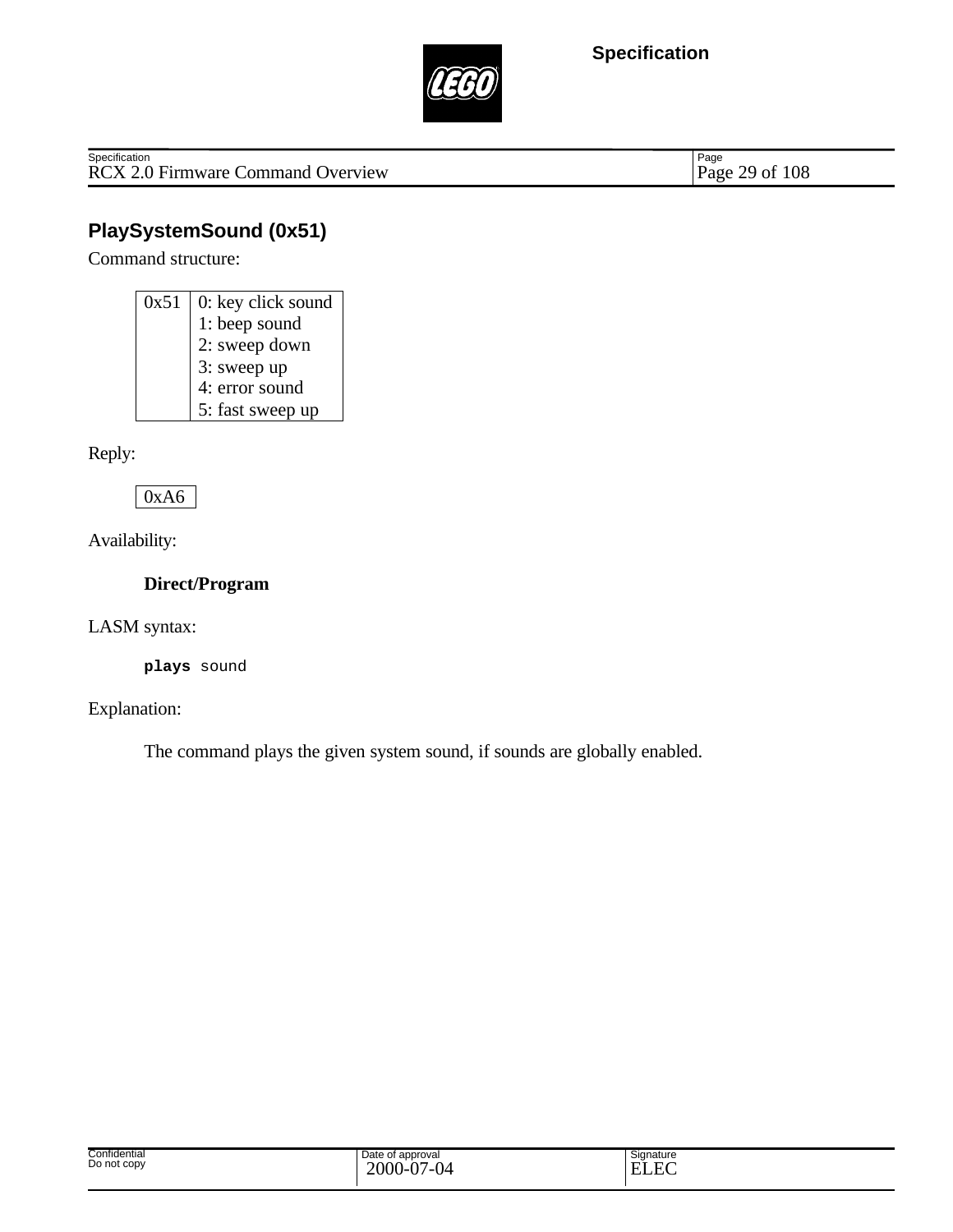## PlaySystemSound (0x51)

Command structure:

| 0x51 | 0: key click sound<br>1: beep sound<br>2: sweep down<br>3: sweep up<br>4: error sound<br>5: fast sweep up |
|---|---|

Reply:

| 0xA6 |
|---|

Availability:

**Direct/Program**

LASM syntax:

```
plays sound
```

Explanation:

The command plays the given system sound, if sounds are globally enabled.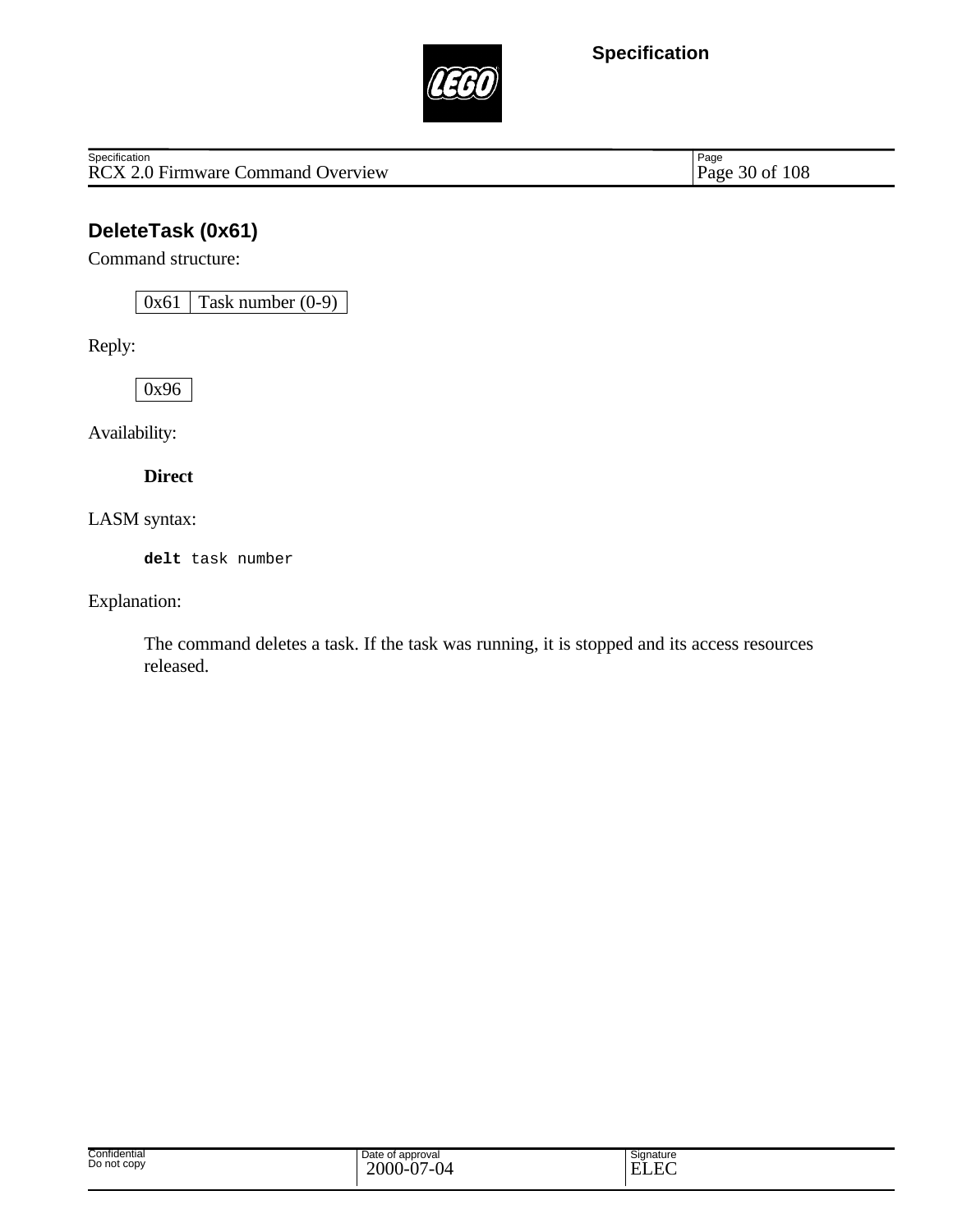## DeleteTask (0x61)

Command structure:

| 0x61 | Task number (0-9) |
|---|---|

Reply:

| 0x96 |
|---|

Availability:

**Direct**

LASM syntax:

```
delt task number
```

Explanation:

The command deletes a task. If the task was running, it is stopped and its access resources released.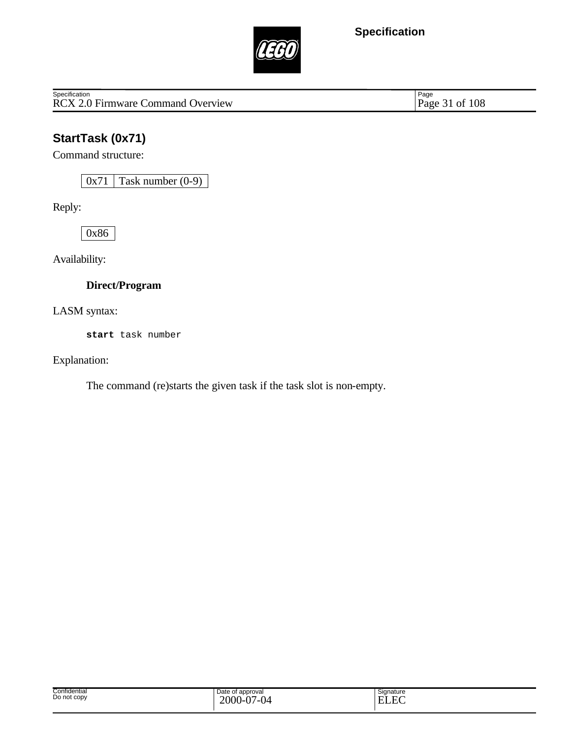## StartTask (0x71)

Command structure:

| 0x71 | Task number (0-9) |
|---|---|

Reply:

| 0x86 |
|---|

Availability:

**Direct/Program**

LASM syntax:

```
start task number
```

Explanation:

The command (re)starts the given task if the task slot is non-empty.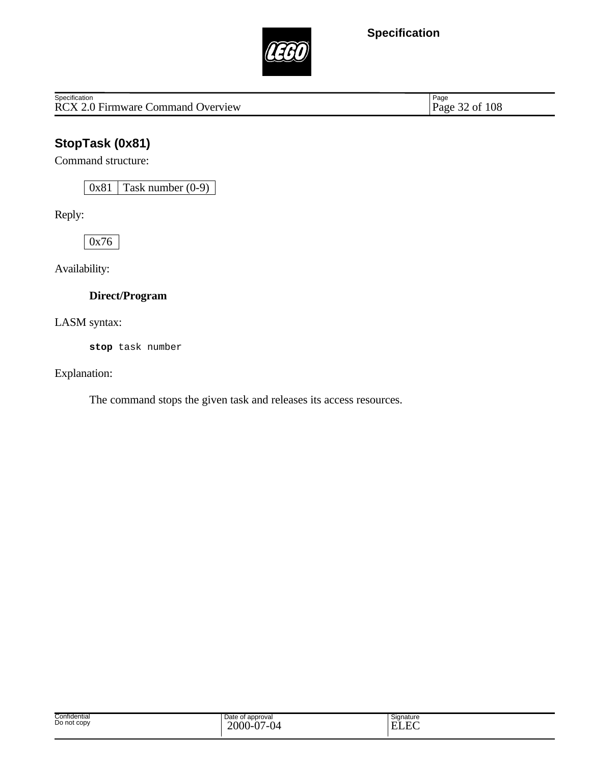## StopTask (0x81)

Command structure:

| 0x81 | Task number (0-9) |
|---|---|

Reply:

| 0x76 |
|---|

Availability:

**Direct/Program**

LASM syntax:

```
stop task number
```

Explanation:

The command stops the given task and releases its access resources.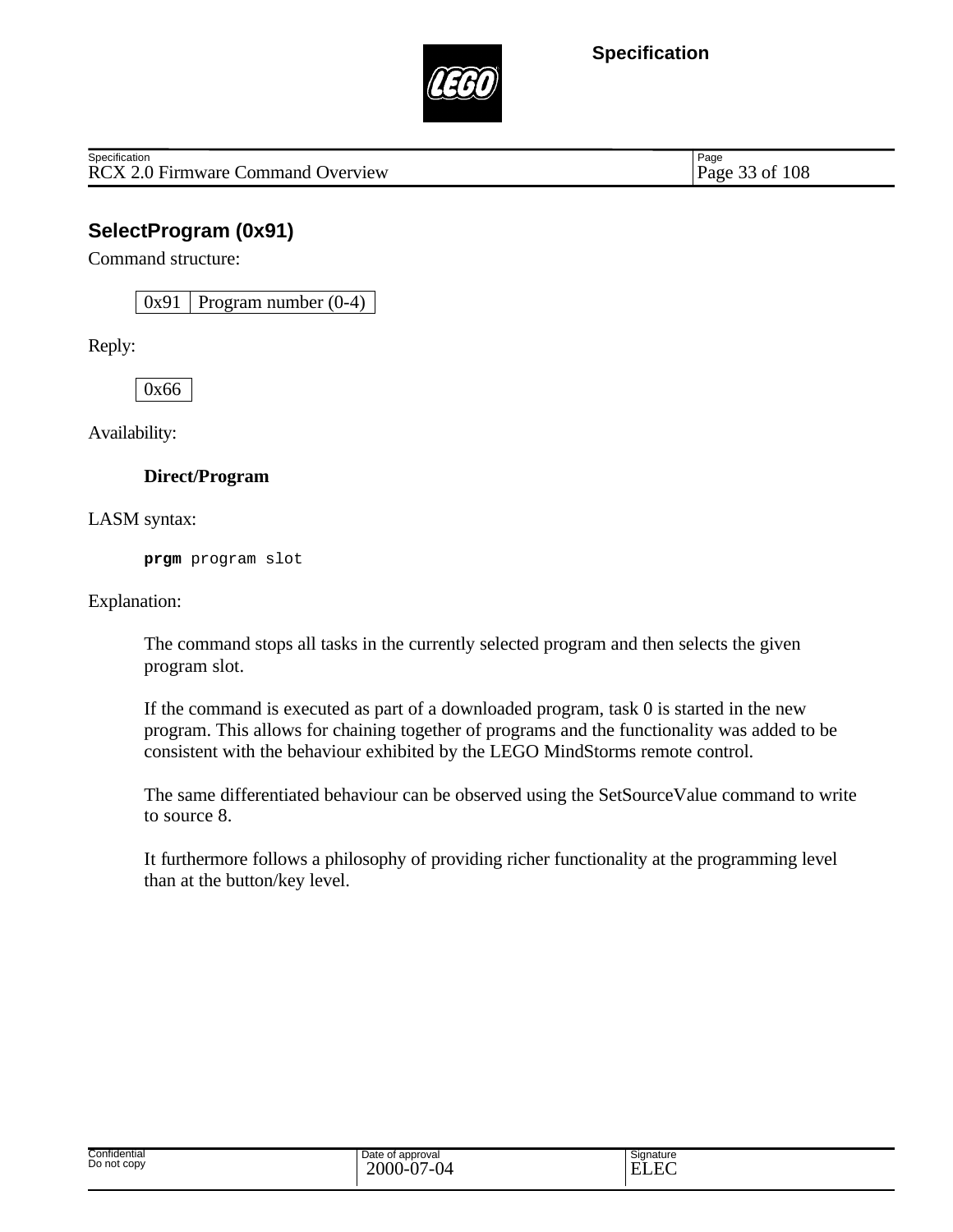## SelectProgram (0x91)

Command structure:

| 0x91 | Program number (0-4) |
|---|---|

Reply:

| 0x66 |
|---|

Availability:

**Direct/Program**

LASM syntax:

```
prgm program slot
```

Explanation:

The command stops all tasks in the currently selected program and then selects the given program slot.

If the command is executed as part of a downloaded program, task 0 is started in the new program. This allows for chaining together of programs and the functionality was added to be consistent with the behaviour exhibited by the LEGO MindStorms remote control.

The same differentiated behaviour can be observed using the SetSourceValue command to write to source 8.

It furthermore follows a philosophy of providing richer functionality at the programming level than at the button/key level.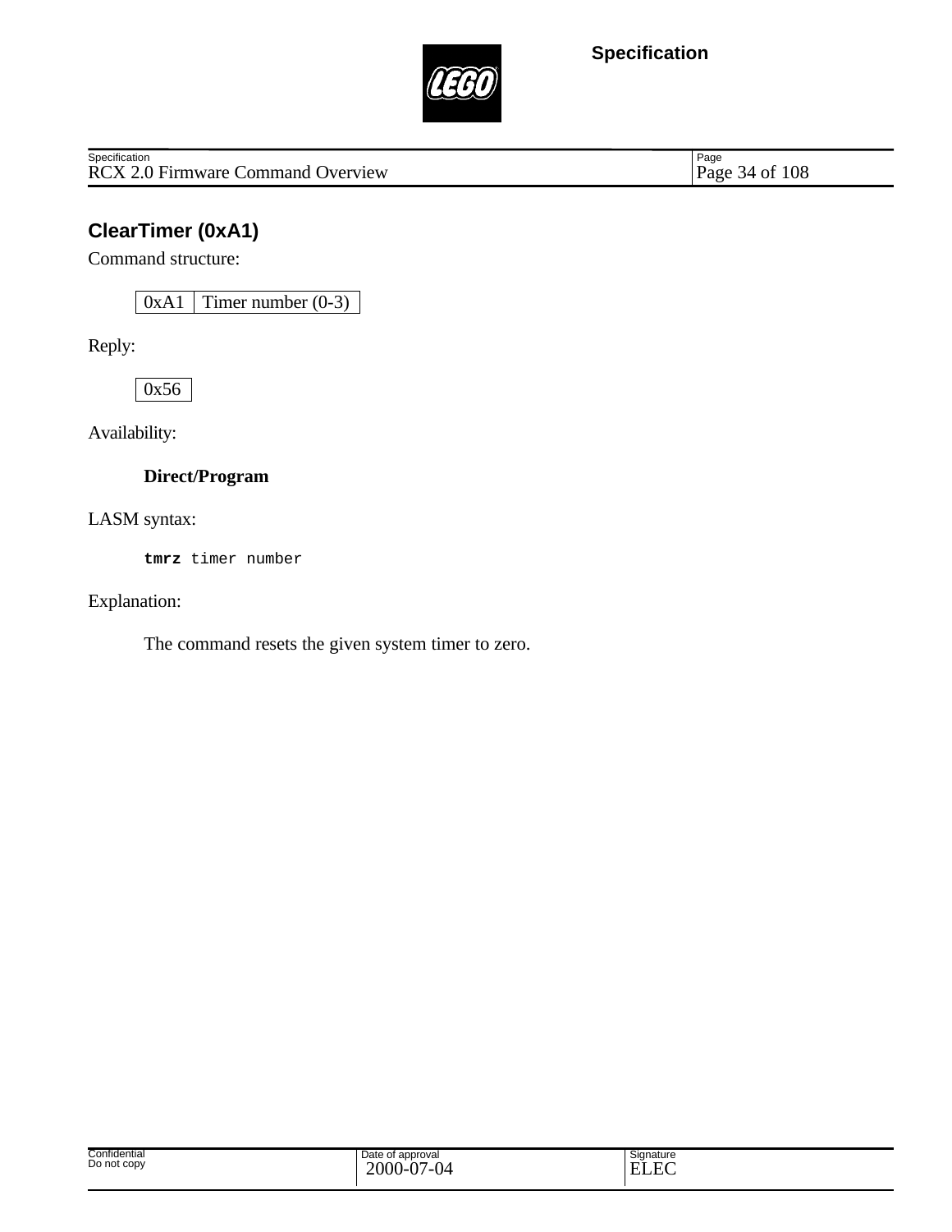## ClearTimer (0xA1)

Command structure:

| 0xA1 | Timer number (0-3) |
|---|---|

Reply:

| 0x56 |
|---|

Availability:

**Direct/Program**

LASM syntax:

```
tmrz timer number
```

Explanation:

The command resets the given system timer to zero.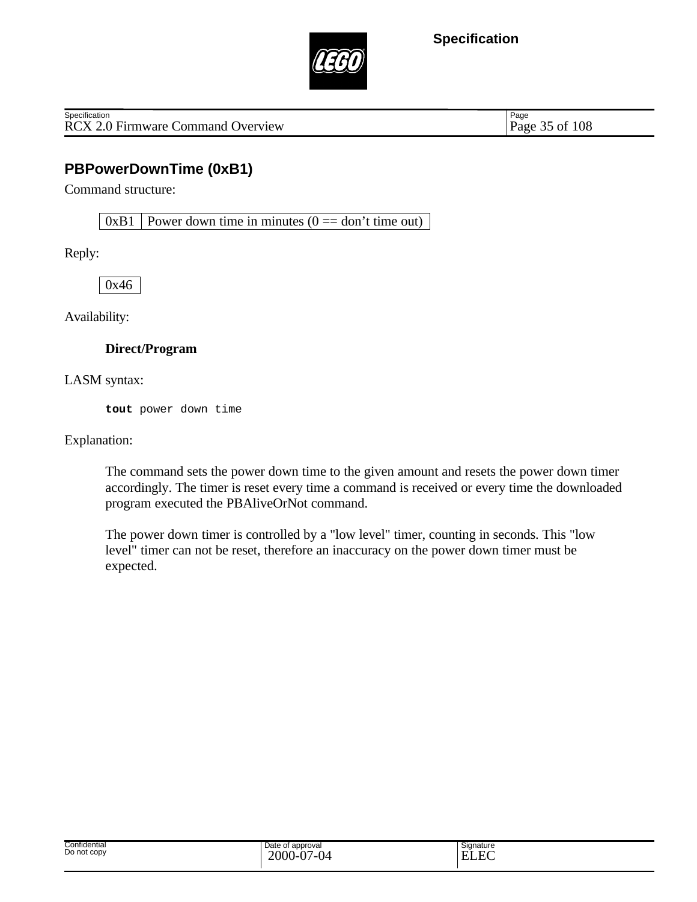## PBPowerDownTime (0xB1)

Command structure:

| 0xB1 | Power down time in minutes (0 == don't time out) |
|---|---|

Reply:

| 0x46 |
|---|

Availability:

**Direct/Program**

LASM syntax:

```
tout power down time
```

Explanation:

The command sets the power down time to the given amount and resets the power down timer accordingly. The timer is reset every time a command is received or every time the downloaded program executed the PBAliveOrNot command.

The power down timer is controlled by a "low level" timer, counting in seconds. This "low level" timer can not be reset, therefore an inaccuracy on the power down timer must be expected.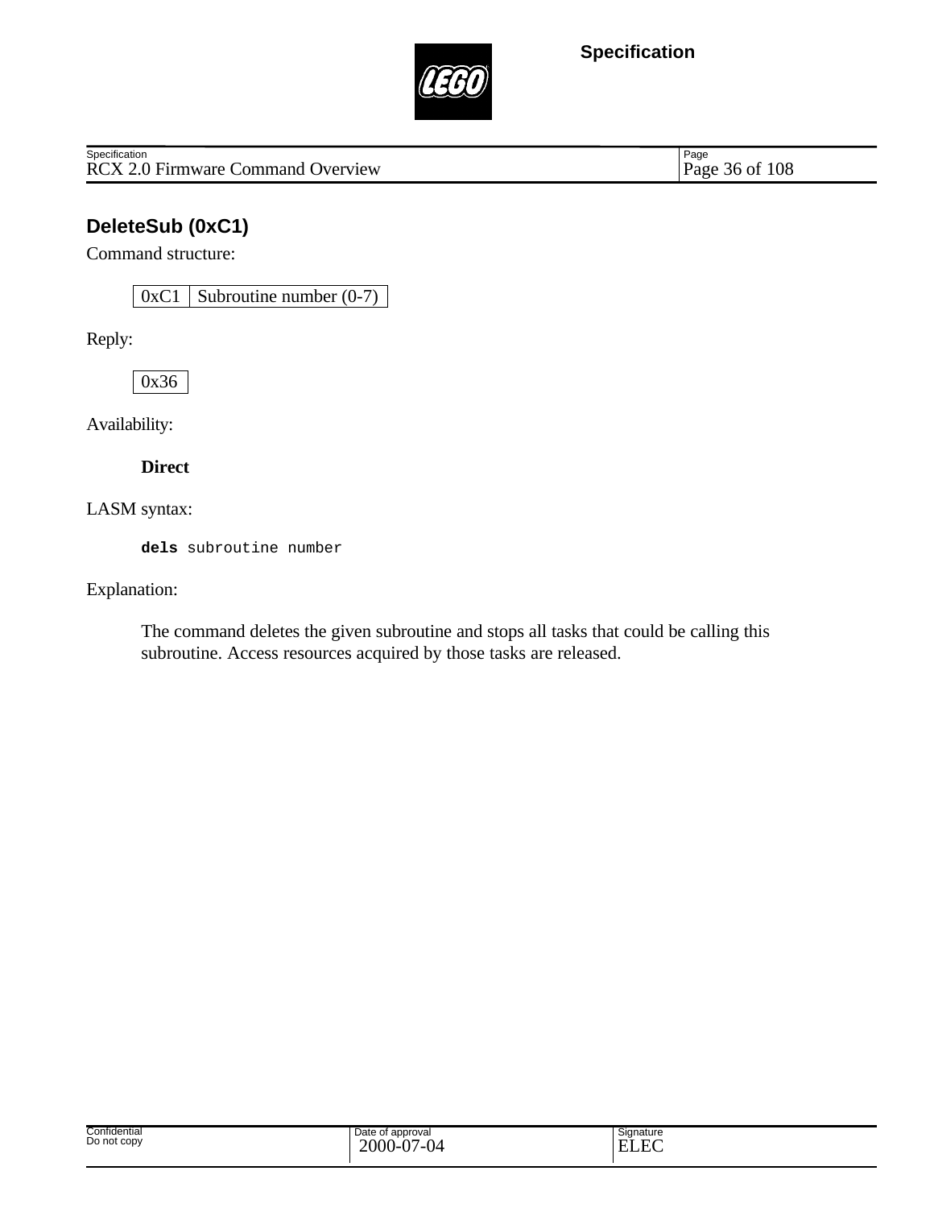## DeleteSub (0xC1)

Command structure:

| 0xC1 | Subroutine number (0-7) |
|---|---|

Reply:

| 0x36 |
|---|

Availability:

**Direct**

LASM syntax:

```
dels subroutine number
```

Explanation:

The command deletes the given subroutine and stops all tasks that could be calling this subroutine. Access resources acquired by those tasks are released.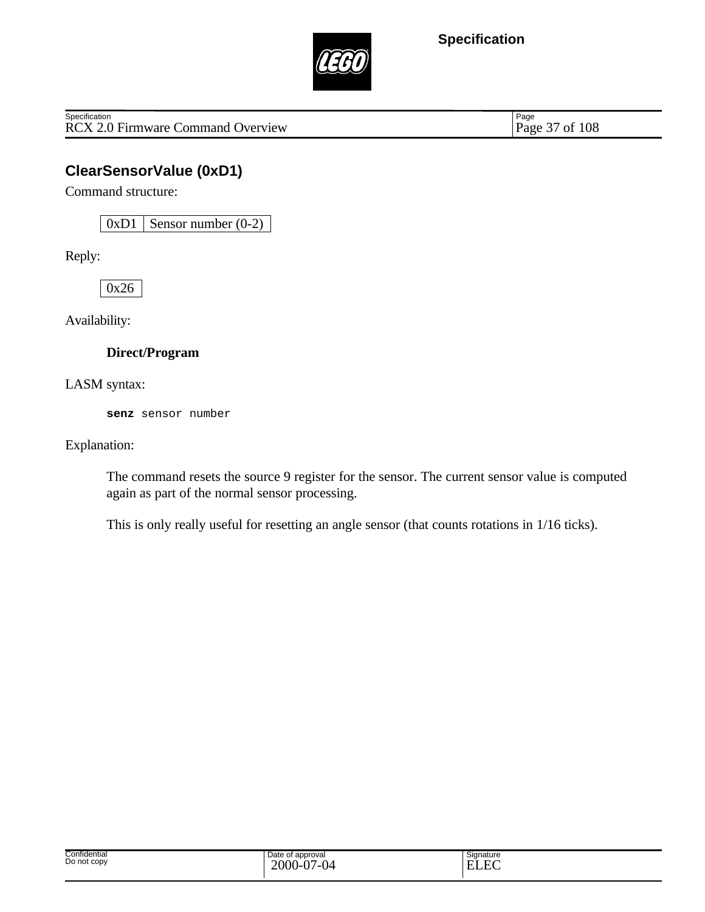## ClearSensorValue (0xD1)

Command structure:

| 0xD1 | Sensor number (0-2) |
|---|---|

Reply:

| 0x26 |
|---|

Availability:

**Direct/Program**

LASM syntax:

```
senz sensor number
```

Explanation:

The command resets the source 9 register for the sensor. The current sensor value is computed again as part of the normal sensor processing.

This is only really useful for resetting an angle sensor (that counts rotations in 1/16 ticks).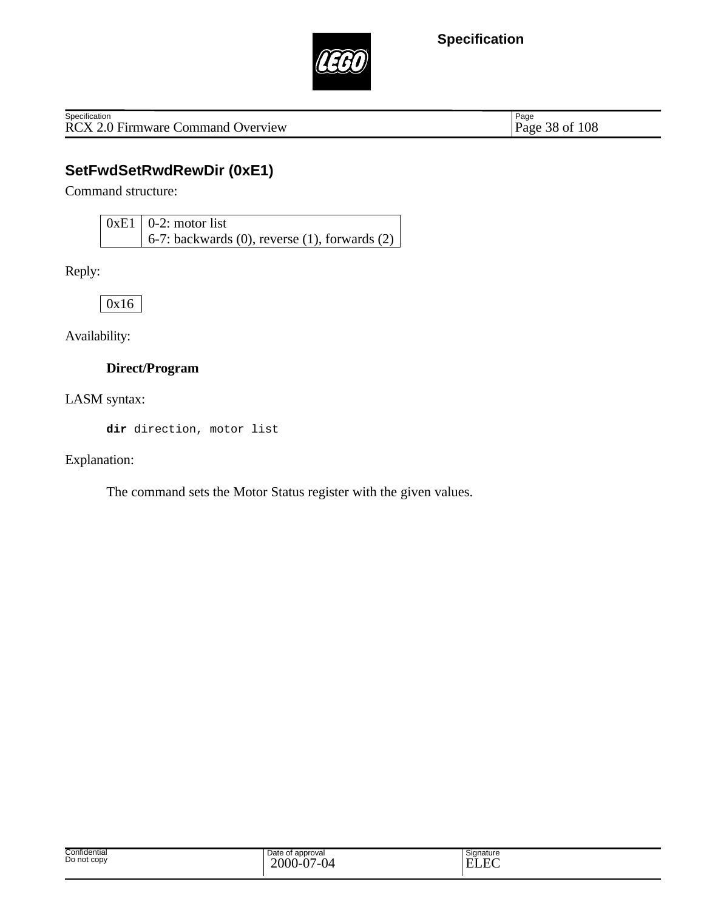## SetFwdSetRwdRewDir (0xE1)

Command structure:

| 0xE1 | 0-2: motor list<br>6-7: backwards (0), reverse (1), forwards (2) |
|---|---|

Reply:

| 0x16 |
|---|

Availability:

**Direct/Program**

LASM syntax:

```
dir direction, motor list
```

Explanation:

The command sets the Motor Status register with the given values.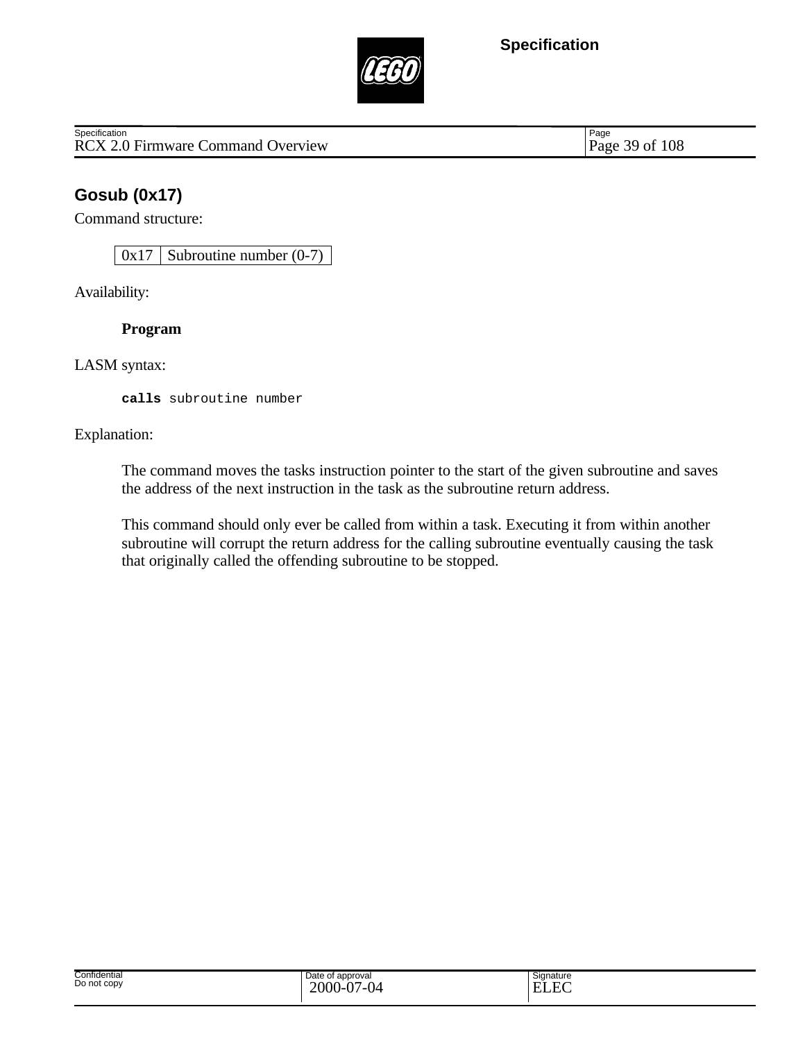## Gosub (0x17)

Command structure:

| 0x17 | Subroutine number (0-7) |
|---|---|

Availability:

**Program**

LASM syntax:

```
calls subroutine number
```

Explanation:

The command moves the tasks instruction pointer to the start of the given subroutine and saves the address of the next instruction in the task as the subroutine return address.

This command should only ever be called from within a task. Executing it from within another subroutine will corrupt the return address for the calling subroutine eventually causing the task that originally called the offending subroutine to be stopped.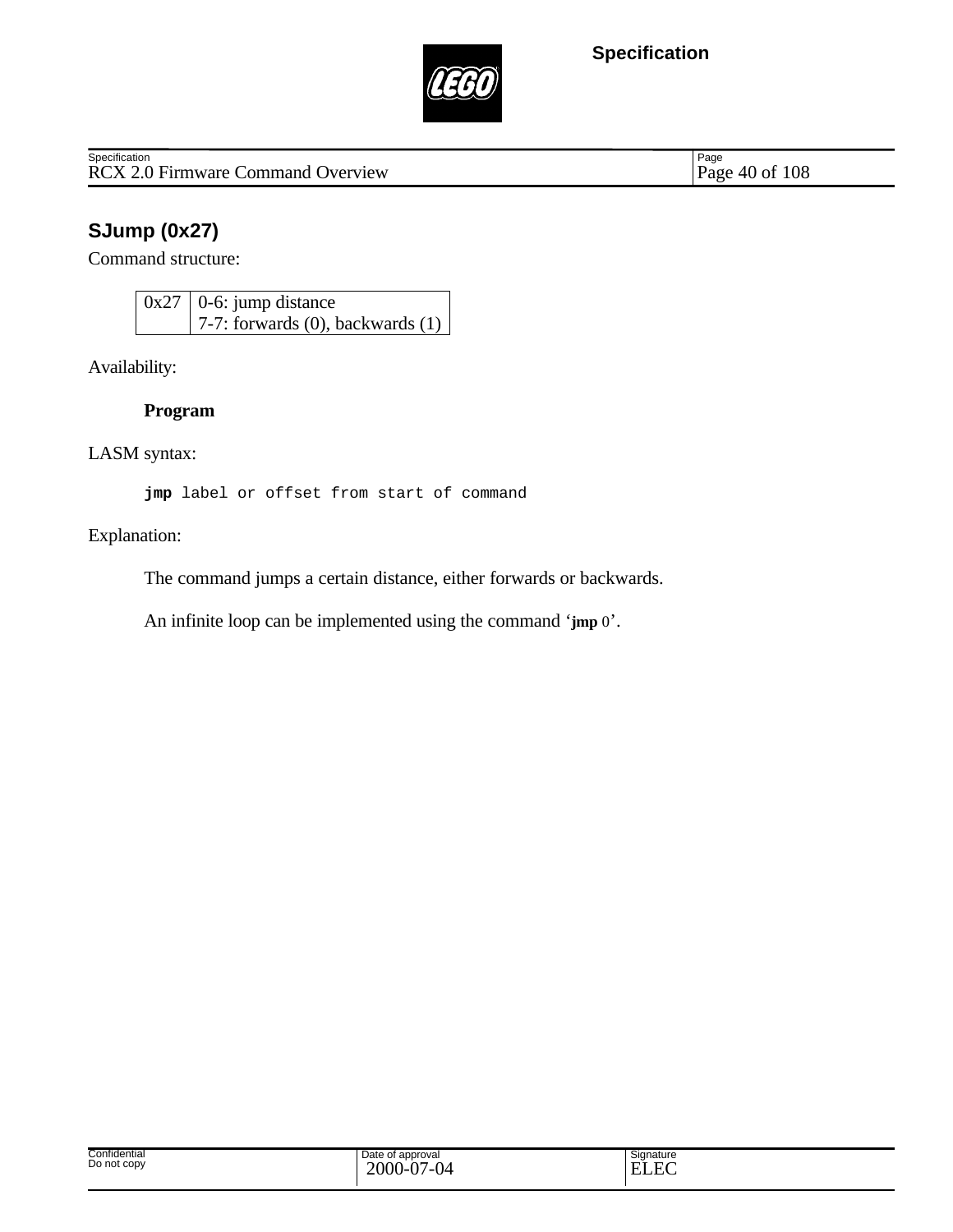## SJump (0x27)

Command structure:

| 0x27 | 0-6: jump distance<br>7-7: forwards (0), backwards (1) |
|---|---|

Availability:

**Program**

LASM syntax:

```
jmp label or offset from start of command
```

Explanation:

The command jumps a certain distance, either forwards or backwards.

An infinite loop can be implemented using the command ‘**jmp** 0’.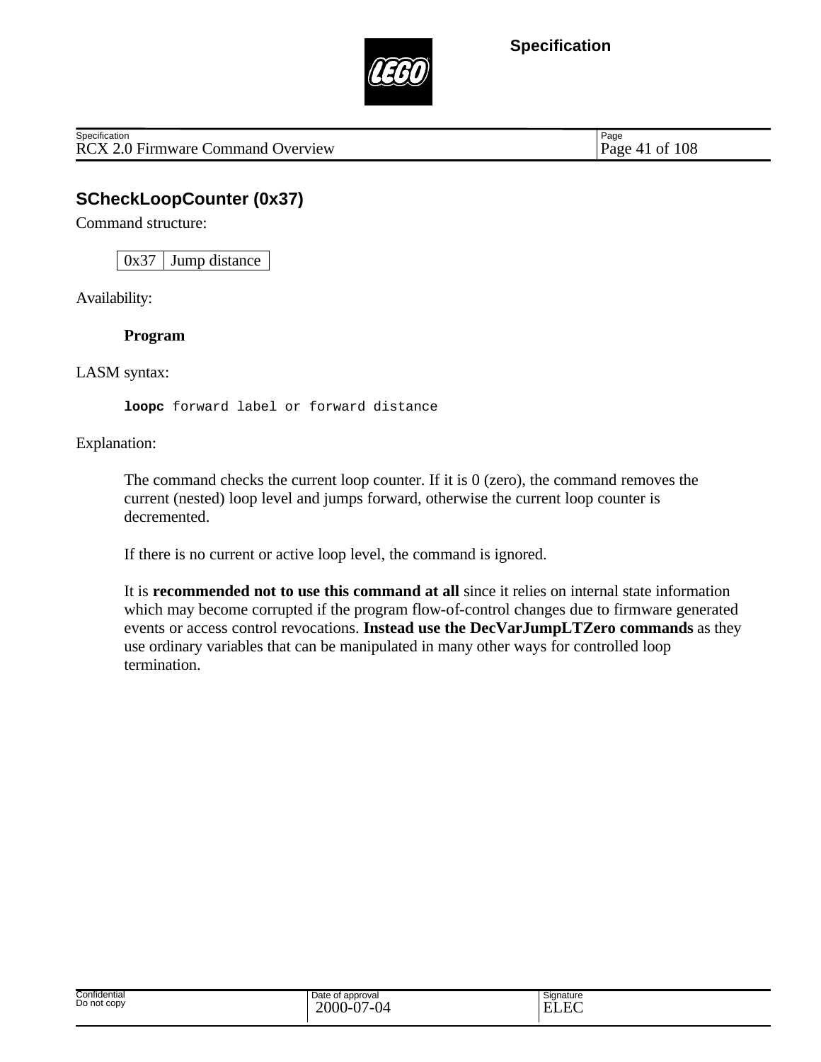## SCheckLoopCounter (0x37)

Command structure:

| 0x37 | Jump distance |
|---|---|

Availability:

**Program**

LASM syntax:

```
loopc forward label or forward distance
```

Explanation:

The command checks the current loop counter. If it is 0 (zero), the command removes the current (nested) loop level and jumps forward, otherwise the current loop counter is decremented.

If there is no current or active loop level, the command is ignored.

It is **recommended not to use this command at all** since it relies on internal state information which may become corrupted if the program flow-of-control changes due to firmware generated events or access control revocations. **Instead use the DecVarJumpLTZero commands** as they use ordinary variables that can be manipulated in many other ways for controlled loop termination.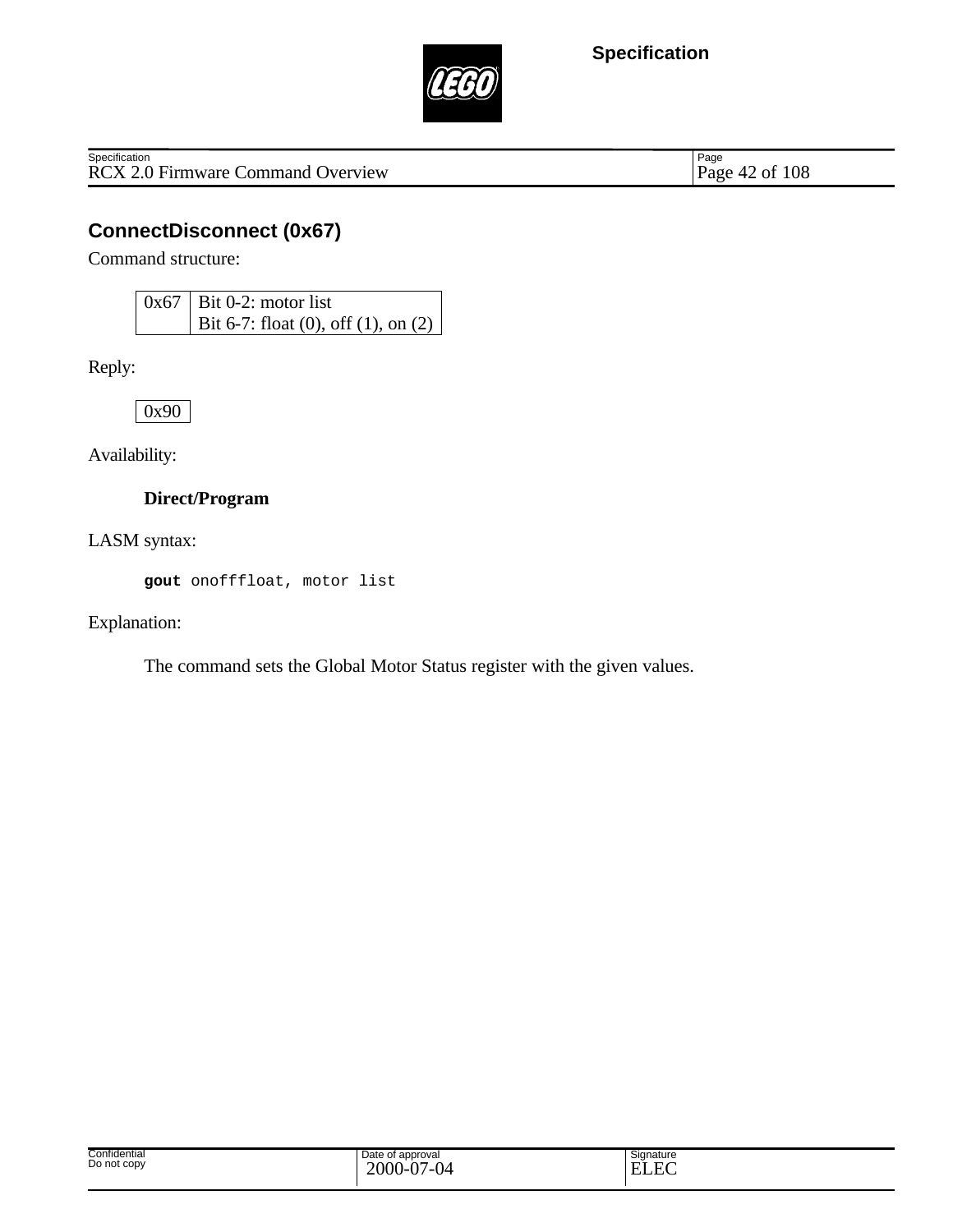## ConnectDisconnect (0x67)

Command structure:

| 0x67 | Bit 0-2: motor list<br>Bit 6-7: float (0), off (1), on (2) |
|---|---|

Reply:

| 0x90 |
|---|

Availability:

**Direct/Program**

LASM syntax:

```
gout onofffloat, motor list
```

Explanation:

The command sets the Global Motor Status register with the given values.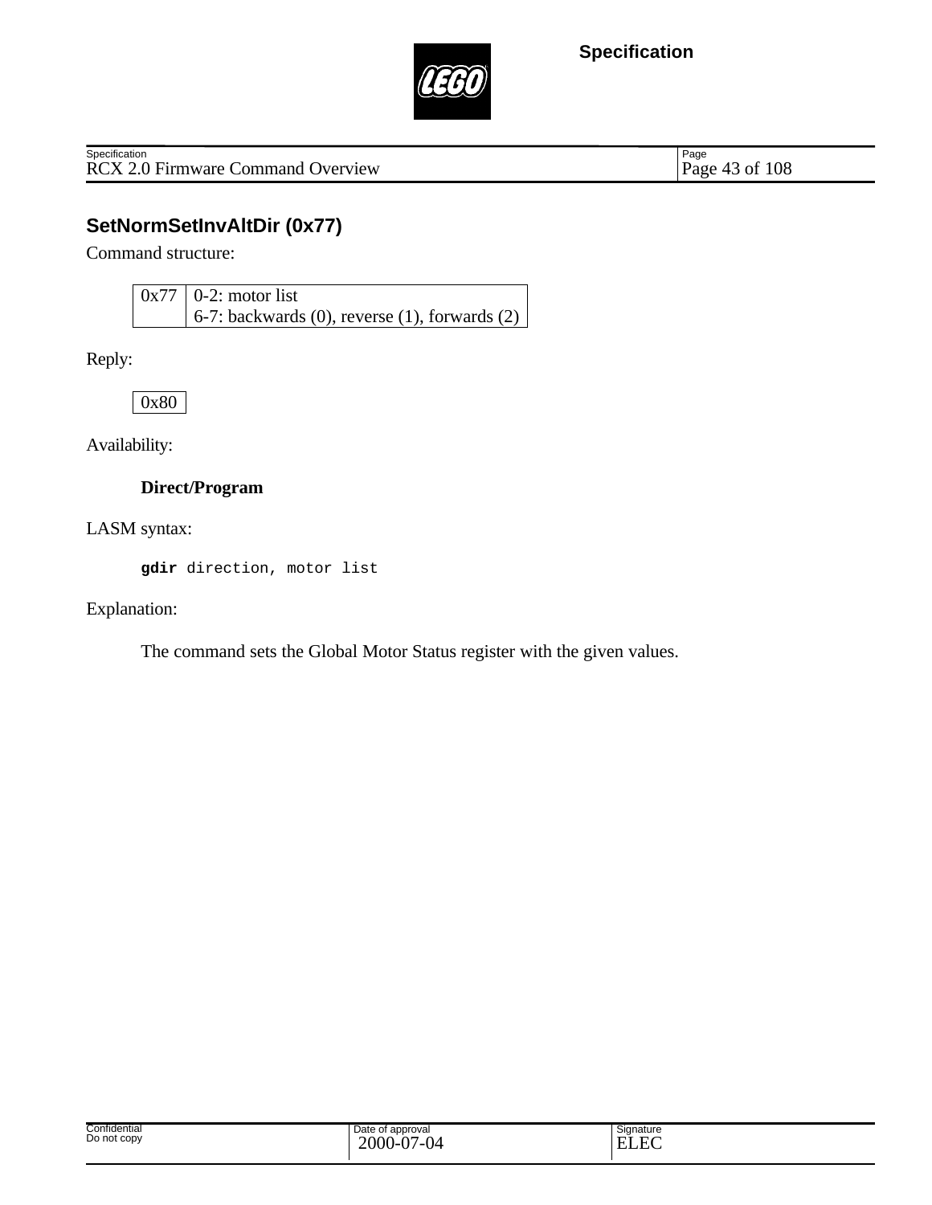## SetNormSetInvAltDir (0x77)

Command structure:

| 0x77 | 0-2: motor list<br>6-7: backwards (0), reverse (1), forwards (2) |
|---|---|

Reply:

| 0x80 |
|---|

Availability:

**Direct/Program**

LASM syntax:

```
gdir direction, motor list
```

Explanation:

The command sets the Global Motor Status register with the given values.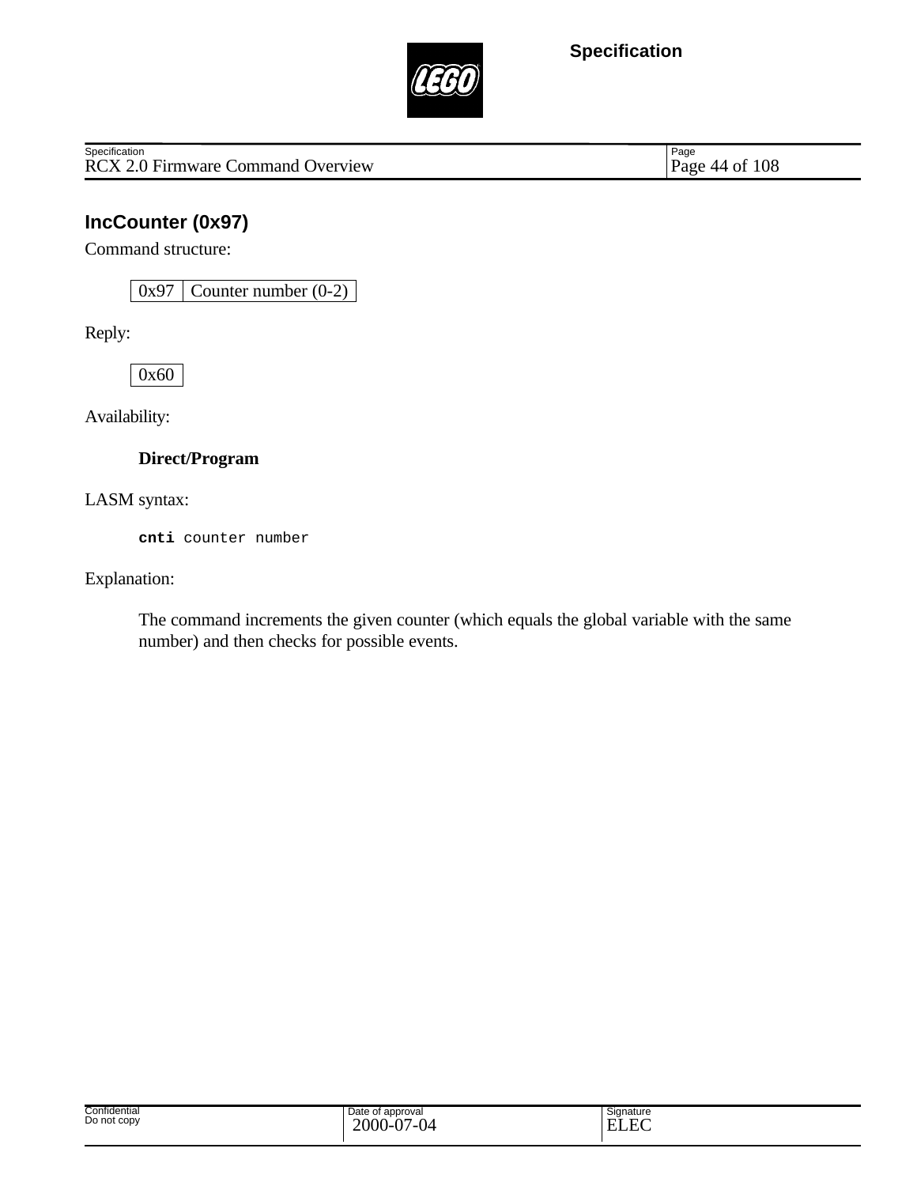## IncCounter (0x97)

Command structure:

| 0x97 | Counter number (0-2) |
|---|---|

Reply:

| 0x60 |
|---|

Availability:

**Direct/Program**

LASM syntax:

```
cnti counter number
```

Explanation:

The command increments the given counter (which equals the global variable with the same number) and then checks for possible events.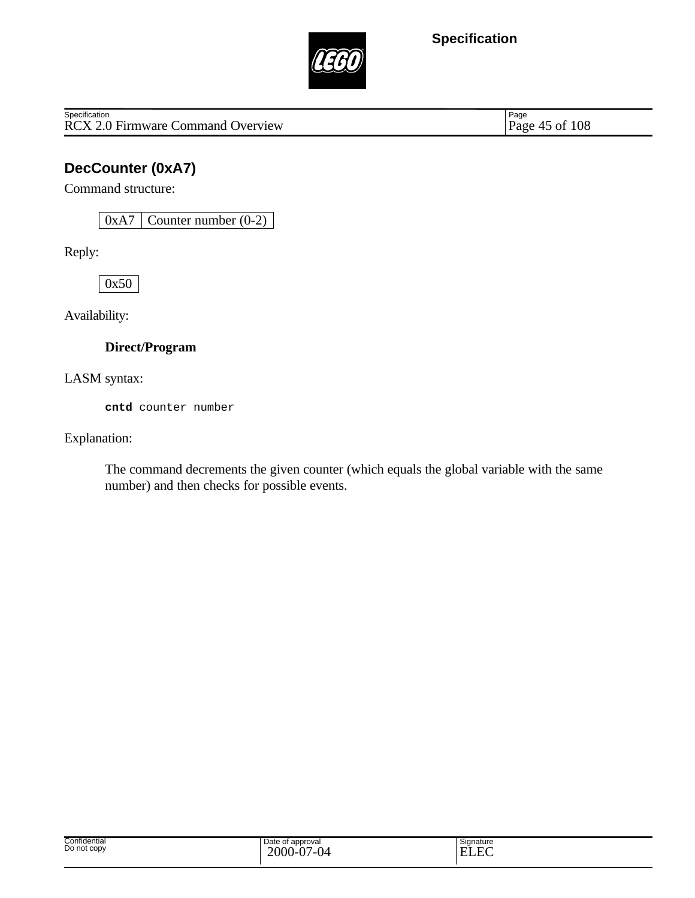## DecCounter (0xA7)

Command structure:

| 0xA7 | Counter number (0-2) |
|---|---|

Reply:

| 0x50 |
|---|

Availability:

**Direct/Program**

LASM syntax:

```
cntd counter number
```

Explanation:

The command decrements the given counter (which equals the global variable with the same number) and then checks for possible events.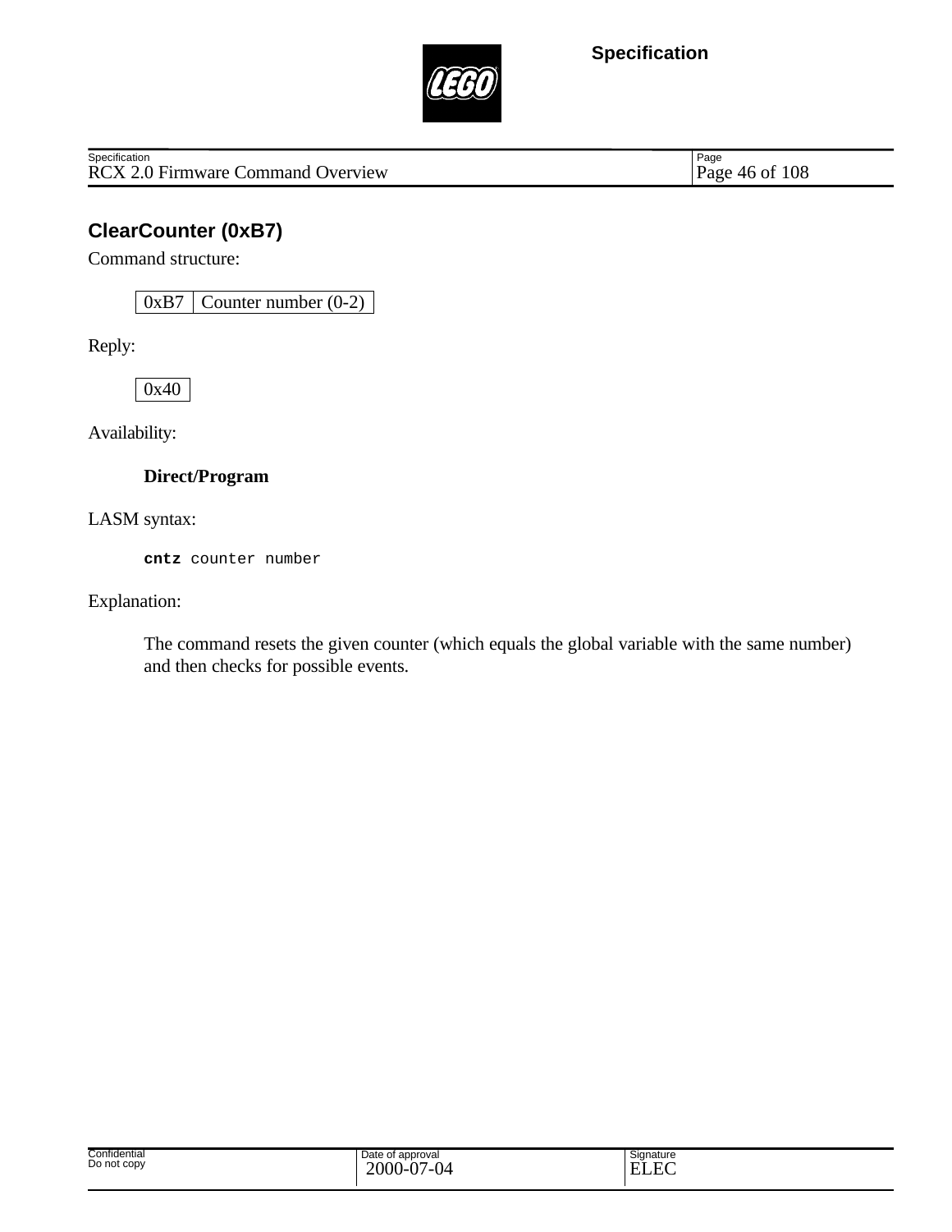## ClearCounter (0xB7)

Command structure:

| 0xB7 | Counter number (0-2) |
| --- | --- |

Reply:

| 0x40 |
| --- |

Availability:

**Direct/Program**

LASM syntax:

```
cntz counter number
```

Explanation:

The command resets the given counter (which equals the global variable with the same number) and then checks for possible events.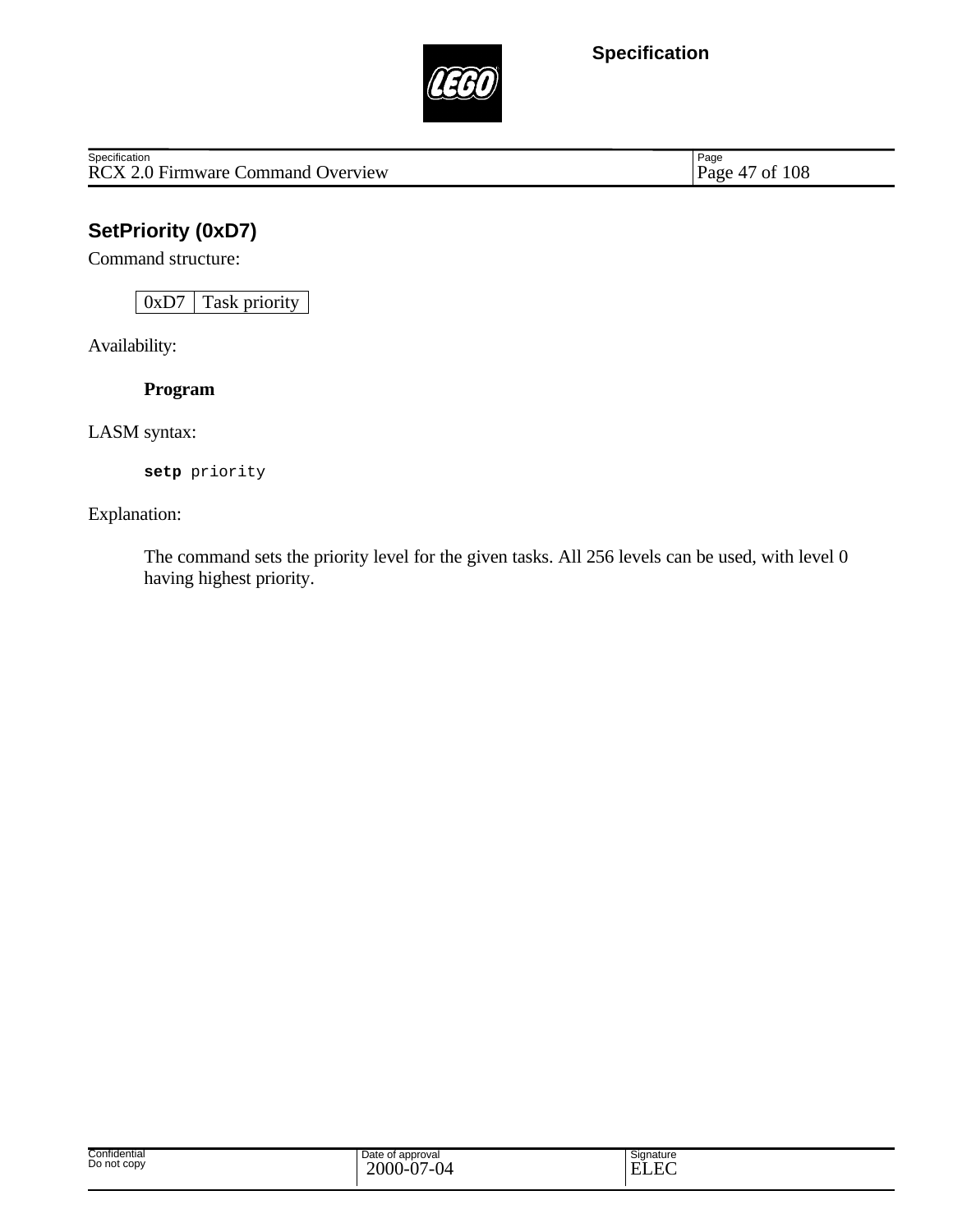## SetPriority (0xD7)

Command structure:

| 0xD7 | Task priority |
|---|---|

Availability:

**Program**

LASM syntax:

```
setp priority
```

Explanation:

The command sets the priority level for the given tasks. All 256 levels can be used, with level 0 having highest priority.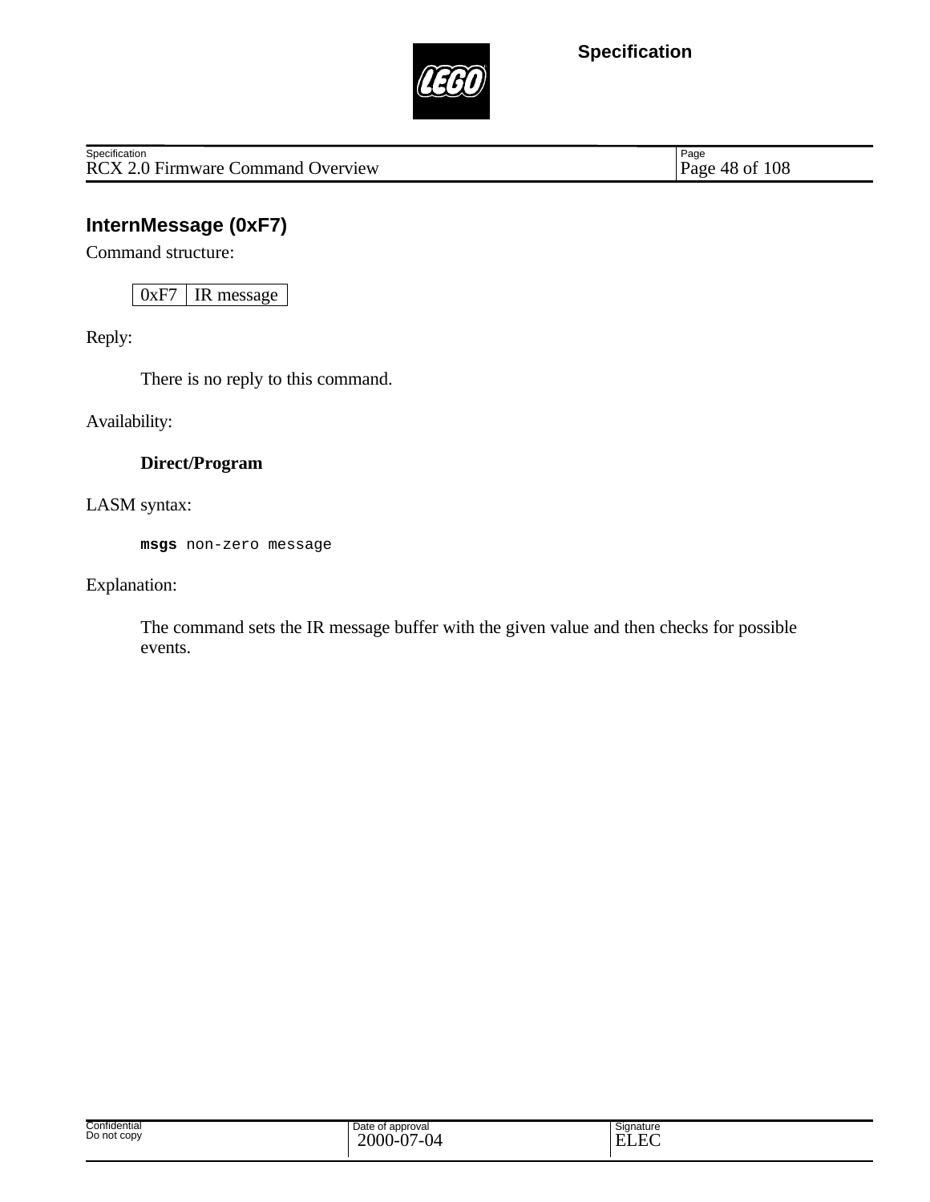## InternMessage (0xF7)

Command structure:

| 0xF7 | IR message |
|---|---|

Reply:

There is no reply to this command.

Availability:

**Direct/Program**

LASM syntax:

```
msgs non-zero message
```

Explanation:

The command sets the IR message buffer with the given value and then checks for possible events.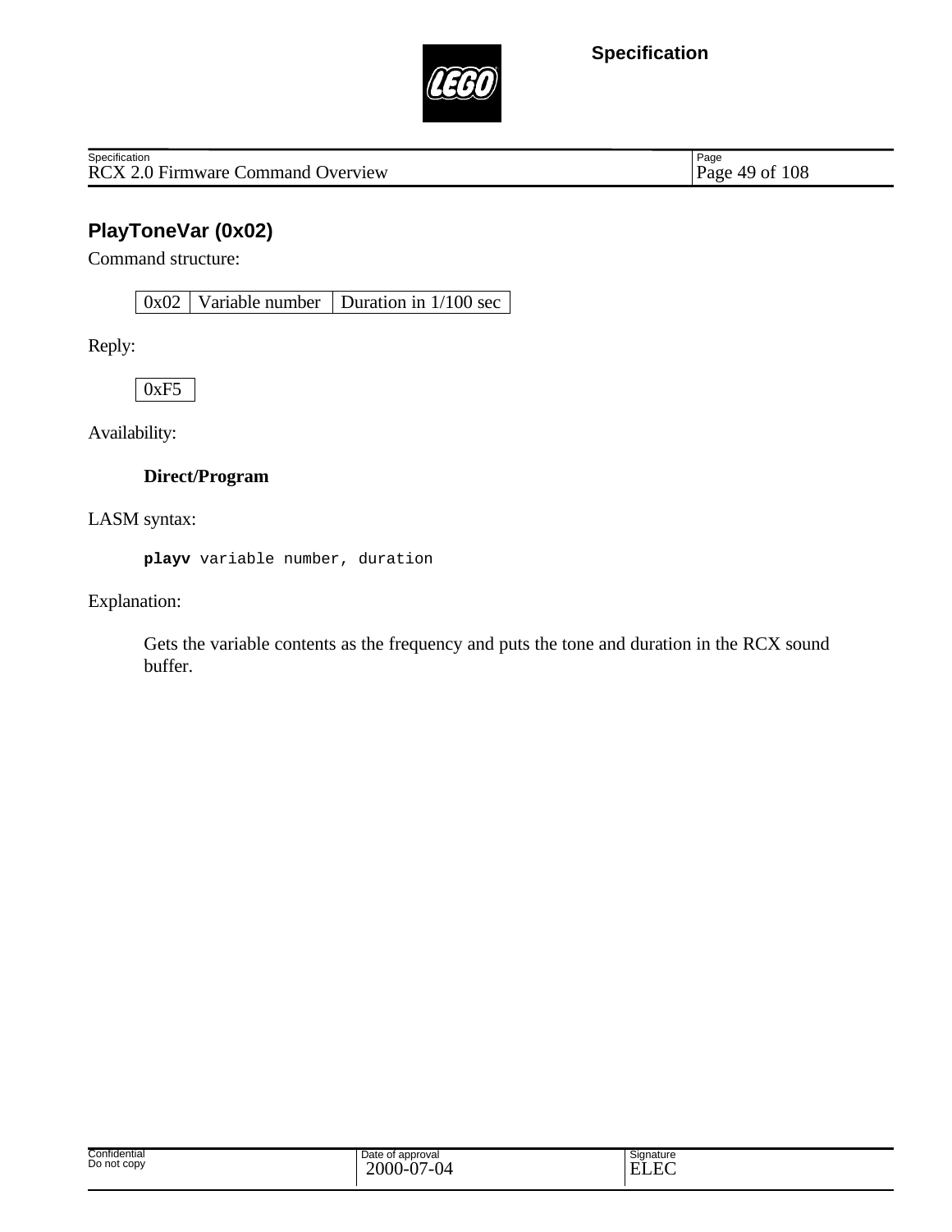## PlayToneVar (0x02)

Command structure:

| 0x02 | Variable number | Duration in 1/100 sec |
|---|---|---|

Reply:

| 0xF5 |
|---|

Availability:

**Direct/Program**

LASM syntax:

```
playv variable number, duration
```

Explanation:

Gets the variable contents as the frequency and puts the tone and duration in the RCX sound buffer.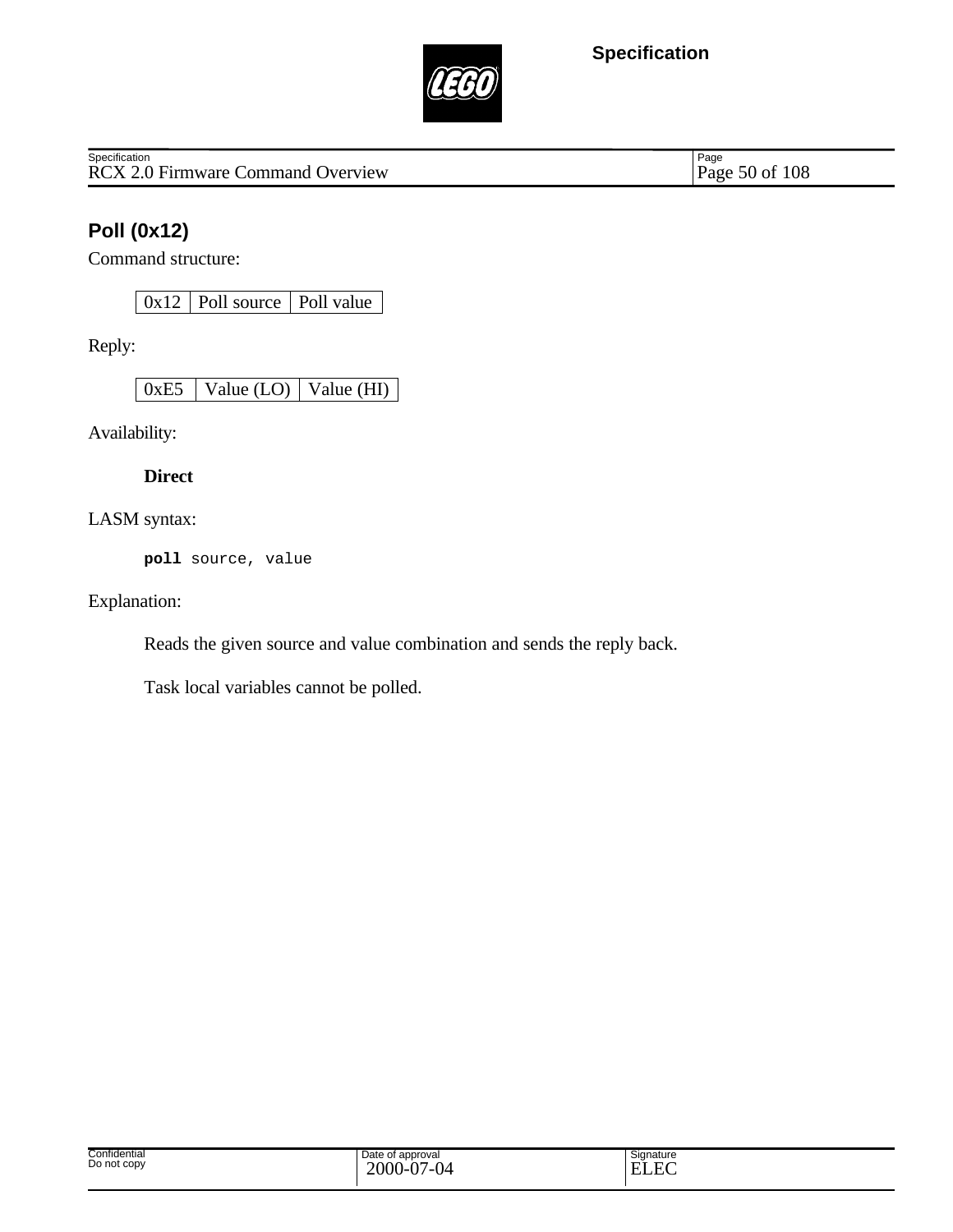## Poll (0x12)

Command structure:

| 0x12 | Poll source | Poll value |
|---|---|---|

Reply:

| 0xE5 | Value (LO) | Value (HI) |
|---|---|---|

Availability:

**Direct**

LASM syntax:

```
poll source, value
```

Explanation:

Reads the given source and value combination and sends the reply back.

Task local variables cannot be polled.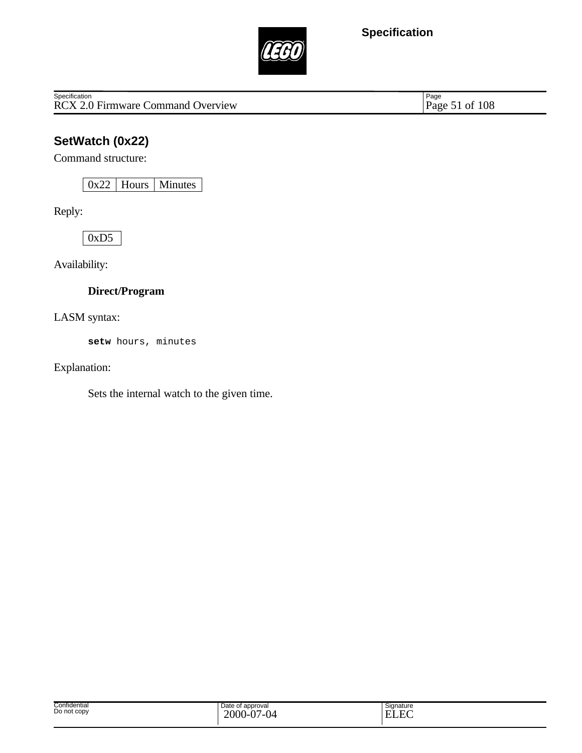## SetWatch (0x22)

Command structure:

| 0x22 | Hours | Minutes |
|---|---|---|

Reply:

| 0xD5 |
|---|

Availability:

**Direct/Program**

LASM syntax:

```
setw hours, minutes
```

Explanation:

Sets the internal watch to the given time.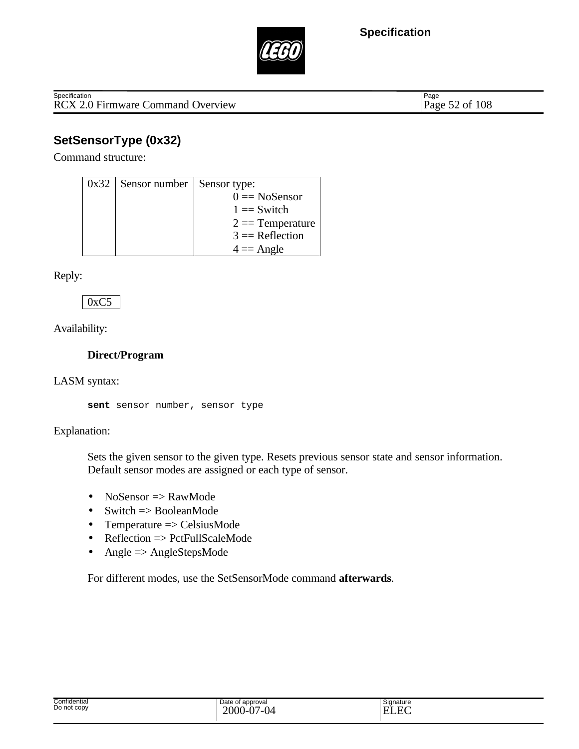## SetSensorType (0x32)

Command structure:

| 0x32 | Sensor number | Sensor type:<br>0 == NoSensor<br>1 == Switch<br>2 == Temperature<br>3 == Reflection<br>4 == Angle |
|---|---|---|

Reply:

| 0xC5 |
|---|

Availability:

**Direct/Program**

LASM syntax:

```
sent sensor number, sensor type
```

Explanation:

Sets the given sensor to the given type. Resets previous sensor state and sensor information. Default sensor modes are assigned or each type of sensor.

- NoSensor => RawMode
- Switch => BooleanMode
- Temperature => CelsiusMode
- Reflection => PctFullScaleMode
- Angle => AngleStepsMode

For different modes, use the SetSensorMode command **afterwards**.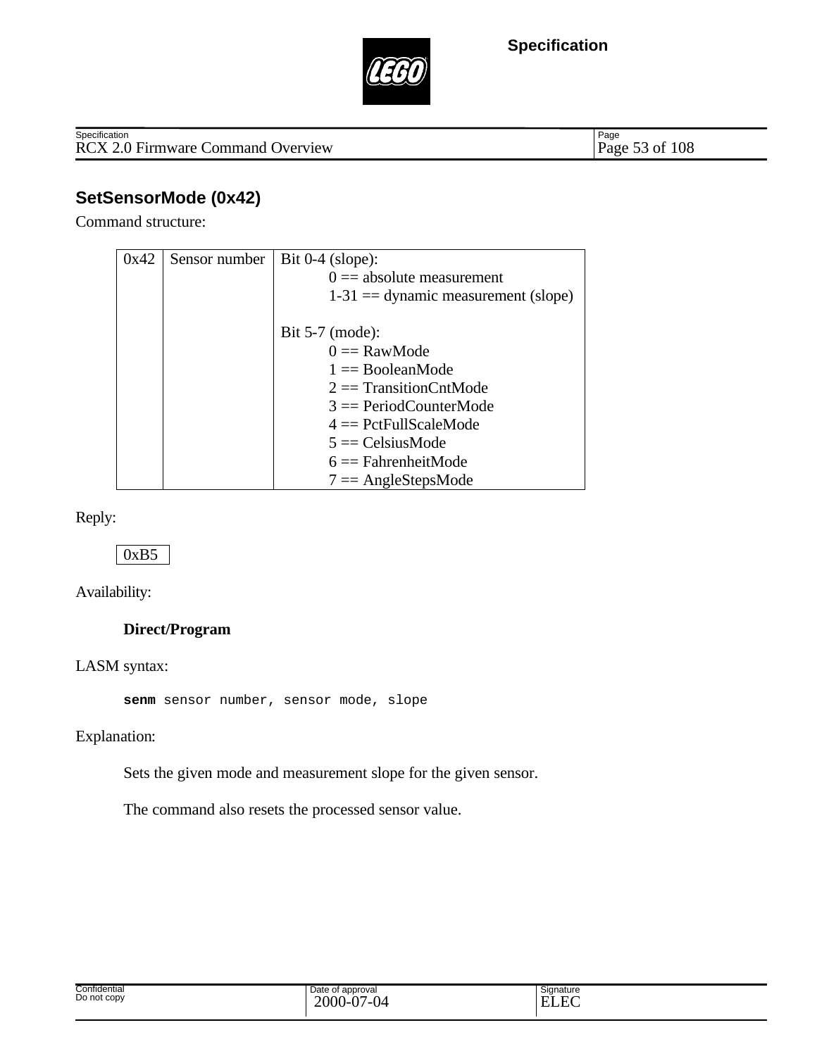## SetSensorMode (0x42)

Command structure:

| 0x42 | Sensor number | Bit 0-4 (slope):<br>0 == absolute measurement<br>1-31 == dynamic measurement (slope)<br><br>Bit 5-7 (mode):<br>0 == RawMode<br>1 == BooleanMode<br>2 == TransitionCntMode<br>3 == PeriodCounterMode<br>4 == PctFullScaleMode<br>5 == CelsiusMode<br>6 == FahrenheitMode<br>7 == AngleStepsMode |
|---|---|---|

Reply:

| 0xB5 |
|---|

Availability:

**Direct/Program**

LASM syntax:

```
senm sensor number, sensor mode, slope
```

Explanation:

Sets the given mode and measurement slope for the given sensor.

The command also resets the processed sensor value.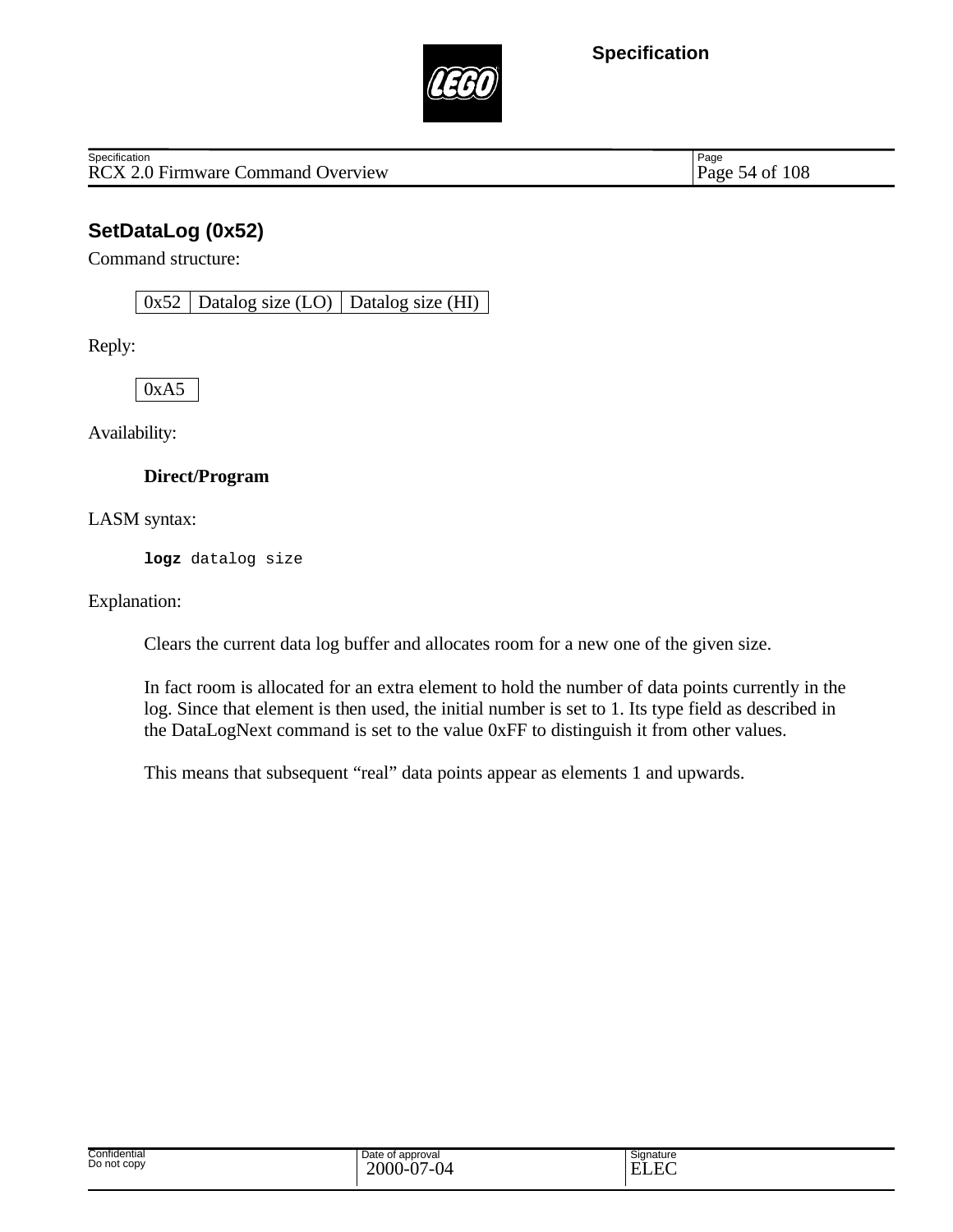## SetDataLog (0x52)

Command structure:

| 0x52 | Datalog size (LO) | Datalog size (HI) |
|---|---|---|

Reply:

| 0xA5 |
|---|

Availability:

**Direct/Program**

LASM syntax:

```
logz datalog size
```

Explanation:

Clears the current data log buffer and allocates room for a new one of the given size.

In fact room is allocated for an extra element to hold the number of data points currently in the log. Since that element is then used, the initial number is set to 1. Its type field as described in the DataLogNext command is set to the value 0xFF to distinguish it from other values.

This means that subsequent “real” data points appear as elements 1 and upwards.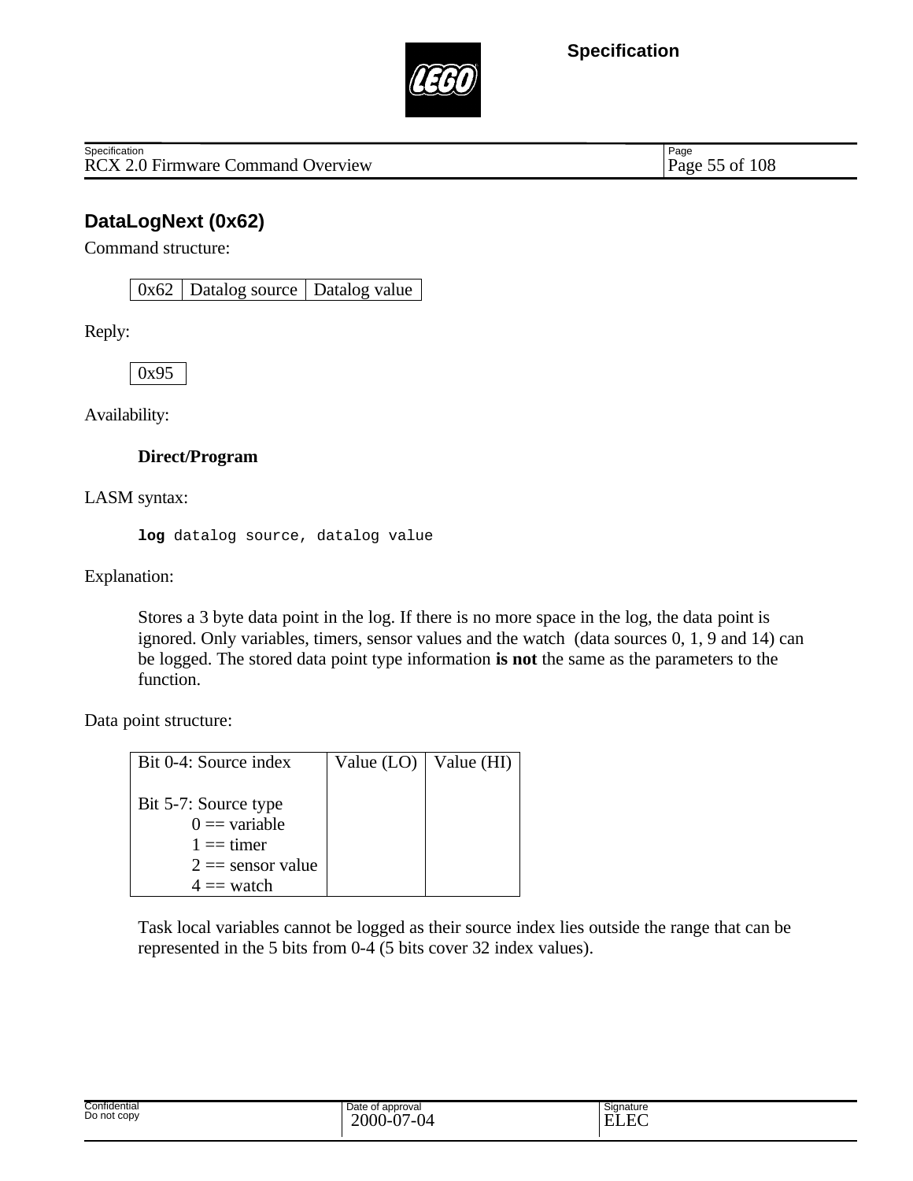## DataLogNext (0x62)

Command structure:

| 0x62 | Datalog source | Datalog value |
|---|---|---|

Reply:

| 0x95 |
|---|

Availability:

**Direct/Program**

LASM syntax:

```
log datalog source, datalog value
```

Explanation:

Stores a 3 byte data point in the log. If there is no more space in the log, the data point is ignored. Only variables, timers, sensor values and the watch (data sources 0, 1, 9 and 14) can be logged. The stored data point type information **is not** the same as the parameters to the function.

Data point structure:

| Bit 0-4: Source index<br><br>Bit 5-7: Source type<br>0 == variable<br>1 == timer<br>2 == sensor value<br>4 == watch | Value (LO) | Value (HI) |
|---|---|---|

Task local variables cannot be logged as their source index lies outside the range that can be represented in the 5 bits from 0-4 (5 bits cover 32 index values).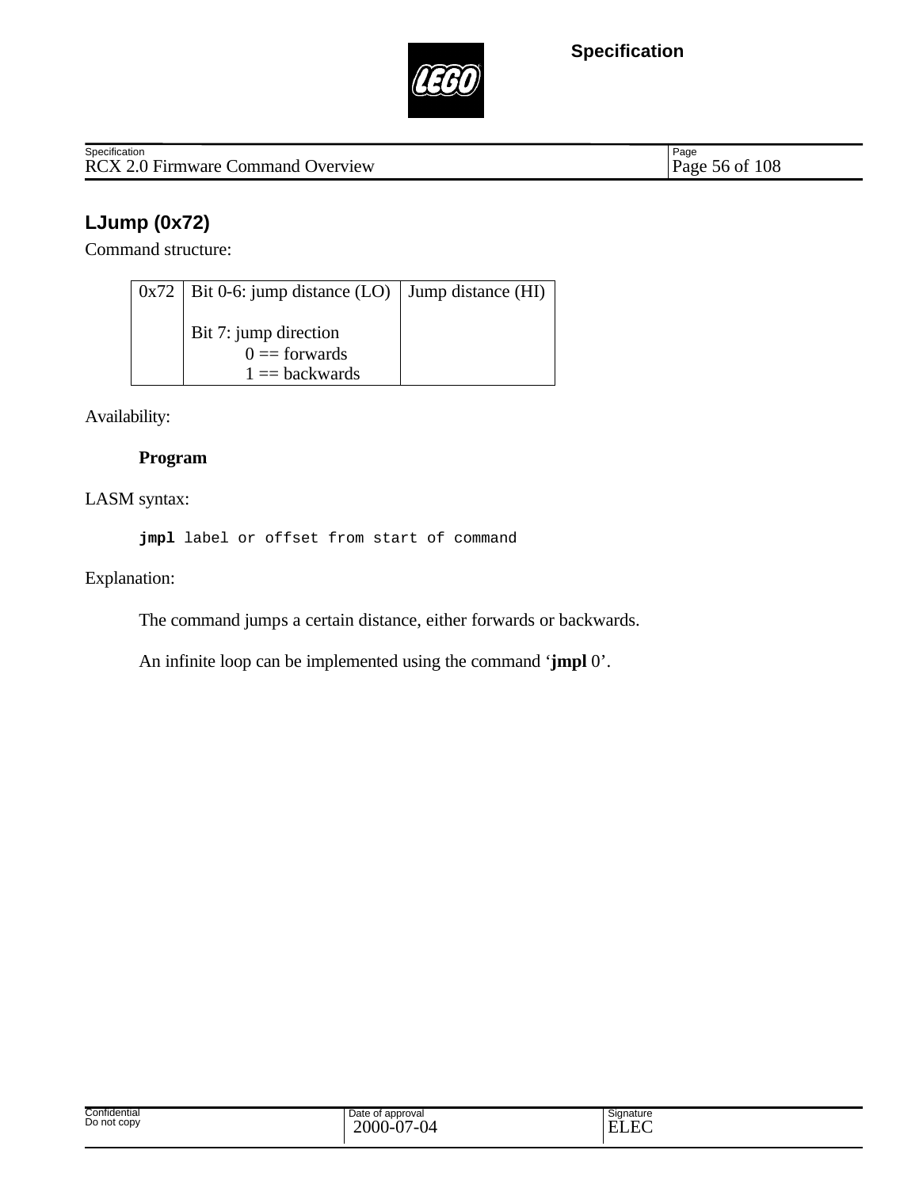## LJump (0x72)

Command structure:

| 0x72 | Bit 0-6: jump distance (LO)<br><br>Bit 7: jump direction<br>0 == forwards<br>1 == backwards | Jump distance (HI) |
|---|---|---|

Availability:

**Program**

LASM syntax:

```
jmpl label or offset from start of command
```

Explanation:

The command jumps a certain distance, either forwards or backwards.

An infinite loop can be implemented using the command '**jmpl** 0'.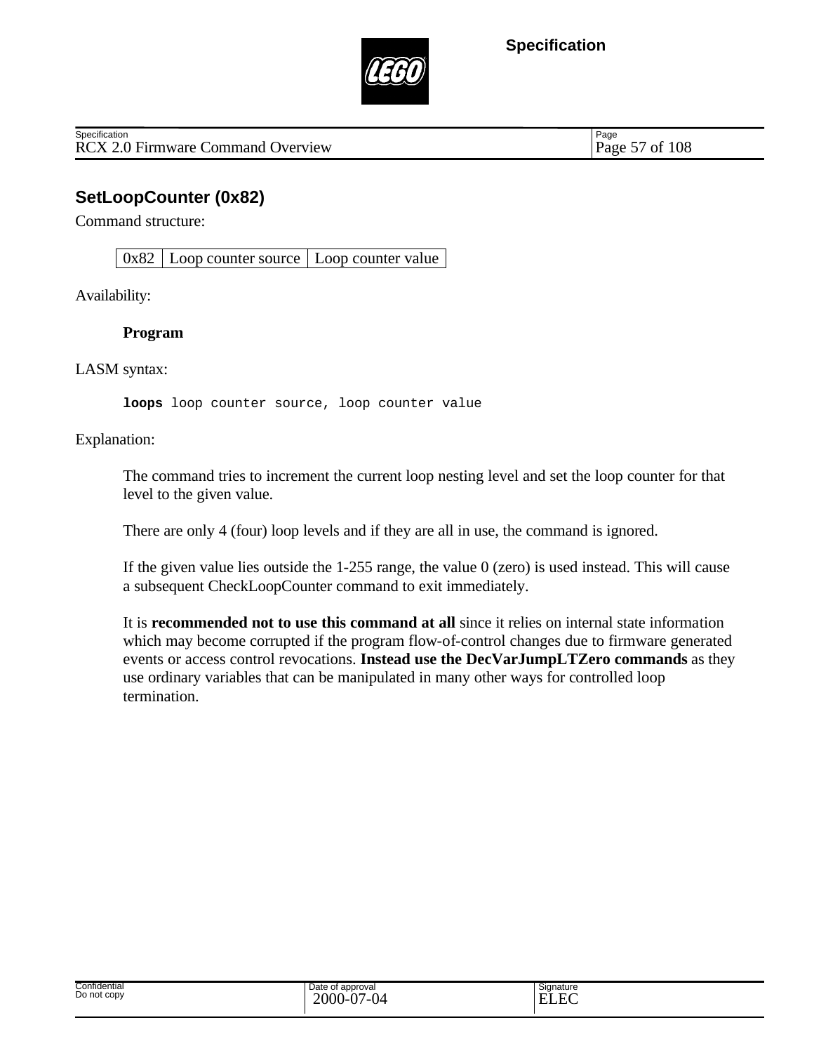## SetLoopCounter (0x82)

Command structure:

| 0x82 | Loop counter source | Loop counter value |
|---|---|---|

Availability:

**Program**

LASM syntax:

```
loops loop counter source, loop counter value
```

Explanation:

The command tries to increment the current loop nesting level and set the loop counter for that level to the given value.

There are only 4 (four) loop levels and if they are all in use, the command is ignored.

If the given value lies outside the 1-255 range, the value 0 (zero) is used instead. This will cause a subsequent CheckLoopCounter command to exit immediately.

It is **recommended not to use this command at all** since it relies on internal state information which may become corrupted if the program flow-of-control changes due to firmware generated events or access control revocations. **Instead use the DecVarJumpLTZero commands** as they use ordinary variables that can be manipulated in many other ways for controlled loop termination.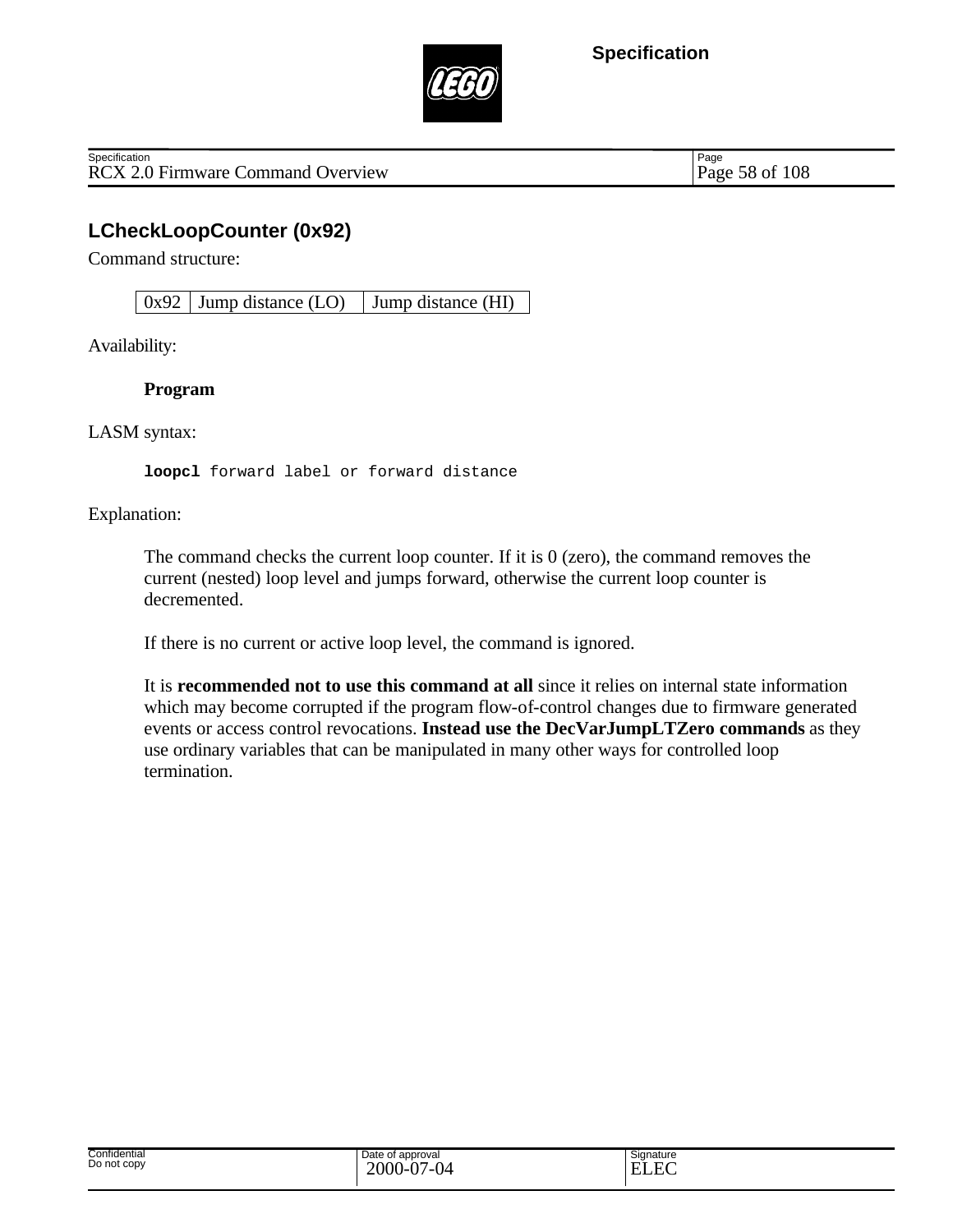## LCheckLoopCounter (0x92)

Command structure:

| 0x92 | Jump distance (LO) | Jump distance (HI) |
| --- | --- | --- |

Availability:

**Program**

LASM syntax:

```
loopcl forward label or forward distance
```

Explanation:

The command checks the current loop counter. If it is 0 (zero), the command removes the current (nested) loop level and jumps forward, otherwise the current loop counter is decremented.

If there is no current or active loop level, the command is ignored.

It is **recommended not to use this command at all** since it relies on internal state information which may become corrupted if the program flow-of-control changes due to firmware generated events or access control revocations. **Instead use the DecVarJumpLTZero commands** as they use ordinary variables that can be manipulated in many other ways for controlled loop termination.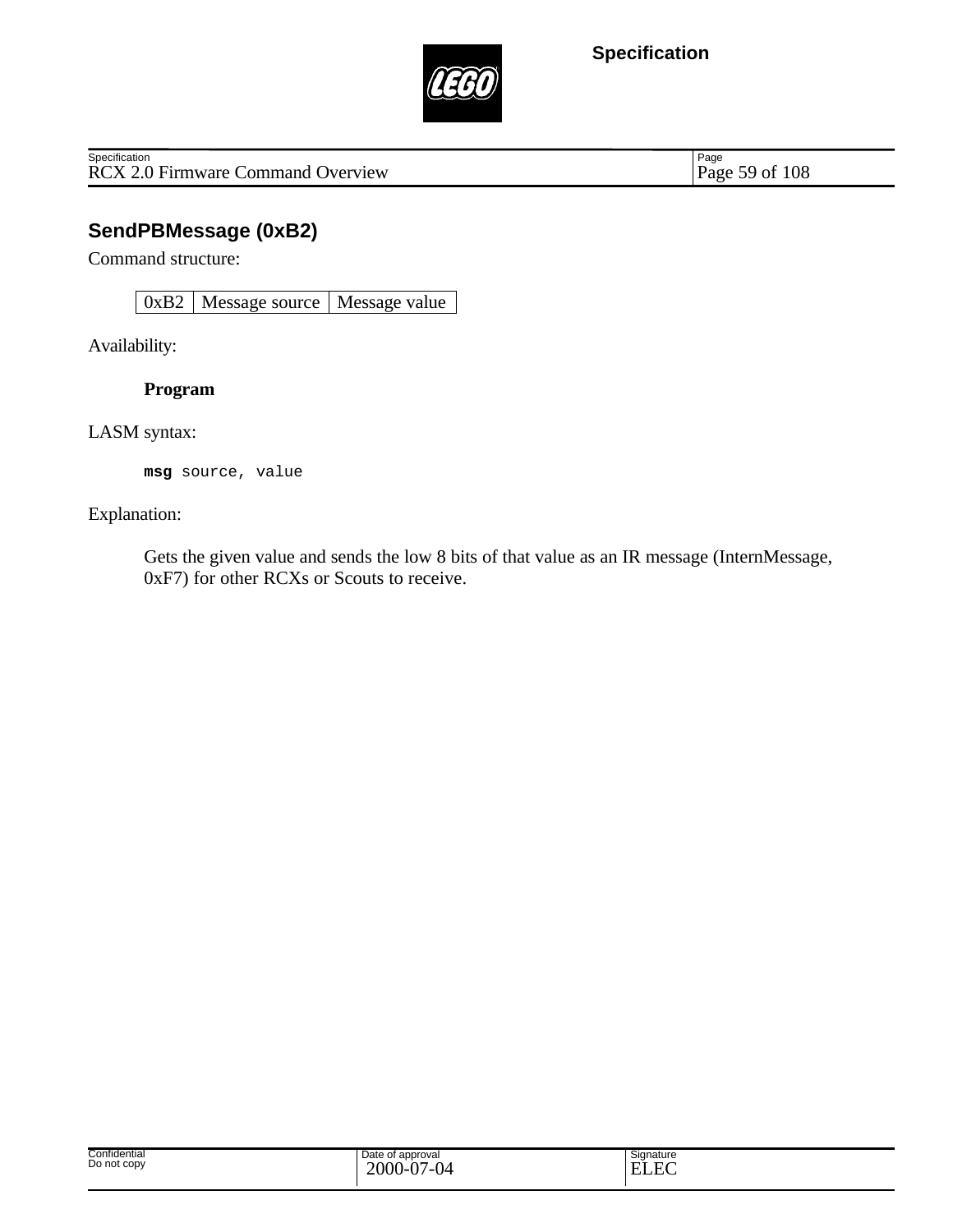## SendPBMessage (0xB2)

Command structure:

| 0xB2 | Message source | Message value |
|---|---|---|

Availability:

**Program**

LASM syntax:

```
msg source, value
```

Explanation:

Gets the given value and sends the low 8 bits of that value as an IR message (InternMessage, 0xF7) for other RCXs or Scouts to receive.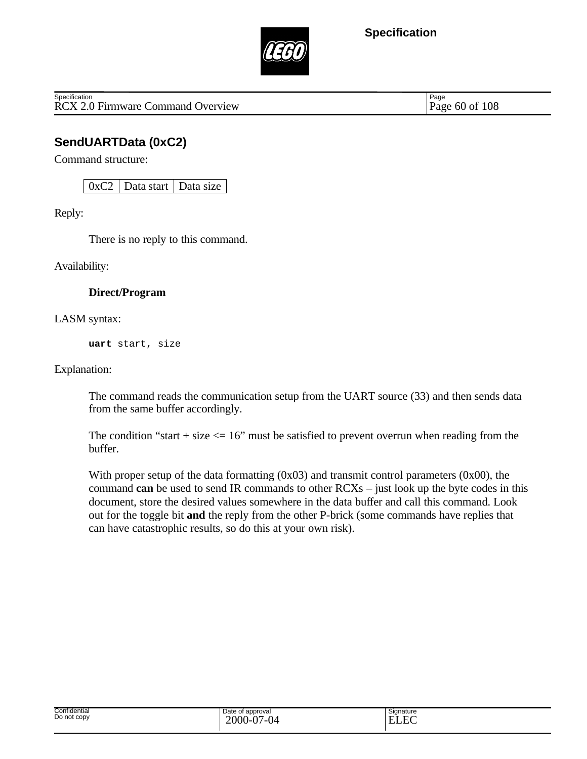## SendUARTData (0xC2)

Command structure:

| 0xC2 | Data start | Data size |
|---|---|---|

Reply:

There is no reply to this command.

Availability:

**Direct/Program**

LASM syntax:

```
uart start, size
```

Explanation:

The command reads the communication setup from the UART source (33) and then sends data from the same buffer accordingly.

The condition "start + size <= 16" must be satisfied to prevent overrun when reading from the buffer.

With proper setup of the data formatting (0x03) and transmit control parameters (0x00), the command **can** be used to send IR commands to other RCXs – just look up the byte codes in this document, store the desired values somewhere in the data buffer and call this command. Look out for the toggle bit **and** the reply from the other P-brick (some commands have replies that can have catastrophic results, so do this at your own risk).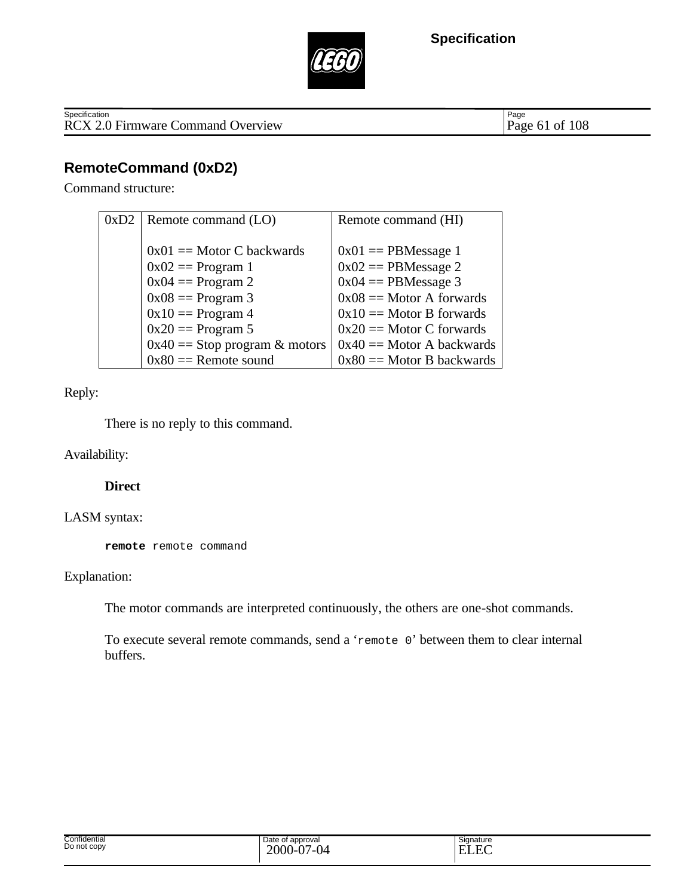## RemoteCommand (0xD2)

Command structure:

| 0xD2 | Remote command (LO) | Remote command (HI) |
|---|---|---|
| | 0x01 == Motor C backwards<br>0x02 == Program 1<br>0x04 == Program 2<br>0x08 == Program 3<br>0x10 == Program 4<br>0x20 == Program 5<br>0x40 == Stop program & motors<br>0x80 == Remote sound | 0x01 == PBMessage 1<br>0x02 == PBMessage 2<br>0x04 == PBMessage 3<br>0x08 == Motor A forwards<br>0x10 == Motor B forwards<br>0x20 == Motor C forwards<br>0x40 == Motor A backwards<br>0x80 == Motor B backwards |

Reply:

There is no reply to this command.

Availability:

**Direct**

LASM syntax:

```
remote remote command
```

Explanation:

The motor commands are interpreted continuously, the others are one-shot commands.

To execute several remote commands, send a '`remote 0`' between them to clear internal buffers.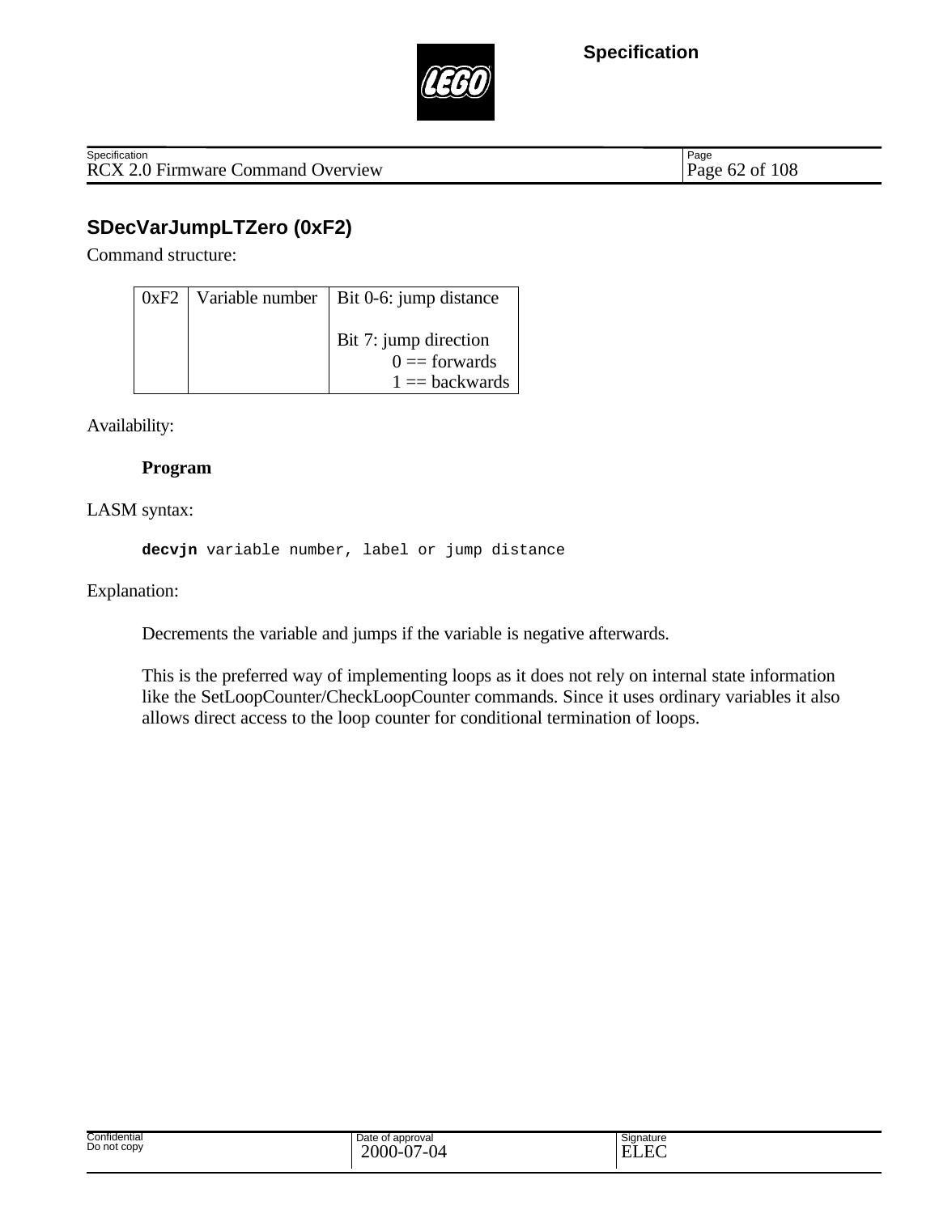## SDecVarJumpLTZero (0xF2)

Command structure:

| 0xF2 | Variable number | Bit 0-6: jump distance<br><br>Bit 7: jump direction<br>0 == forwards<br>1 == backwards |
|---|---|---|

Availability:

**Program**

LASM syntax:

```
decvjn variable number, label or jump distance
```

Explanation:

Decrements the variable and jumps if the variable is negative afterwards.

This is the preferred way of implementing loops as it does not rely on internal state information like the SetLoopCounter/CheckLoopCounter commands. Since it uses ordinary variables it also allows direct access to the loop counter for conditional termination of loops.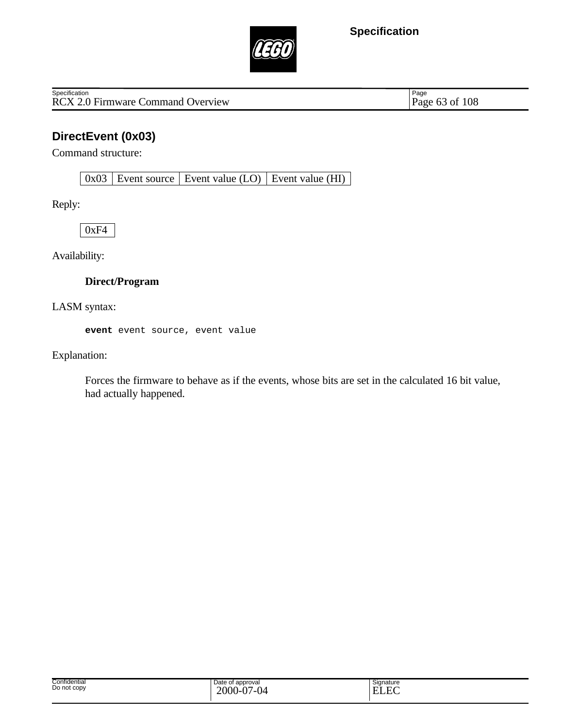## DirectEvent (0x03)

Command structure:

| 0x03 | Event source | Event value (LO) | Event value (HI) |
|---|---|---|---|

Reply:

| 0xF4 |
|---|

Availability:

**Direct/Program**

LASM syntax:

```
event event source, event value
```

Explanation:

Forces the firmware to behave as if the events, whose bits are set in the calculated 16 bit value, had actually happened.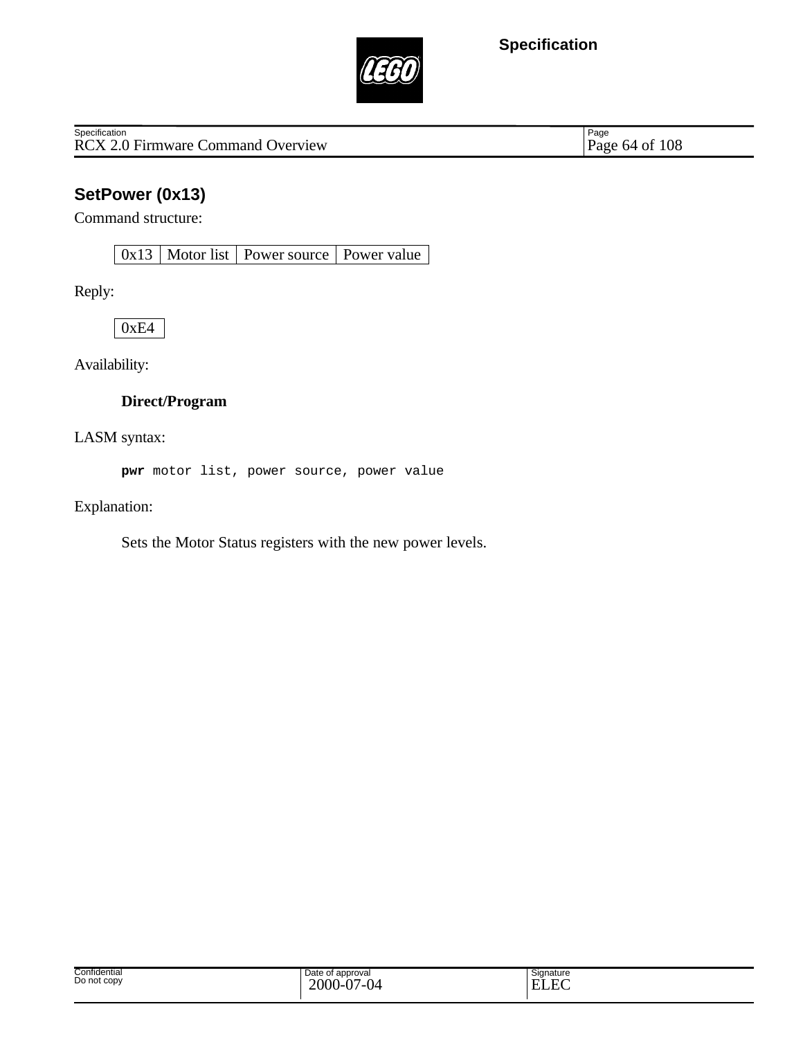## SetPower (0x13)

Command structure:

| 0x13 | Motor list | Power source | Power value |
|---|---|---|---|

Reply:

| 0xE4 |
|---|

Availability:

**Direct/Program**

LASM syntax:

```
pwr motor list, power source, power value
```

Explanation:

Sets the Motor Status registers with the new power levels.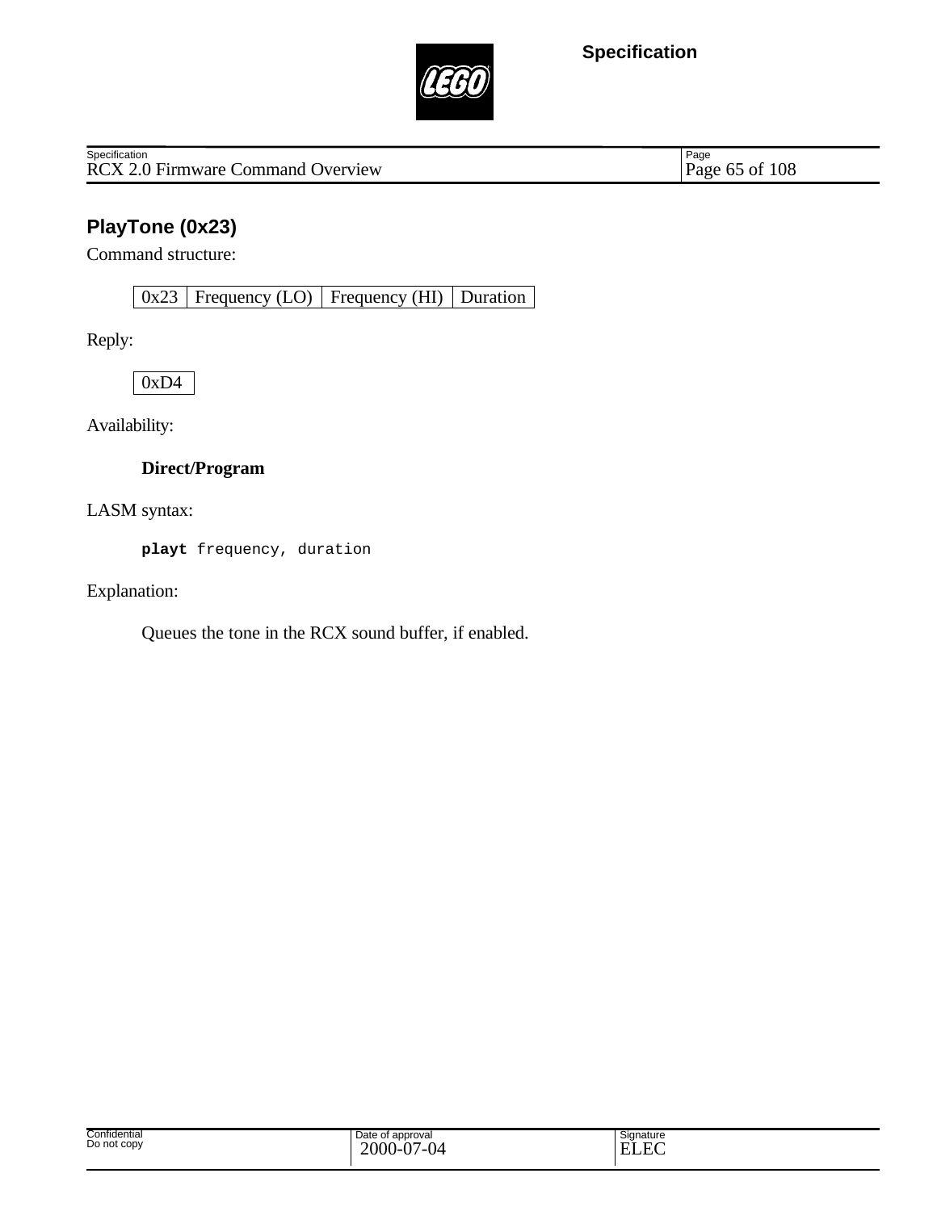## PlayTone (0x23)

Command structure:

| 0x23 | Frequency (LO) | Frequency (HI) | Duration |
|---|---|---|---|

Reply:

| 0xD4 |
|---|

Availability:

**Direct/Program**

LASM syntax:

```
playt frequency, duration
```

Explanation:

Queues the tone in the RCX sound buffer, if enabled.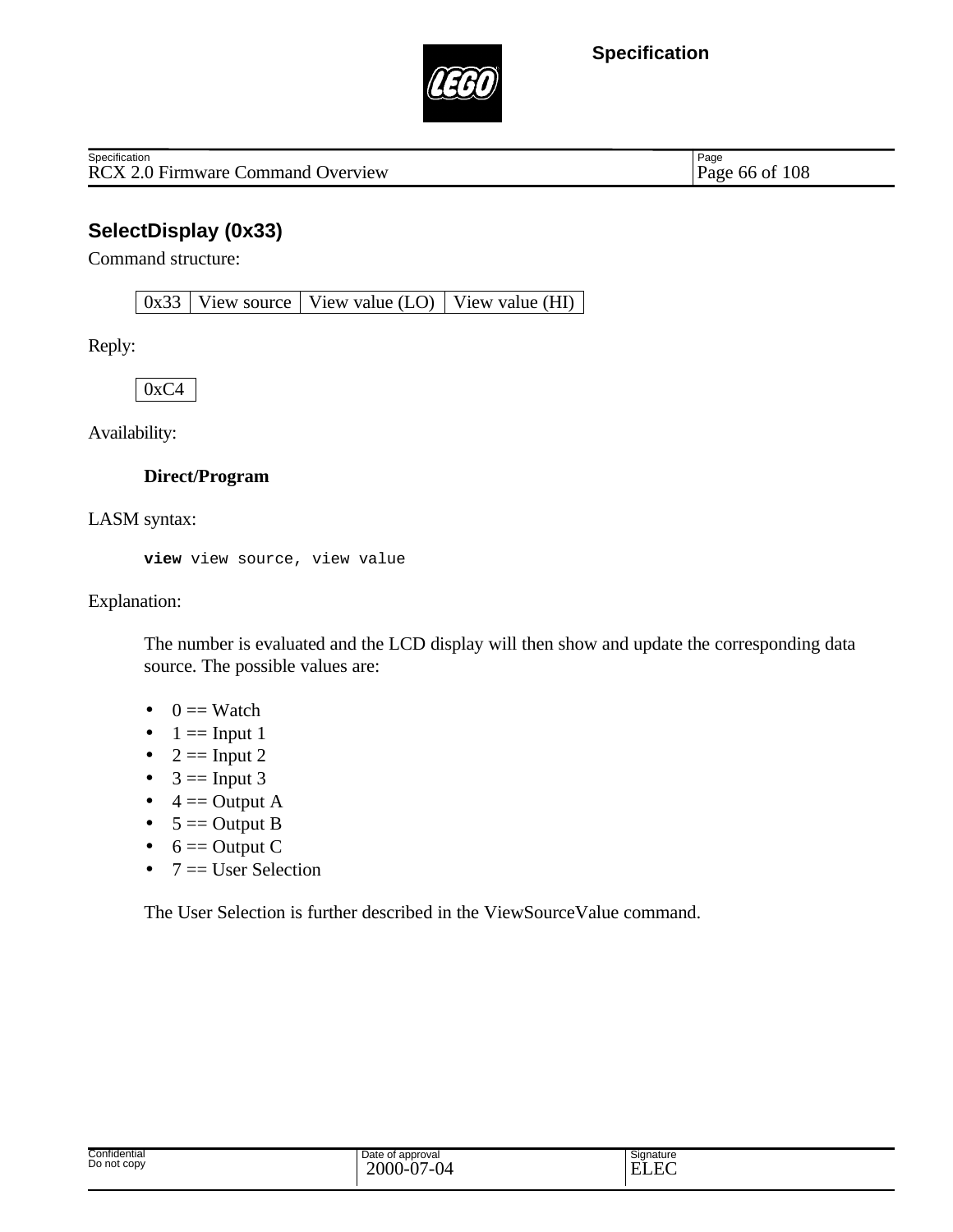## SelectDisplay (0x33)

Command structure:

| 0x33 | View source | View value (LO) | View value (HI) |
|---|---|---|---|

Reply:

| 0xC4 |
|---|

Availability:

**Direct/Program**

LASM syntax:

```
view view source, view value
```

Explanation:

The number is evaluated and the LCD display will then show and update the corresponding data source. The possible values are:

- 0 == Watch
- 1 == Input 1
- 2 == Input 2
- 3 == Input 3
- 4 == Output A
- 5 == Output B
- 6 == Output C
- 7 == User Selection

The User Selection is further described in the ViewSourceValue command.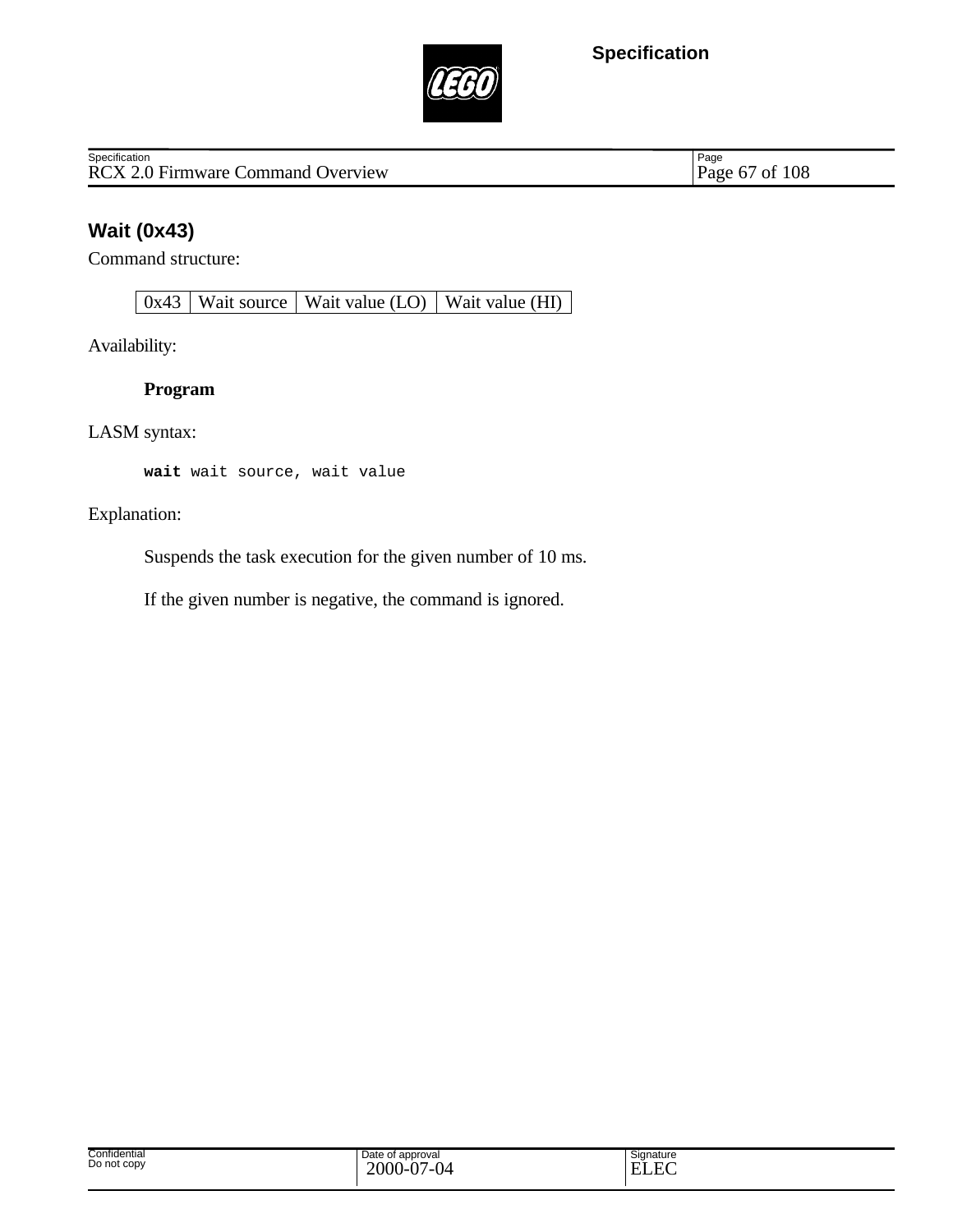## Wait (0x43)

Command structure:

| 0x43 | Wait source | Wait value (LO) | Wait value (HI) |
|---|---|---|---|

Availability:

**Program**

LASM syntax:

```
wait wait source, wait value
```

Explanation:

Suspends the task execution for the given number of 10 ms.

If the given number is negative, the command is ignored.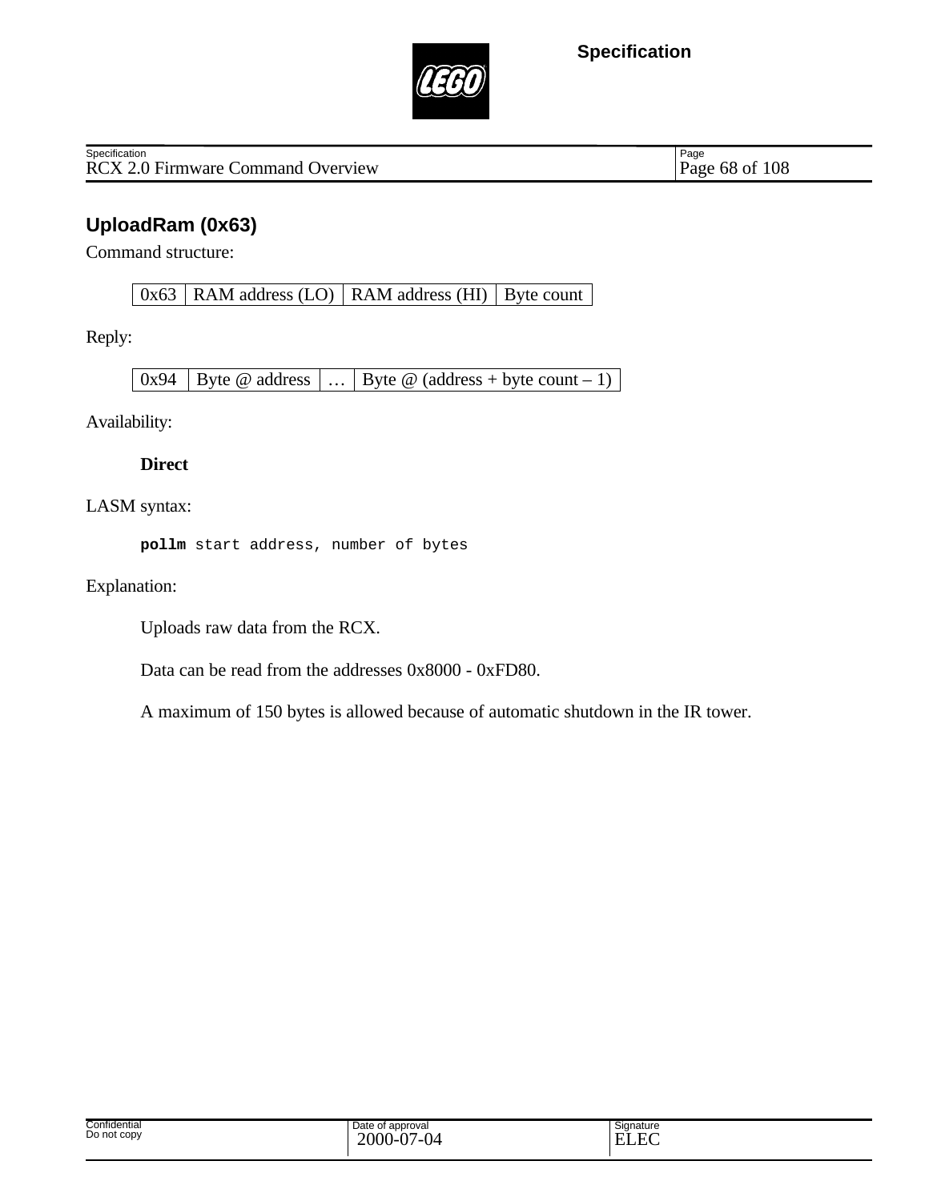## UploadRam (0x63)

Command structure:

| 0x63 | RAM address (LO) | RAM address (HI) | Byte count |
|---|---|---|---|

Reply:

| 0x94 | Byte @ address | … | Byte @ (address + byte count – 1) |
|---|---|---|---|

Availability:

**Direct**

LASM syntax:

```
pollm start address, number of bytes
```

Explanation:

Uploads raw data from the RCX.

Data can be read from the addresses 0x8000 - 0xFD80.

A maximum of 150 bytes is allowed because of automatic shutdown in the IR tower.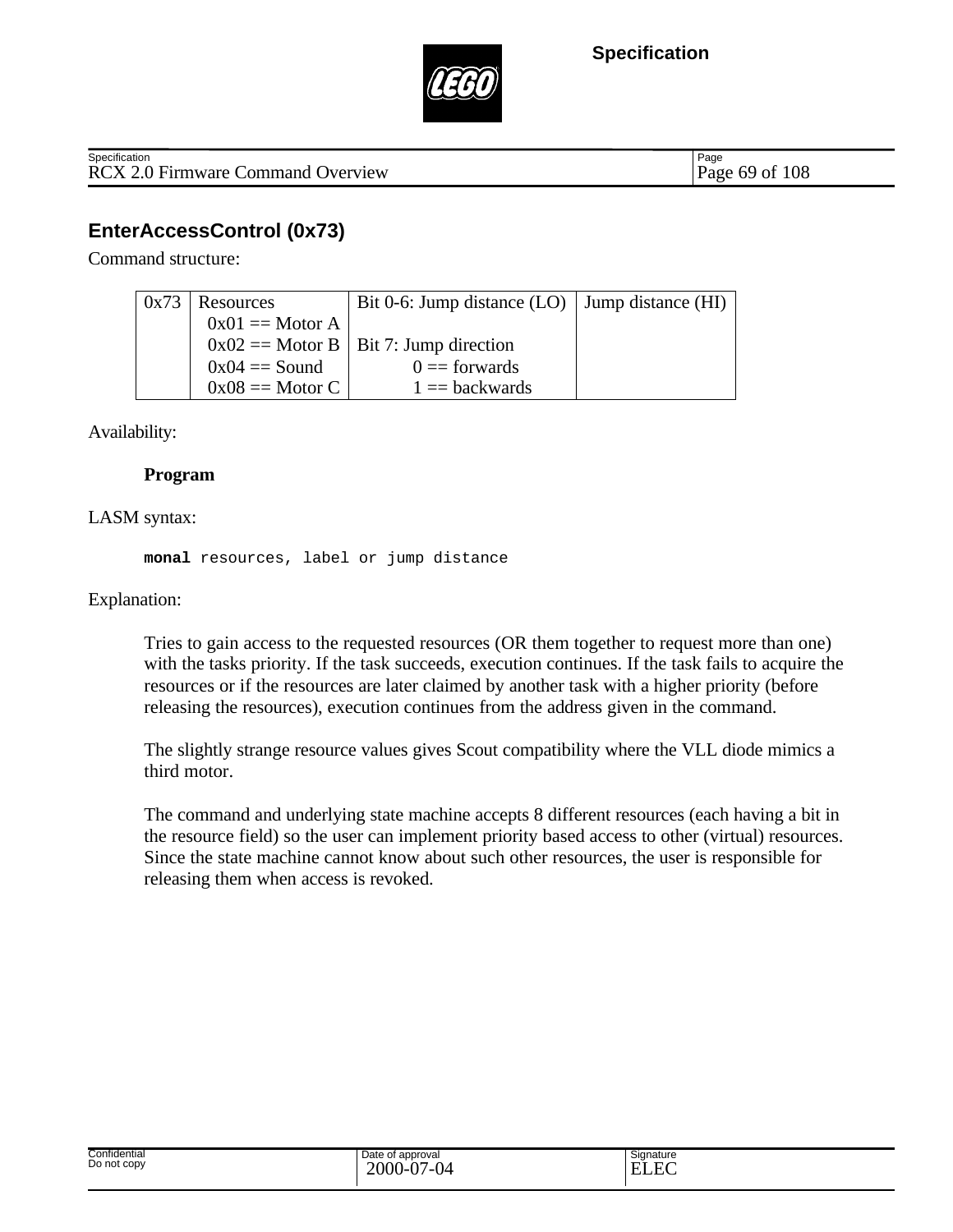## EnterAccessControl (0x73)

Command structure:

| 0x73 | Resources<br>0x01 == Motor A<br>0x02 == Motor B<br>0x04 == Sound<br>0x08 == Motor C | Bit 0-6: Jump distance (LO)<br><br>Bit 7: Jump direction<br>0 == forwards<br>1 == backwards | Jump distance (HI) |
|---|---|---|---|

Availability:

**Program**

LASM syntax:

```
monal resources, label or jump distance
```

Explanation:

Tries to gain access to the requested resources (OR them together to request more than one) with the tasks priority. If the task succeeds, execution continues. If the task fails to acquire the resources or if the resources are later claimed by another task with a higher priority (before releasing the resources), execution continues from the address given in the command.

The slightly strange resource values gives Scout compatibility where the VLL diode mimics a third motor.

The command and underlying state machine accepts 8 different resources (each having a bit in the resource field) so the user can implement priority based access to other (virtual) resources. Since the state machine cannot know about such other resources, the user is responsible for releasing them when access is revoked.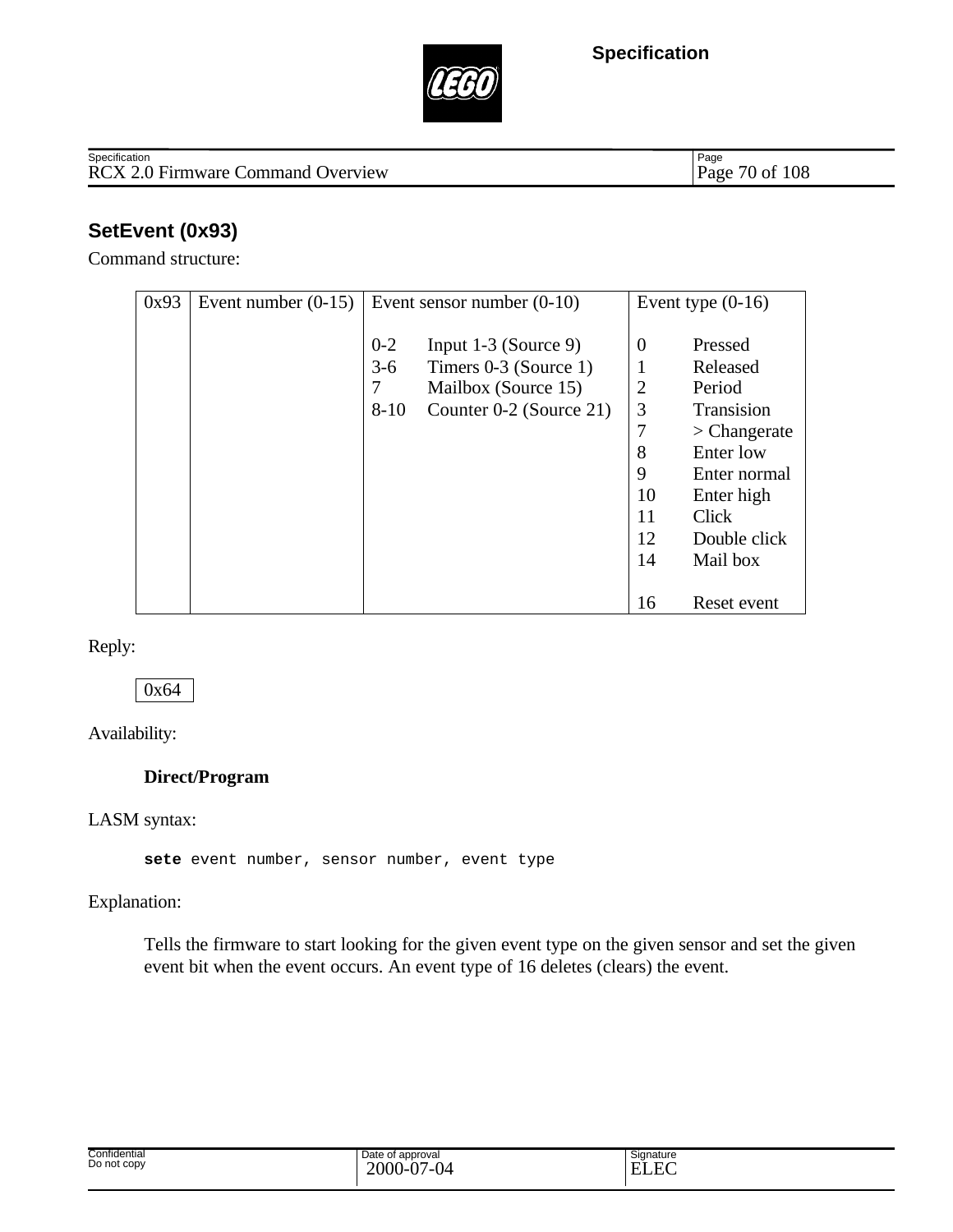## SetEvent (0x93)

Command structure:

| 0x93 | Event number (0-15) | Event sensor number (0-10) | Event type (0-16) |
|---|---|---|---|
| | | 0-2 Input 1-3 (Source 9)<br>3-6 Timers 0-3 (Source 1)<br>7 Mailbox (Source 15)<br>8-10 Counter 0-2 (Source 21) | 0 Pressed<br>1 Released<br>2 Period<br>3 Transision<br>7 > Changerate<br>8 Enter low<br>9 Enter normal<br>10 Enter high<br>11 Click<br>12 Double click<br>14 Mail box<br><br>16 Reset event |

Reply:

| 0x64 |
|---|

Availability:

**Direct/Program**

LASM syntax:

```
sete event number, sensor number, event type
```

Explanation:

Tells the firmware to start looking for the given event type on the given sensor and set the given event bit when the event occurs. An event type of 16 deletes (clears) the event.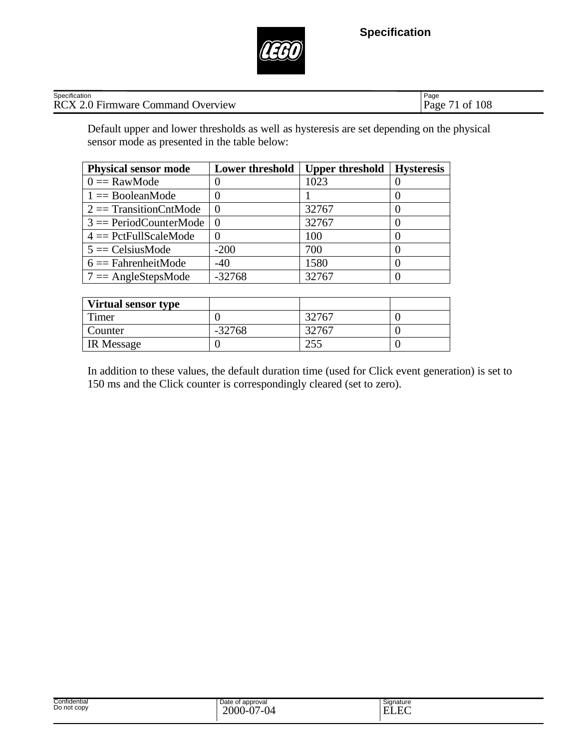Default upper and lower thresholds as well as hysteresis are set depending on the physical sensor mode as presented in the table below:

| Physical sensor mode | Lower threshold | Upper threshold | Hysteresis |
|---|---|---|---|
| 0 == RawMode | 0 | 1023 | 0 |
| 1 == BooleanMode | 0 | 1 | 0 |
| 2 == TransitionCntMode | 0 | 32767 | 0 |
| 3 == PeriodCounterMode | 0 | 32767 | 0 |
| 4 == PctFullScaleMode | 0 | 100 | 0 |
| 5 == CelsiusMode | -200 | 700 | 0 |
| 6 == FahrenheitMode | -40 | 1580 | 0 |
| 7 == AngleStepsMode | -32768 | 32767 | 0 |

| Virtual sensor type | | | |
|---|---|---|---|
| Timer | 0 | 32767 | 0 |
| Counter | -32768 | 32767 | 0 |
| IR Message | 0 | 255 | 0 |

In addition to these values, the default duration time (used for Click event generation) is set to 150 ms and the Click counter is correspondingly cleared (set to zero).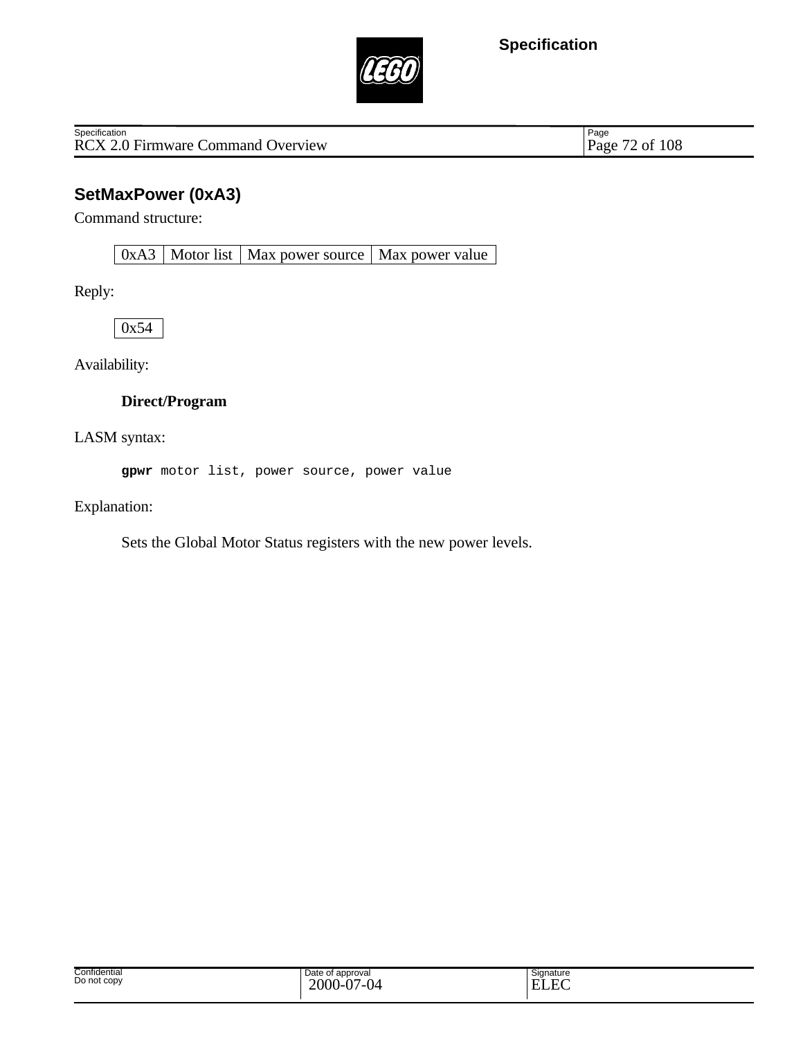## SetMaxPower (0xA3)

Command structure:

| 0xA3 | Motor list | Max power source | Max power value |
|---|---|---|---|

Reply:

| 0x54 |
|---|

Availability:

**Direct/Program**

LASM syntax:

```
gpwr motor list, power source, power value
```

Explanation:

Sets the Global Motor Status registers with the new power levels.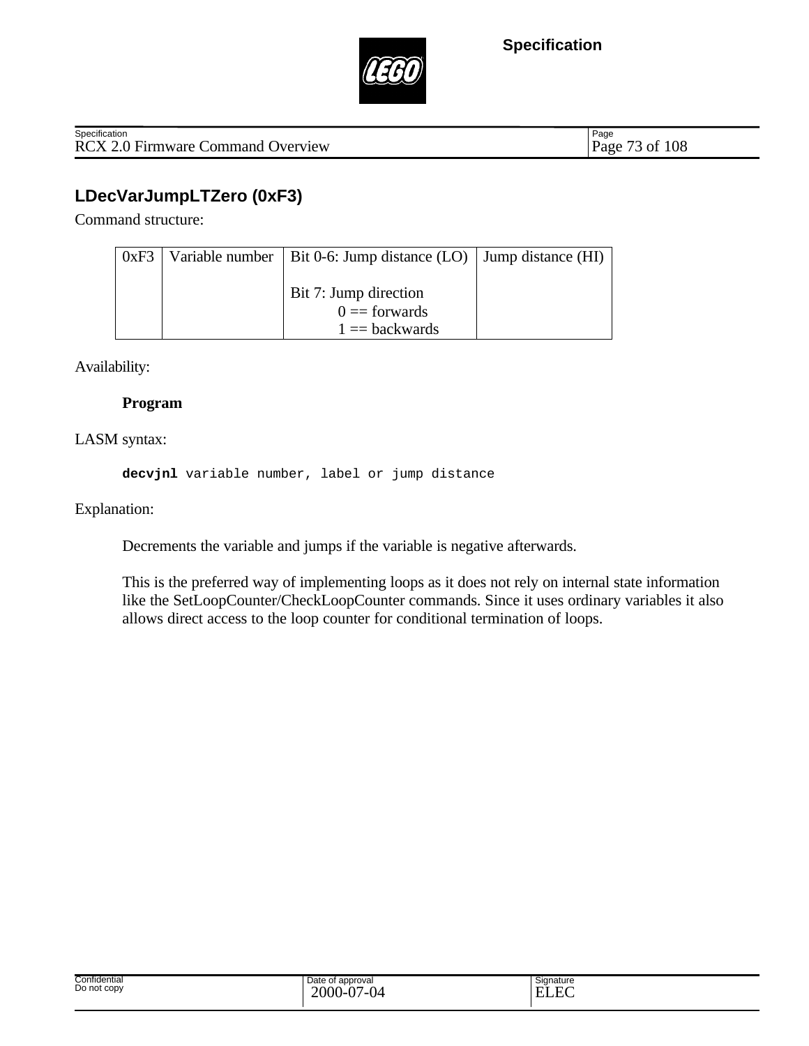## LDecVarJumpLTZero (0xF3)

Command structure:

| 0xF3 | Variable number | Bit 0-6: Jump distance (LO)<br><br>Bit 7: Jump direction<br>0 == forwards<br>1 == backwards | Jump distance (HI) |
|---|---|---|---|

Availability:

**Program**

LASM syntax:

```
decvjnl variable number, label or jump distance
```

Explanation:

Decrements the variable and jumps if the variable is negative afterwards.

This is the preferred way of implementing loops as it does not rely on internal state information like the SetLoopCounter/CheckLoopCounter commands. Since it uses ordinary variables it also allows direct access to the loop counter for conditional termination of loops.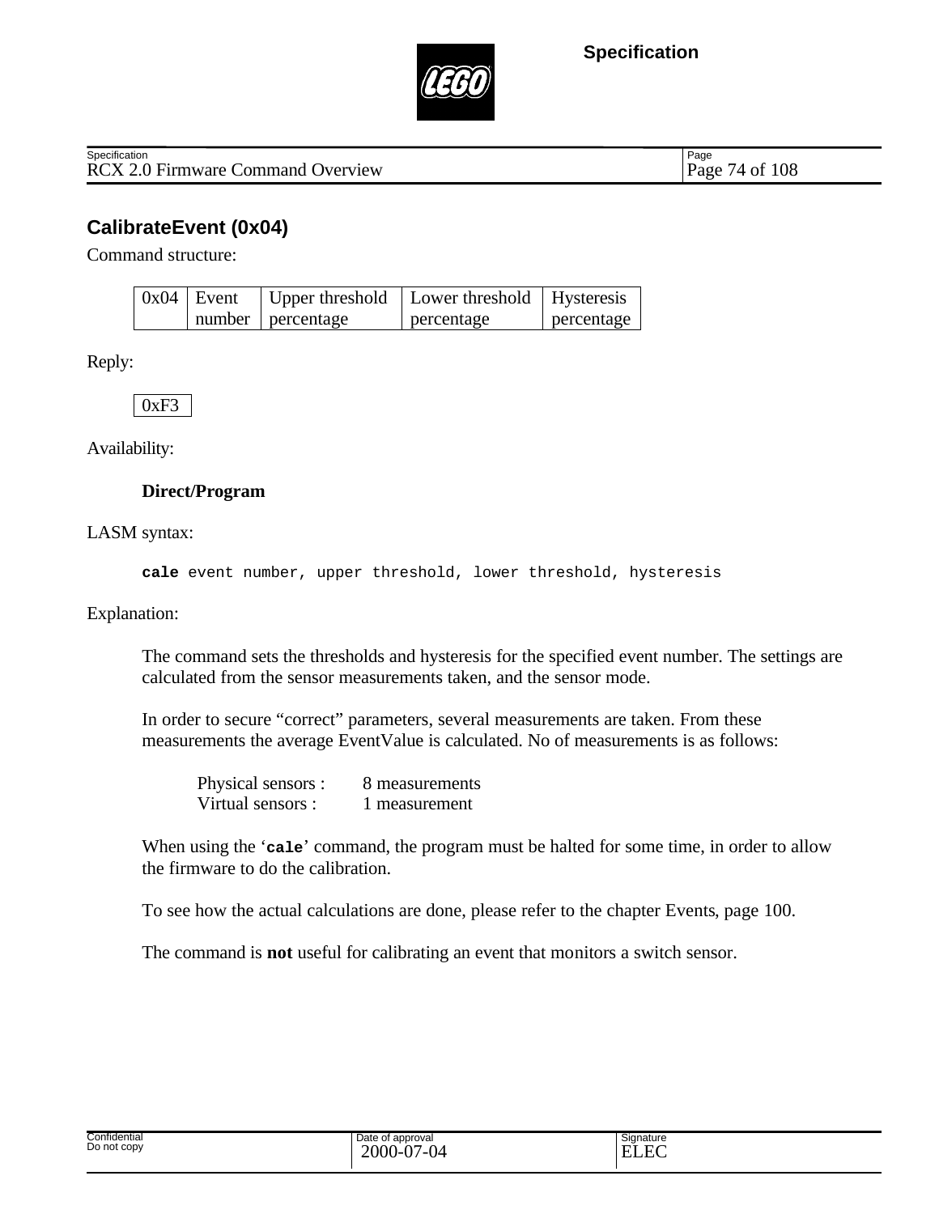## CalibrateEvent (0x04)

Command structure:

| 0x04 | Event number | Upper threshold percentage | Lower threshold percentage | Hysteresis percentage |
|---|---|---|---|---|

Reply:

| 0xF3 |
|---|

Availability:

**Direct/Program**

LASM syntax:

```
cale event number, upper threshold, lower threshold, hysteresis
```

Explanation:

The command sets the thresholds and hysteresis for the specified event number. The settings are calculated from the sensor measurements taken, and the sensor mode.

In order to secure "correct" parameters, several measurements are taken. From these measurements the average EventValue is calculated. No of measurements is as follows:

Physical sensors : 8 measurements
Virtual sensors : 1 measurement

When using the '`cale`' command, the program must be halted for some time, in order to allow the firmware to do the calibration.

To see how the actual calculations are done, please refer to the chapter Events, page 100.

The command is **not** useful for calibrating an event that monitors a switch sensor.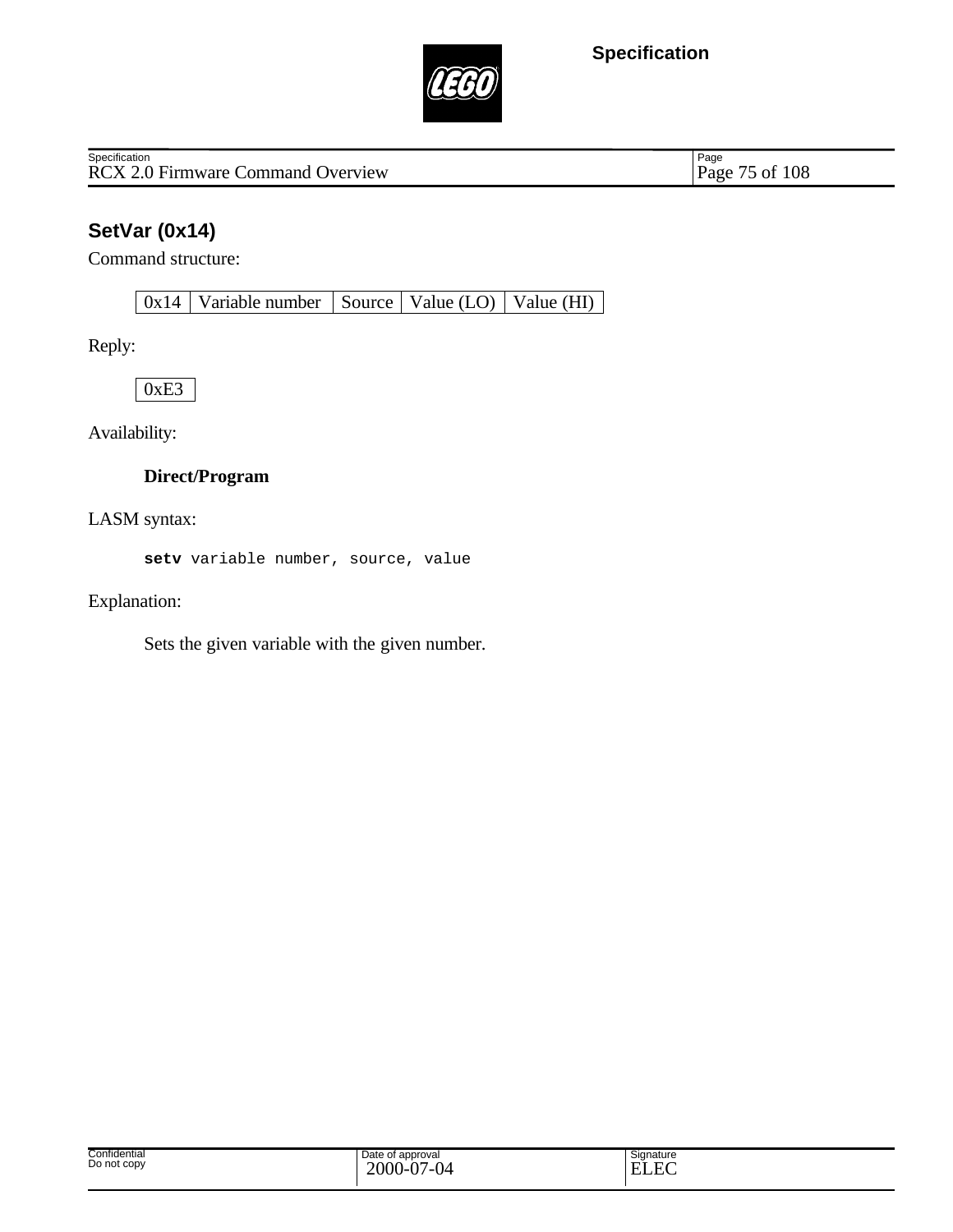## SetVar (0x14)

Command structure:

| 0x14 | Variable number | Source | Value (LO) | Value (HI) |
|---|---|---|---|---|

Reply:

| 0xE3 |
|---|

Availability:

**Direct/Program**

LASM syntax:

```
setv variable number, source, value
```

Explanation:

Sets the given variable with the given number.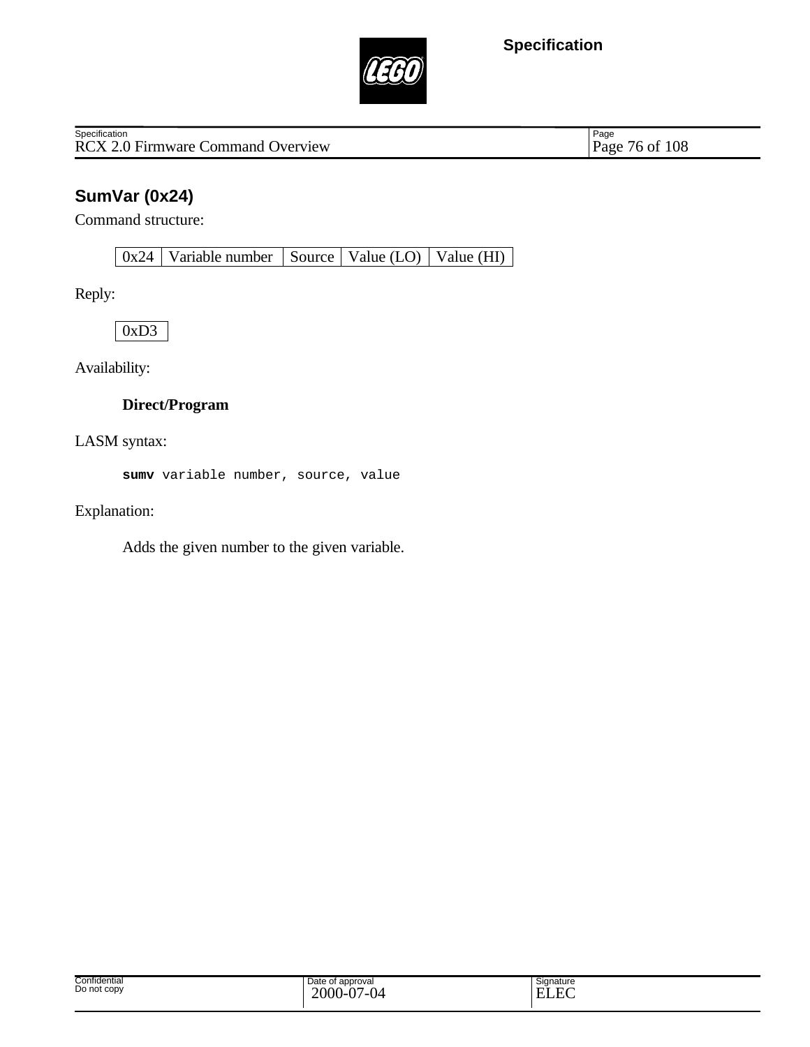## SumVar (0x24)

Command structure:

| 0x24 | Variable number | Source | Value (LO) | Value (HI) |
|---|---|---|---|---|

Reply:

| 0xD3 |
|---|

Availability:

**Direct/Program**

LASM syntax:

```
sumv variable number, source, value
```

Explanation:

Adds the given number to the given variable.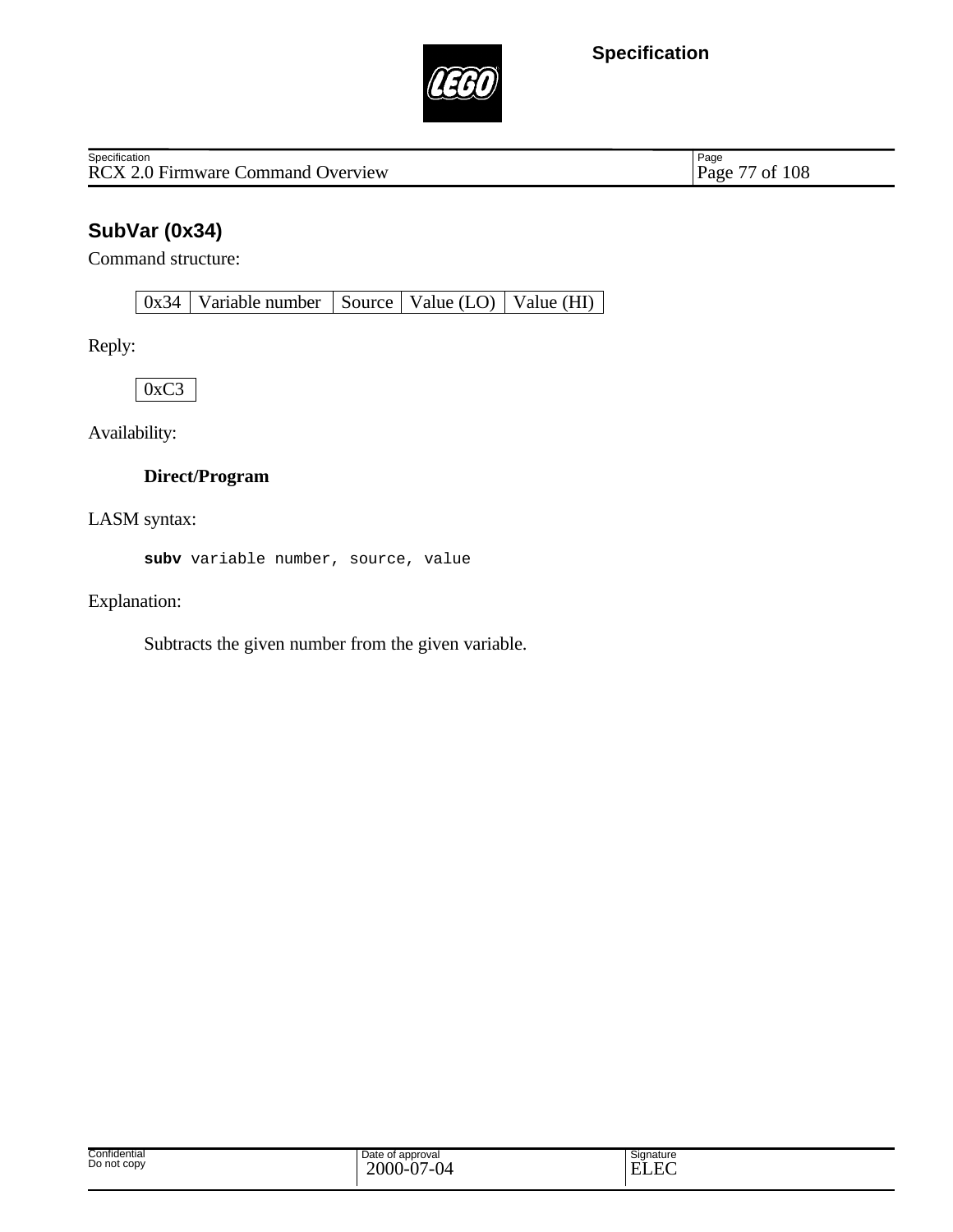## SubVar (0x34)

Command structure:

| 0x34 | Variable number | Source | Value (LO) | Value (HI) |
|---|---|---|---|---|

Reply:

| 0xC3 |
|---|

Availability:

**Direct/Program**

LASM syntax:

```
subv variable number, source, value
```

Explanation:

Subtracts the given number from the given variable.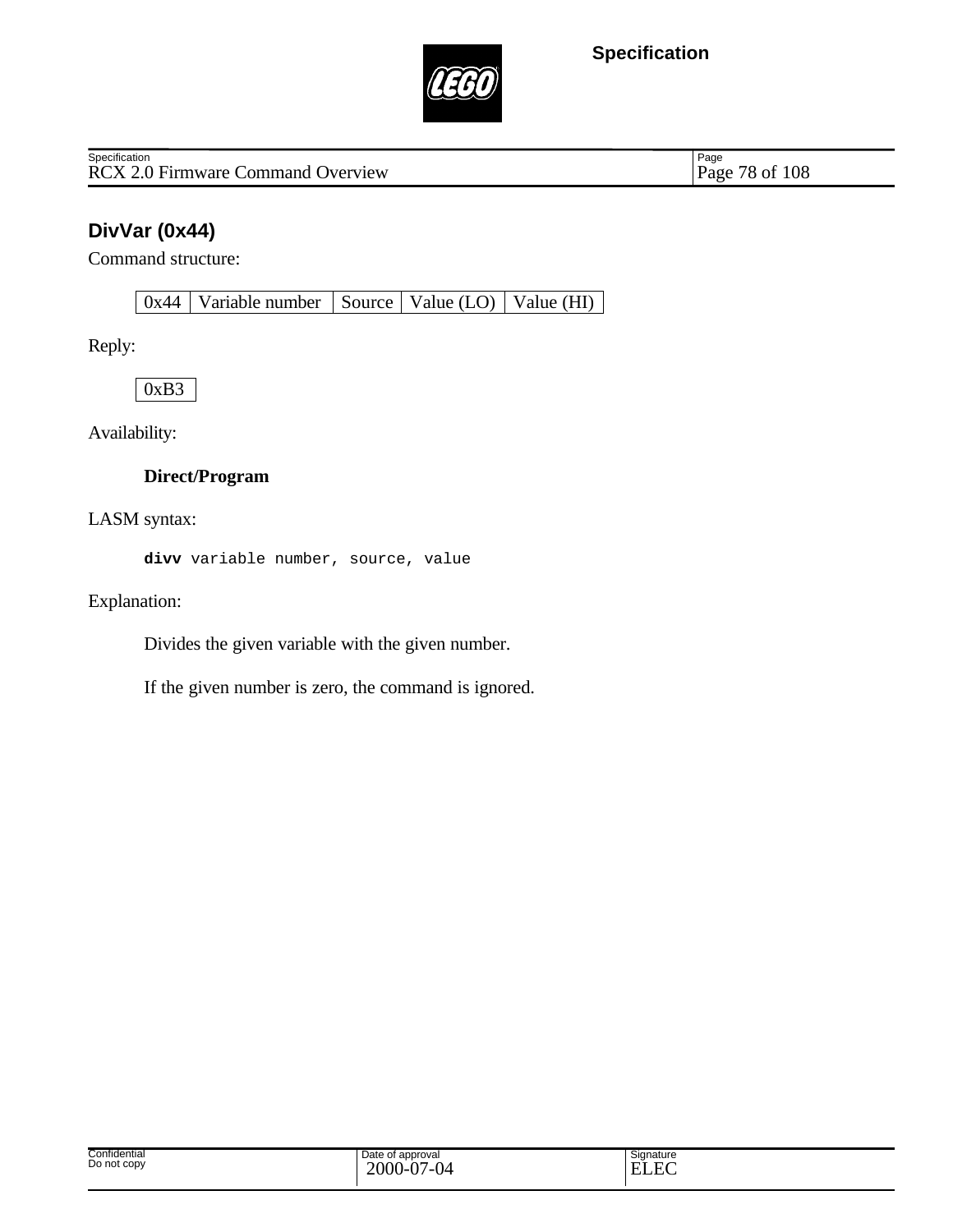## DivVar (0x44)

Command structure:

| 0x44 | Variable number | Source | Value (LO) | Value (HI) |
|---|---|---|---|---|

Reply:

| 0xB3 |
|---|

Availability:

**Direct/Program**

LASM syntax:

```
divv variable number, source, value
```

Explanation:

Divides the given variable with the given number.

If the given number is zero, the command is ignored.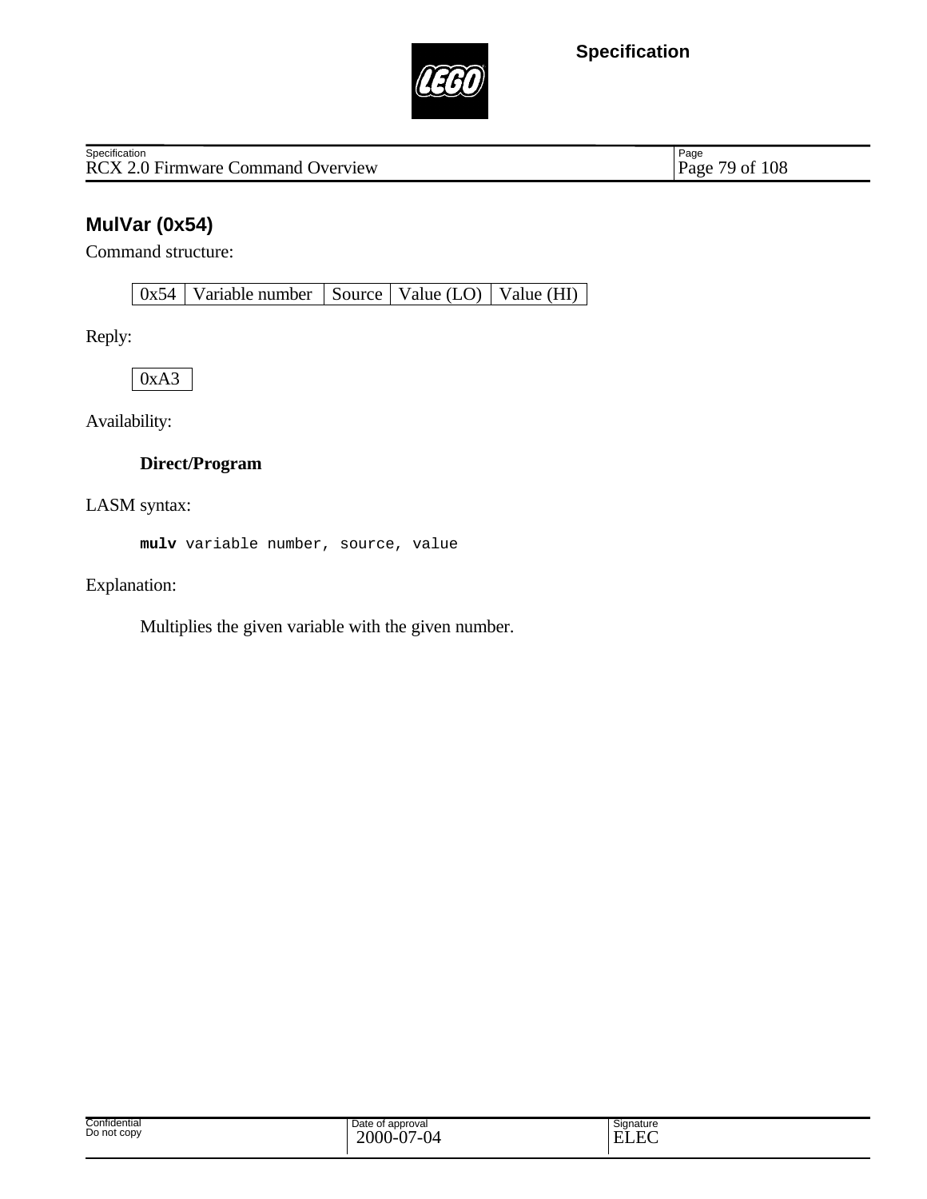## MulVar (0x54)

Command structure:

| 0x54 | Variable number | Source | Value (LO) | Value (HI) |
|---|---|---|---|---|

Reply:

| 0xA3 |
|---|

Availability:

**Direct/Program**

LASM syntax:

```
mulv variable number, source, value
```

Explanation:

Multiplies the given variable with the given number.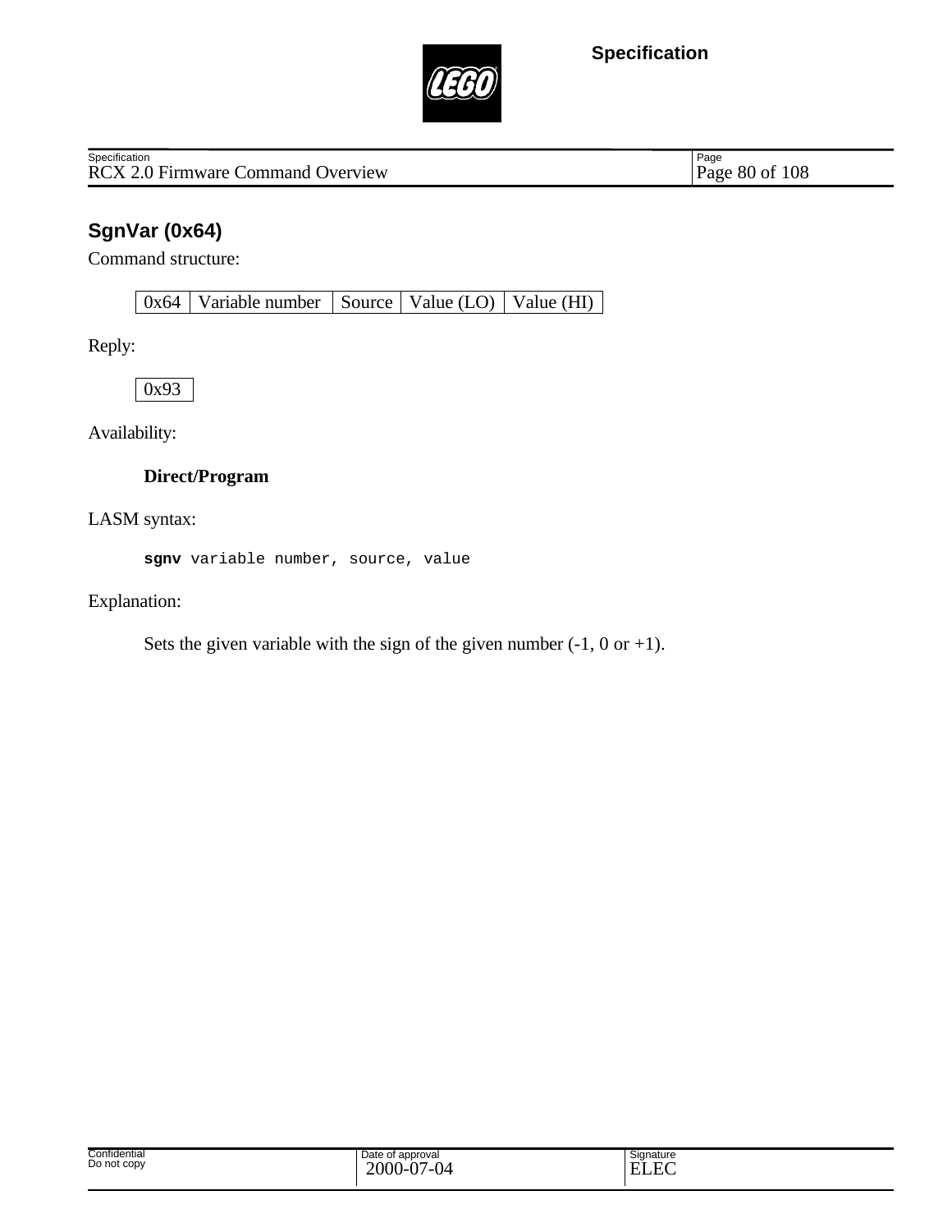## SgnVar (0x64)

Command structure:

| 0x64 | Variable number | Source | Value (LO) | Value (HI) |
|---|---|---|---|---|

Reply:

| 0x93 |
|---|

Availability:

**Direct/Program**

LASM syntax:

```
sgnv variable number, source, value
```

Explanation:

Sets the given variable with the sign of the given number (-1, 0 or +1).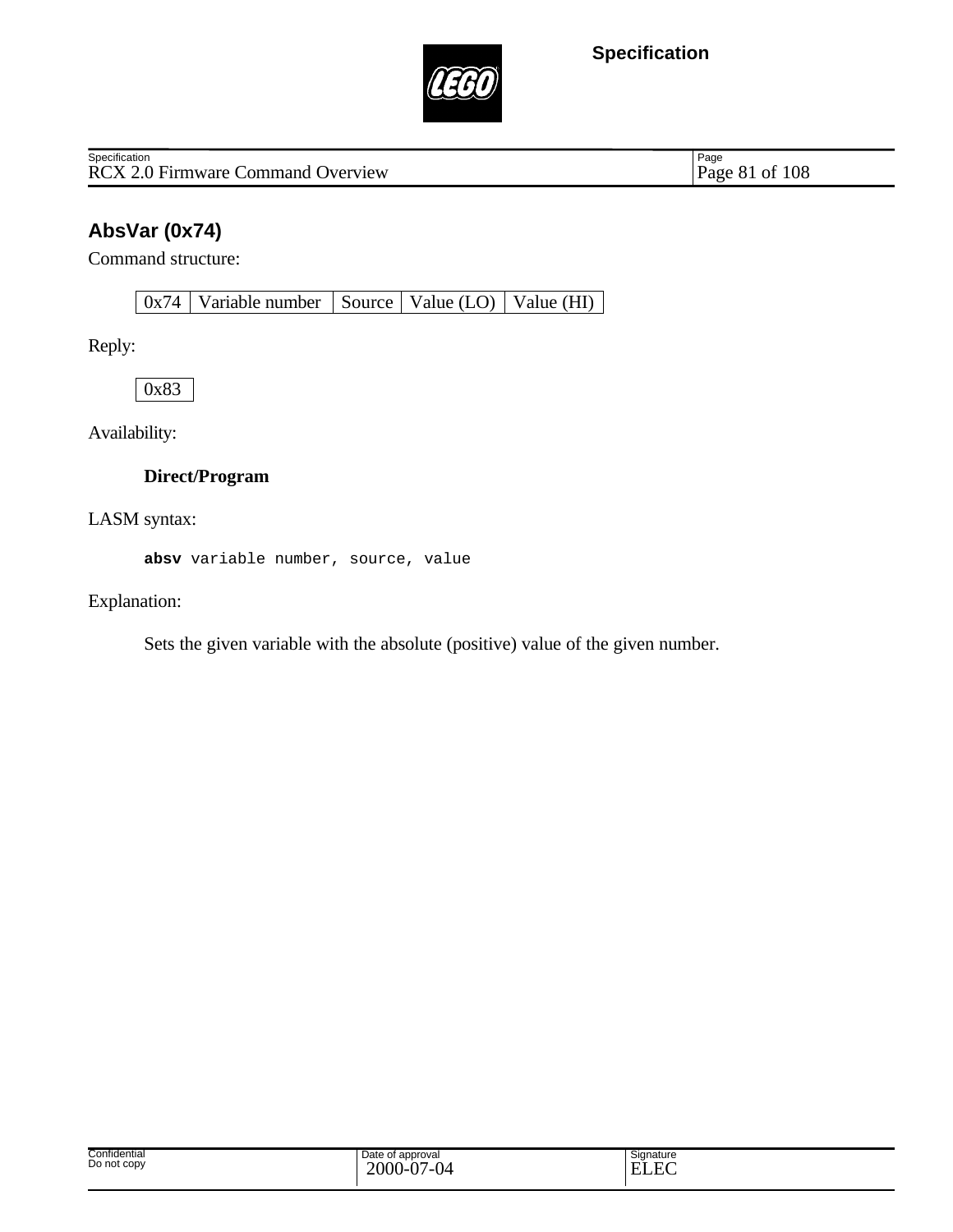## AbsVar (0x74)

Command structure:

| 0x74 | Variable number | Source | Value (LO) | Value (HI) |
|---|---|---|---|---|

Reply:

| 0x83 |
|---|

Availability:

**Direct/Program**

LASM syntax:

```
absv variable number, source, value
```

Explanation:

Sets the given variable with the absolute (positive) value of the given number.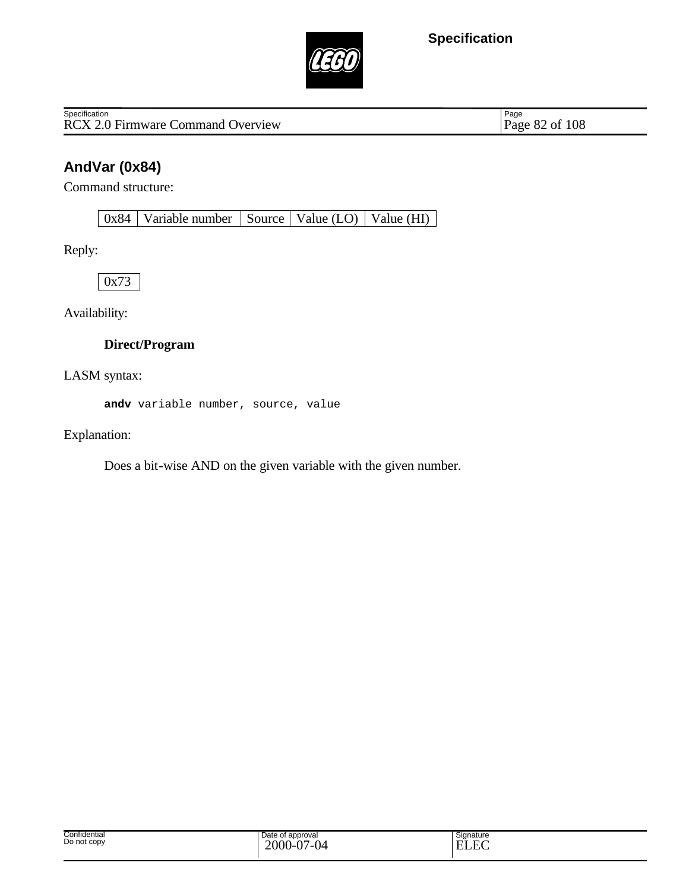## AndVar (0x84)

Command structure:

| 0x84 | Variable number | Source | Value (LO) | Value (HI) |
|---|---|---|---|---|

Reply:

| 0x73 |
|---|

Availability:

**Direct/Program**

LASM syntax:

```
andv variable number, source, value
```

Explanation:

Does a bit-wise AND on the given variable with the given number.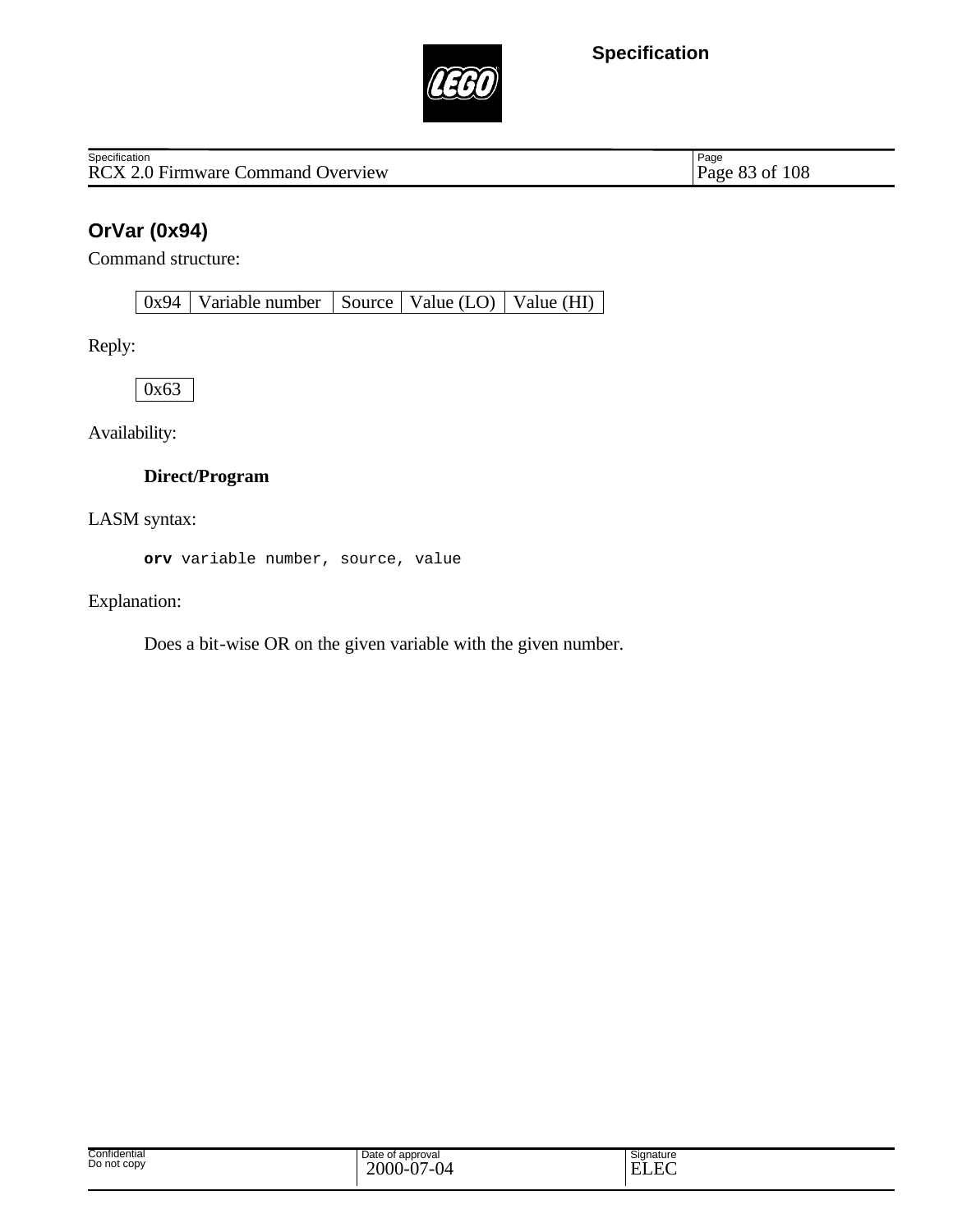## OrVar (0x94)

Command structure:

| 0x94 | Variable number | Source | Value (LO) | Value (HI) |
|---|---|---|---|---|

Reply:

| 0x63 |
|---|

Availability:

**Direct/Program**

LASM syntax:

```
orv variable number, source, value
```

Explanation:

Does a bit-wise OR on the given variable with the given number.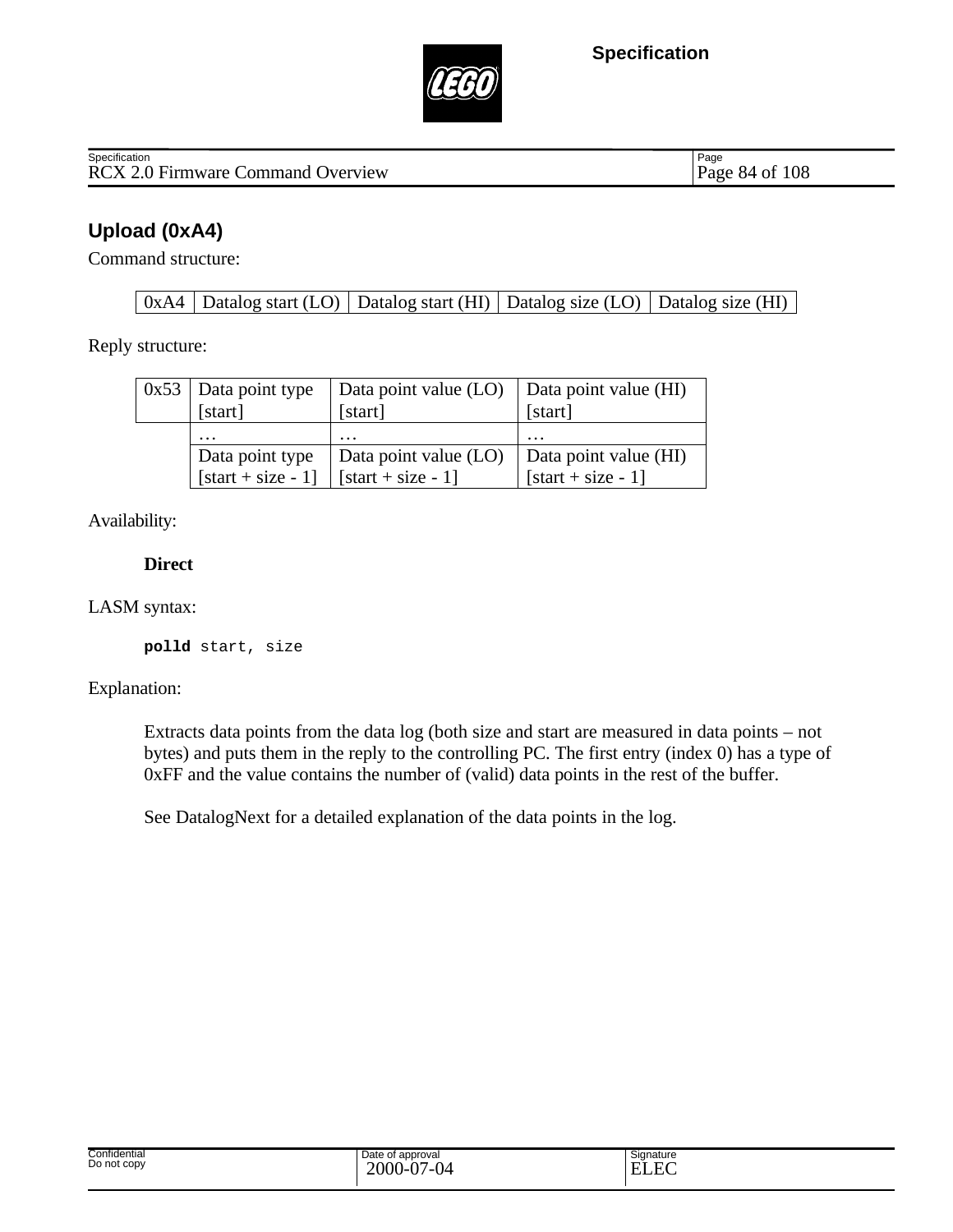## Upload (0xA4)

Command structure:

| 0xA4 | Datalog start (LO) | Datalog start (HI) | Datalog size (LO) | Datalog size (HI) |
|---|---|---|---|---|

Reply structure:

| 0x53 | Data point type [start] | Data point value (LO) [start] | Data point value (HI) [start] |
|---|---|---|---|
| | … | … | … |
| | Data point type [start + size - 1] | Data point value (LO) [start + size - 1] | Data point value (HI) [start + size - 1] |

Availability:

**Direct**

LASM syntax:

```
polld start, size
```

Explanation:

Extracts data points from the data log (both size and start are measured in data points – not bytes) and puts them in the reply to the controlling PC. The first entry (index 0) has a type of 0xFF and the value contains the number of (valid) data points in the rest of the buffer.

See DatalogNext for a detailed explanation of the data points in the log.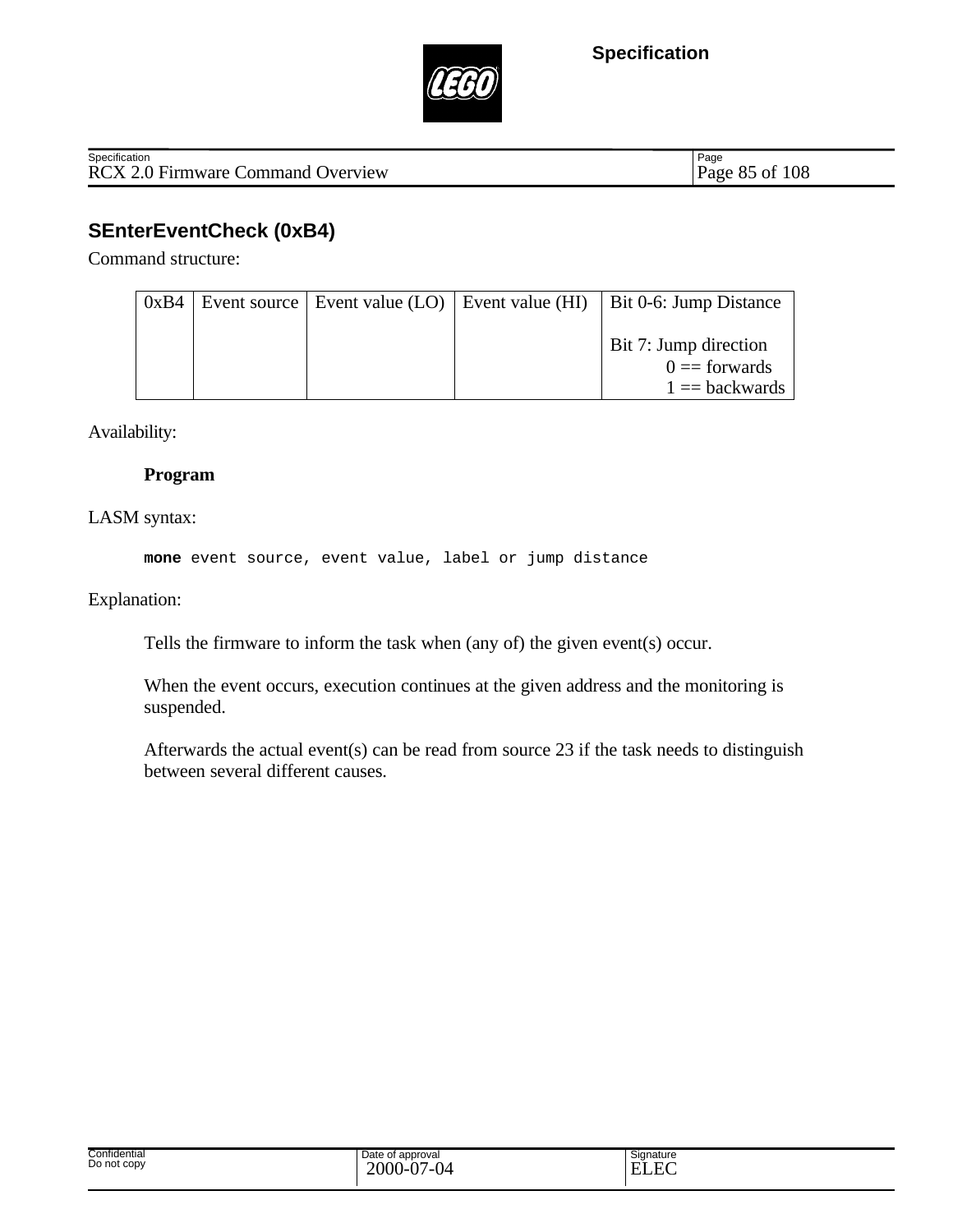## SEnterEventCheck (0xB4)

Command structure:

| 0xB4 | Event source | Event value (LO) | Event value (HI) | Bit 0-6: Jump Distance<br><br>Bit 7: Jump direction<br>0 == forwards<br>1 == backwards |
|---|---|---|---|---|

Availability:

**Program**

LASM syntax:

```
mone event source, event value, label or jump distance
```

Explanation:

Tells the firmware to inform the task when (any of) the given event(s) occur.

When the event occurs, execution continues at the given address and the monitoring is suspended.

Afterwards the actual event(s) can be read from source 23 if the task needs to distinguish between several different causes.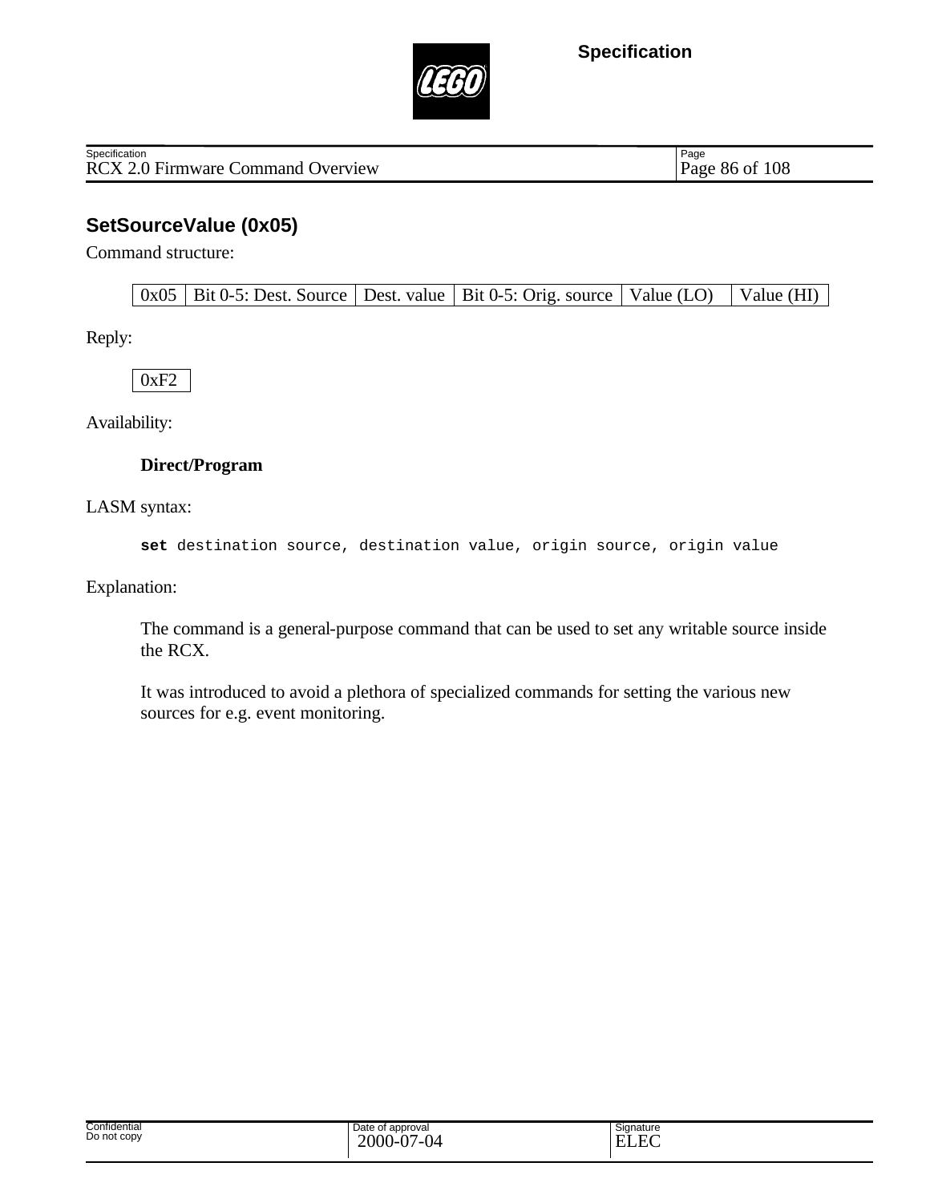## SetSourceValue (0x05)

Command structure:

| 0x05 | Bit 0-5: Dest. Source | Dest. value | Bit 0-5: Orig. source | Value (LO) | Value (HI) |
|---|---|---|---|---|---|

Reply:

| 0xF2 |
|---|

Availability:

**Direct/Program**

LASM syntax:

```
set destination source, destination value, origin source, origin value
```

Explanation:

The command is a general-purpose command that can be used to set any writable source inside the RCX.

It was introduced to avoid a plethora of specialized commands for setting the various new sources for e.g. event monitoring.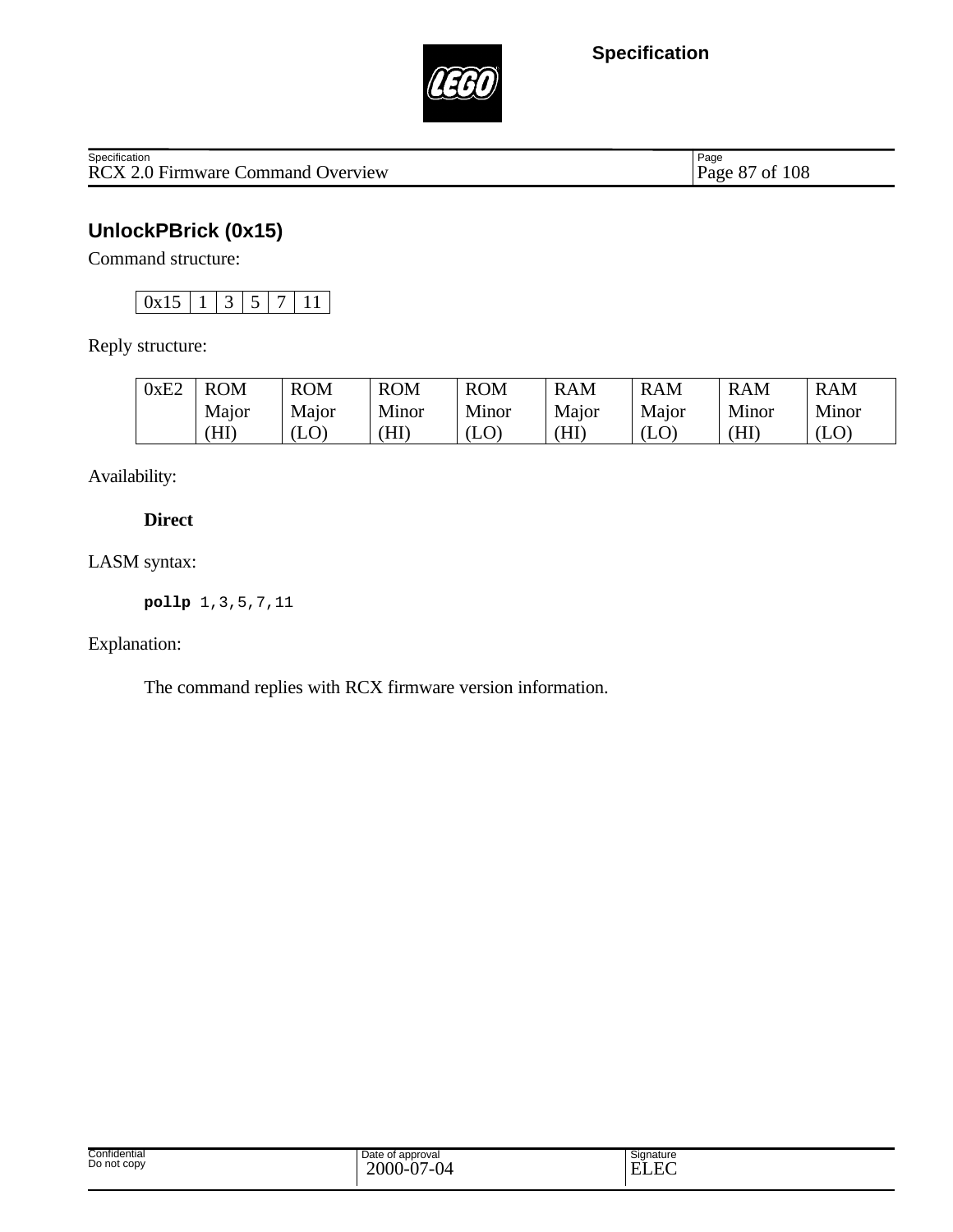## UnlockPBrick (0x15)

Command structure:

| 0x15 | 1 | 3 | 5 | 7 | 11 |
|---|---|---|---|---|---|

Reply structure:

| 0xE2 | ROM Major (HI) | ROM Major (LO) | ROM Minor (HI) | ROM Minor (LO) | RAM Major (HI) | RAM Major (LO) | RAM Minor (HI) | RAM Minor (LO) |
|---|---|---|---|---|---|---|---|---|

Availability:

**Direct**

LASM syntax:

```
pollp 1,3,5,7,11
```

Explanation:

The command replies with RCX firmware version information.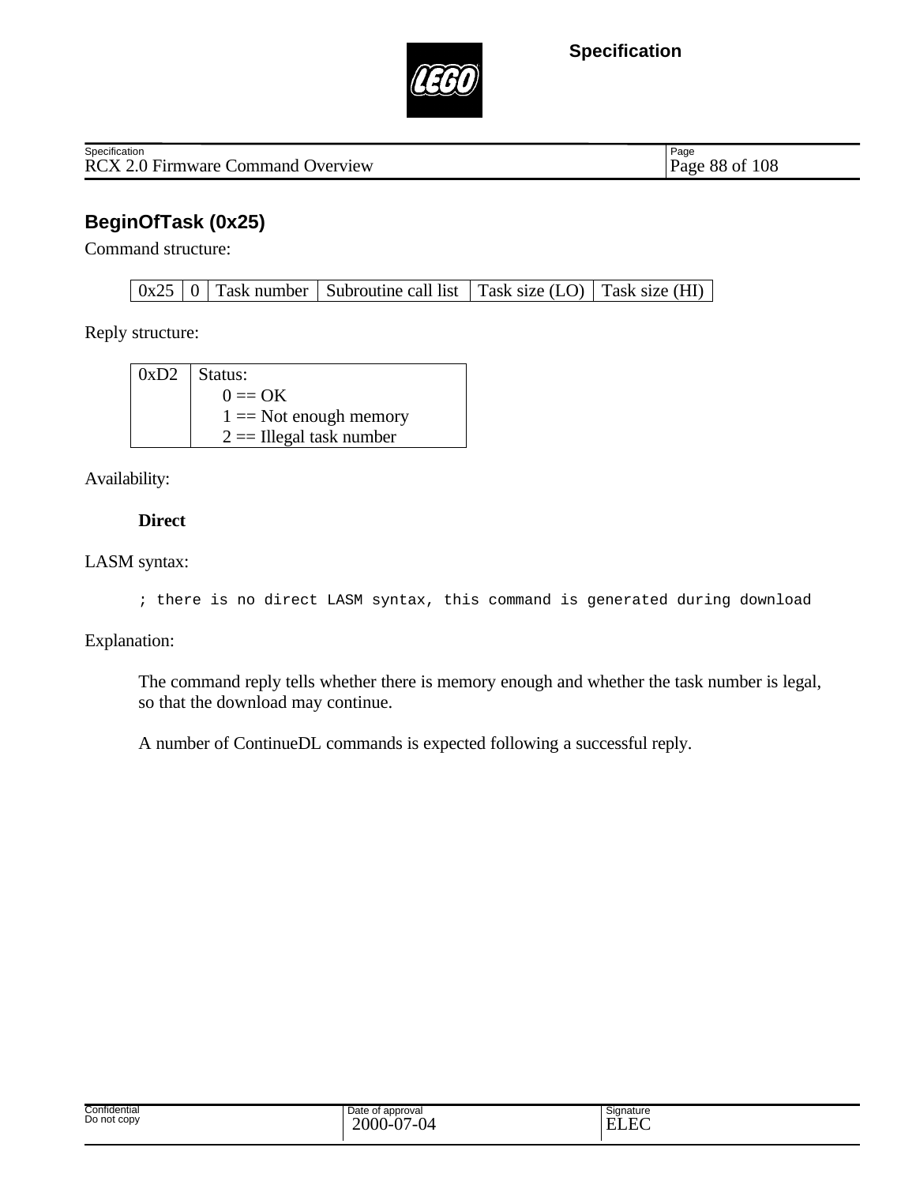## BeginOfTask (0x25)

Command structure:

| 0x25 | 0 | Task number | Subroutine call list | Task size (LO) | Task size (HI) |
|---|---|---|---|---|---|

Reply structure:

| 0xD2 | Status:<br>0 == OK<br>1 == Not enough memory<br>2 == Illegal task number |
|---|---|

Availability:

**Direct**

LASM syntax:

```
; there is no direct LASM syntax, this command is generated during download
```

Explanation:

The command reply tells whether there is memory enough and whether the task number is legal, so that the download may continue.

A number of ContinueDL commands is expected following a successful reply.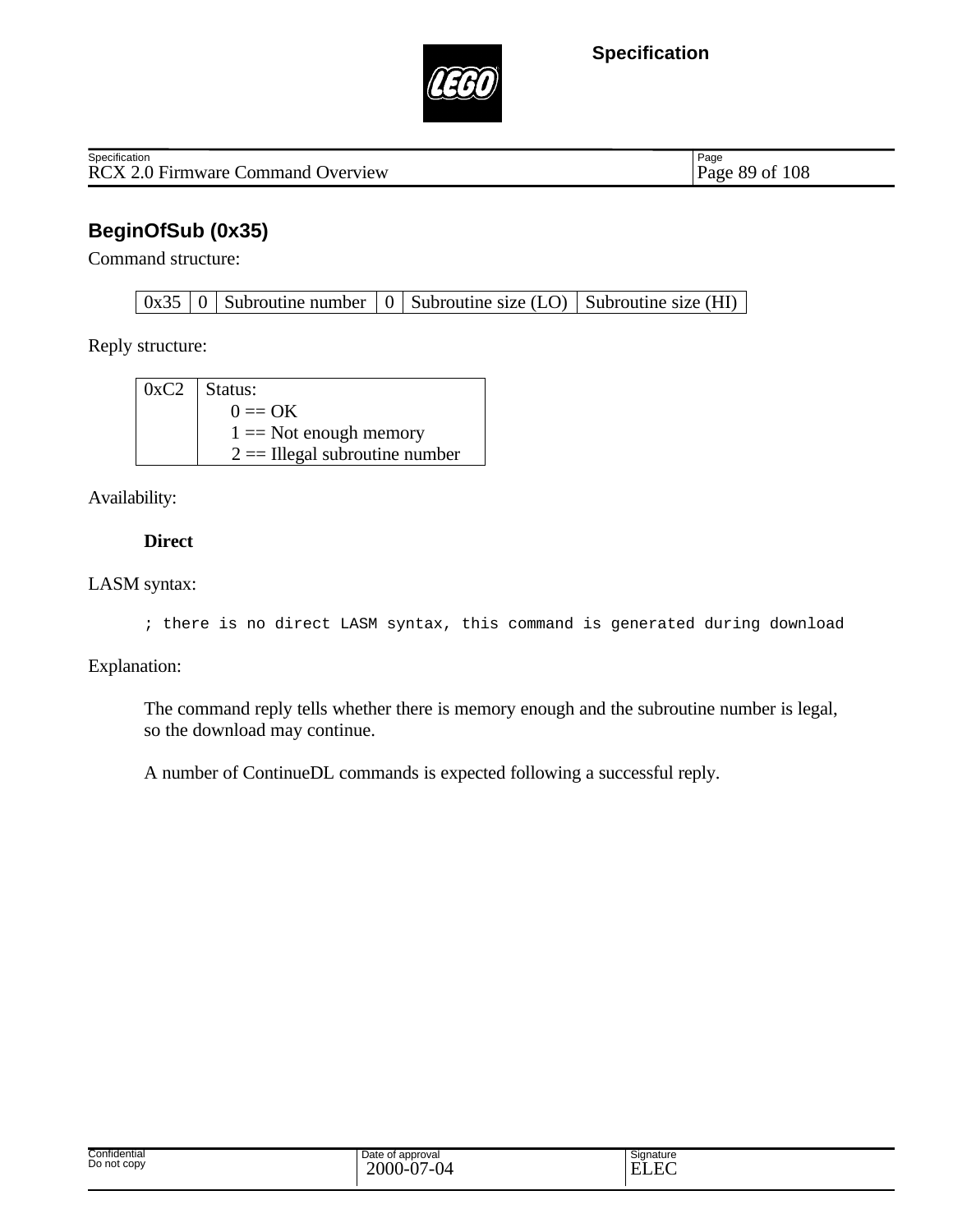## BeginOfSub (0x35)

Command structure:

| 0x35 | 0 | Subroutine number | 0 | Subroutine size (LO) | Subroutine size (HI) |
|---|---|---|---|---|---|

Reply structure:

| 0xC2 | Status:<br>0 == OK<br>1 == Not enough memory<br>2 == Illegal subroutine number |
|---|---|

Availability:

**Direct**

LASM syntax:

```
; there is no direct LASM syntax, this command is generated during download
```

Explanation:

The command reply tells whether there is memory enough and the subroutine number is legal, so the download may continue.

A number of ContinueDL commands is expected following a successful reply.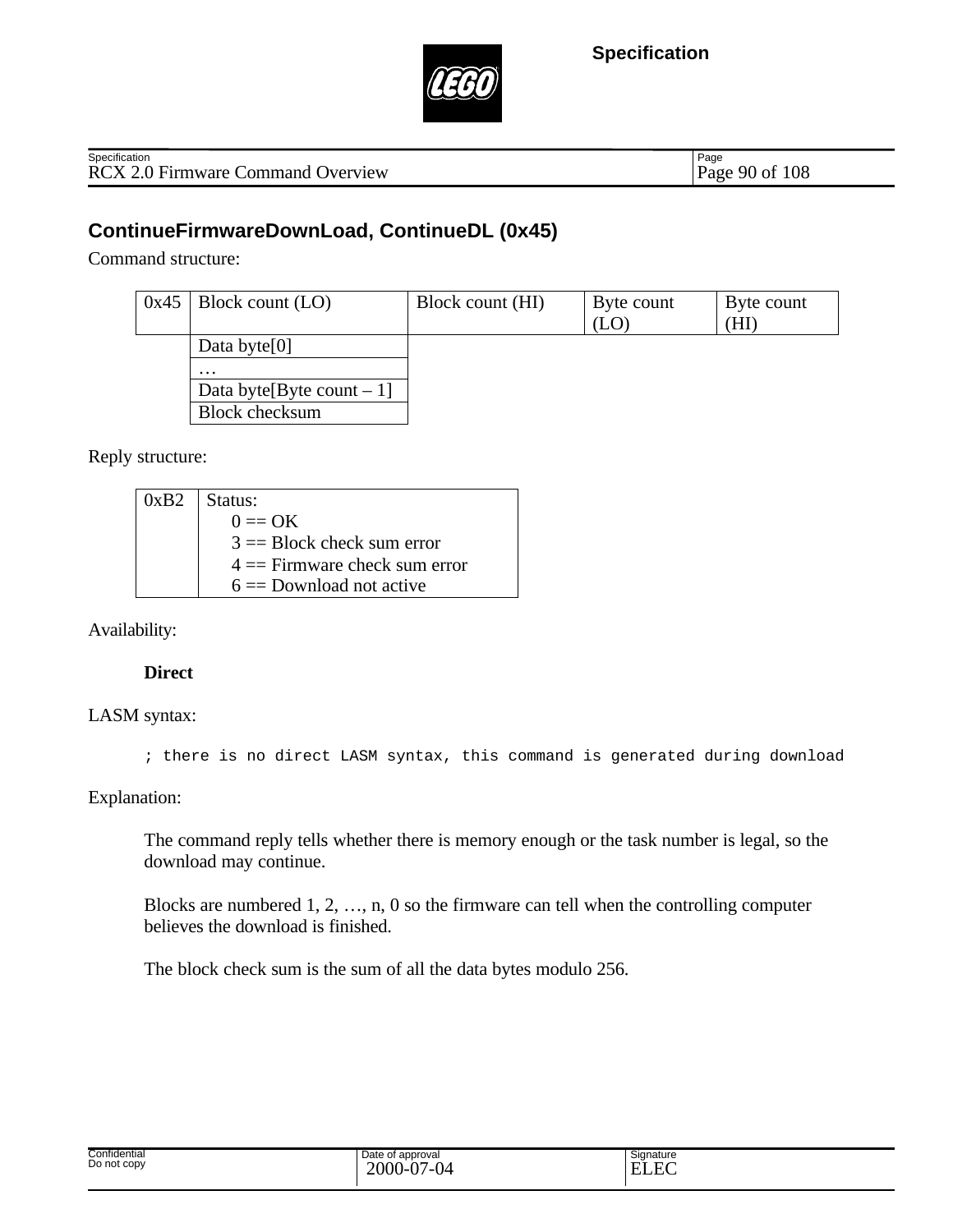## ContinueFirmwareDownLoad, ContinueDL (0x45)

Command structure:

| 0x45 | Block count (LO) | Block count (HI) | Byte count (LO) | Byte count (HI) |
|---|---|---|---|---|
| | Data byte[0] | | | |
| | … | | | |
| | Data byte[Byte count – 1] | | | |
| | Block checksum | | | |

Reply structure:

| 0xB2 | Status:<br>0 == OK<br>3 == Block check sum error<br>4 == Firmware check sum error<br>6 == Download not active |
|---|---|

Availability:

**Direct**

LASM syntax:

```
; there is no direct LASM syntax, this command is generated during download
```

Explanation:

The command reply tells whether there is memory enough or the task number is legal, so the download may continue.

Blocks are numbered 1, 2, …, n, 0 so the firmware can tell when the controlling computer believes the download is finished.

The block check sum is the sum of all the data bytes modulo 256.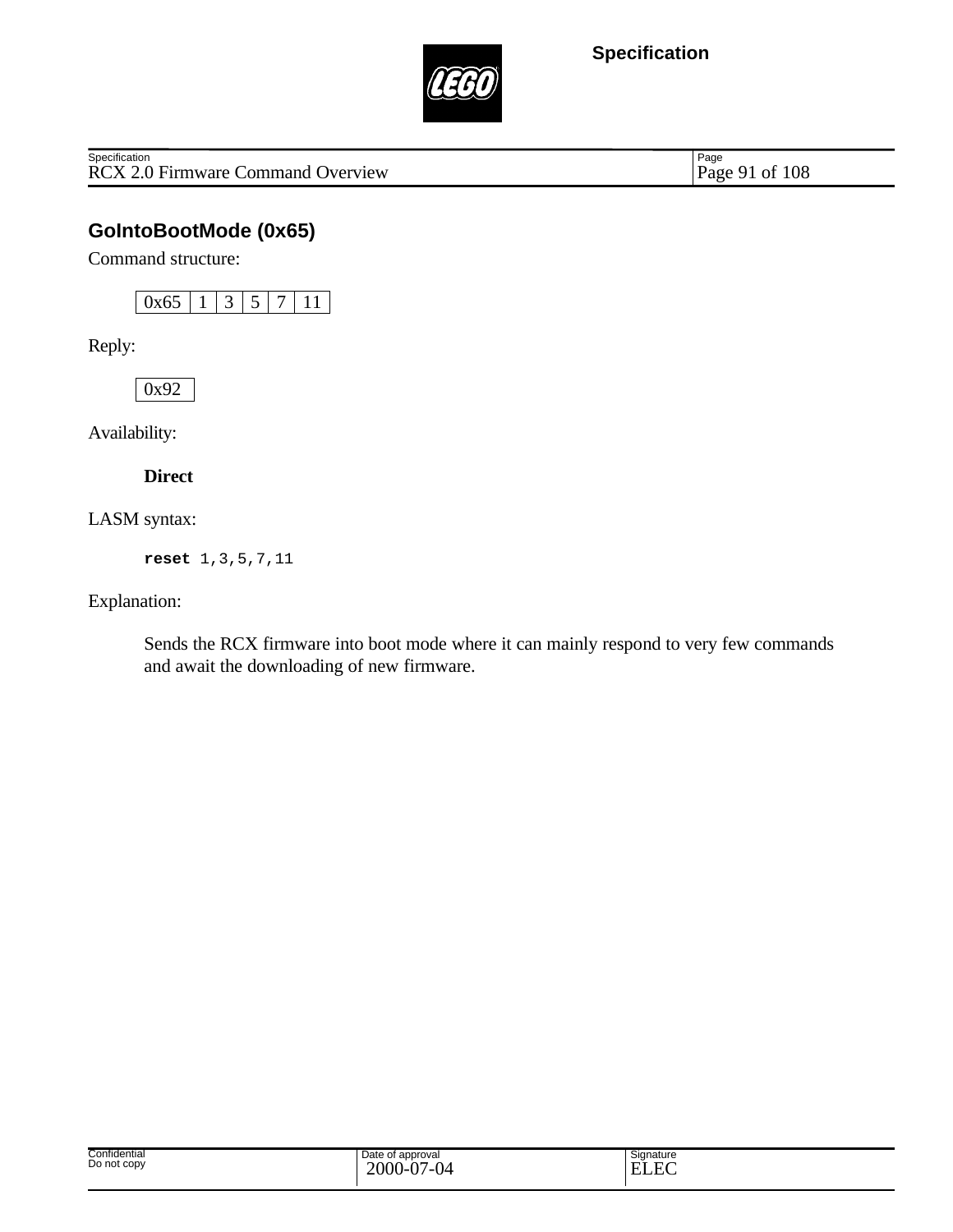## GoIntoBootMode (0x65)

Command structure:

| 0x65 | 1 | 3 | 5 | 7 | 11 |
|---|---|---|---|---|---|

Reply:

| 0x92 |
|---|

Availability:

**Direct**

LASM syntax:

```
reset 1,3,5,7,11
```

Explanation:

Sends the RCX firmware into boot mode where it can mainly respond to very few commands and await the downloading of new firmware.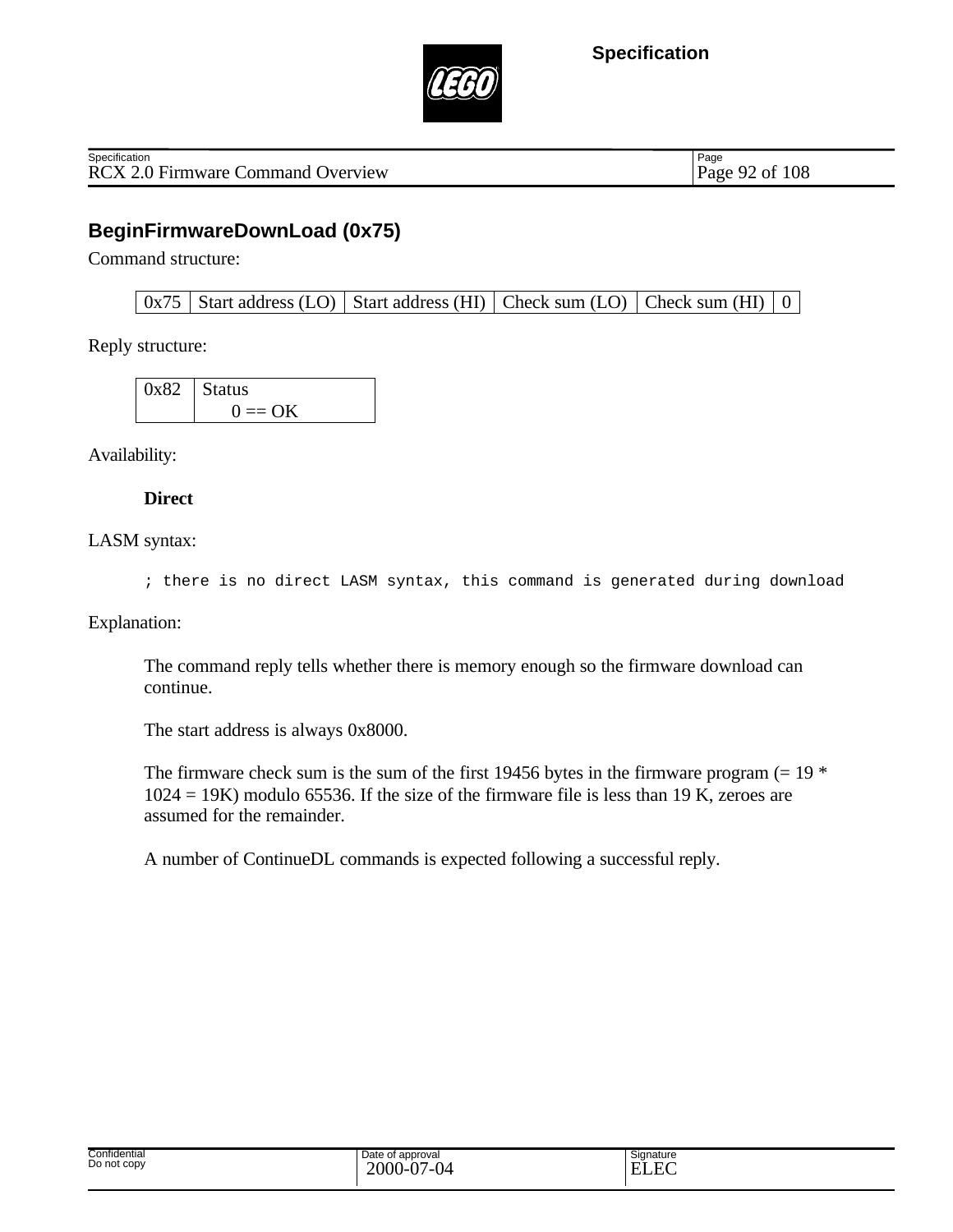## BeginFirmwareDownLoad (0x75)

Command structure:

| 0x75 | Start address (LO) | Start address (HI) | Check sum (LO) | Check sum (HI) | 0 |
|---|---|---|---|---|---|

Reply structure:

| 0x82 | Status<br>0 == OK |
|---|---|

Availability:

**Direct**

LASM syntax:

```
; there is no direct LASM syntax, this command is generated during download
```

Explanation:

The command reply tells whether there is memory enough so the firmware download can continue.

The start address is always 0x8000.

The firmware check sum is the sum of the first 19456 bytes in the firmware program (= 19 * 1024 = 19K) modulo 65536. If the size of the firmware file is less than 19 K, zeroes are assumed for the remainder.

A number of ContinueDL commands is expected following a successful reply.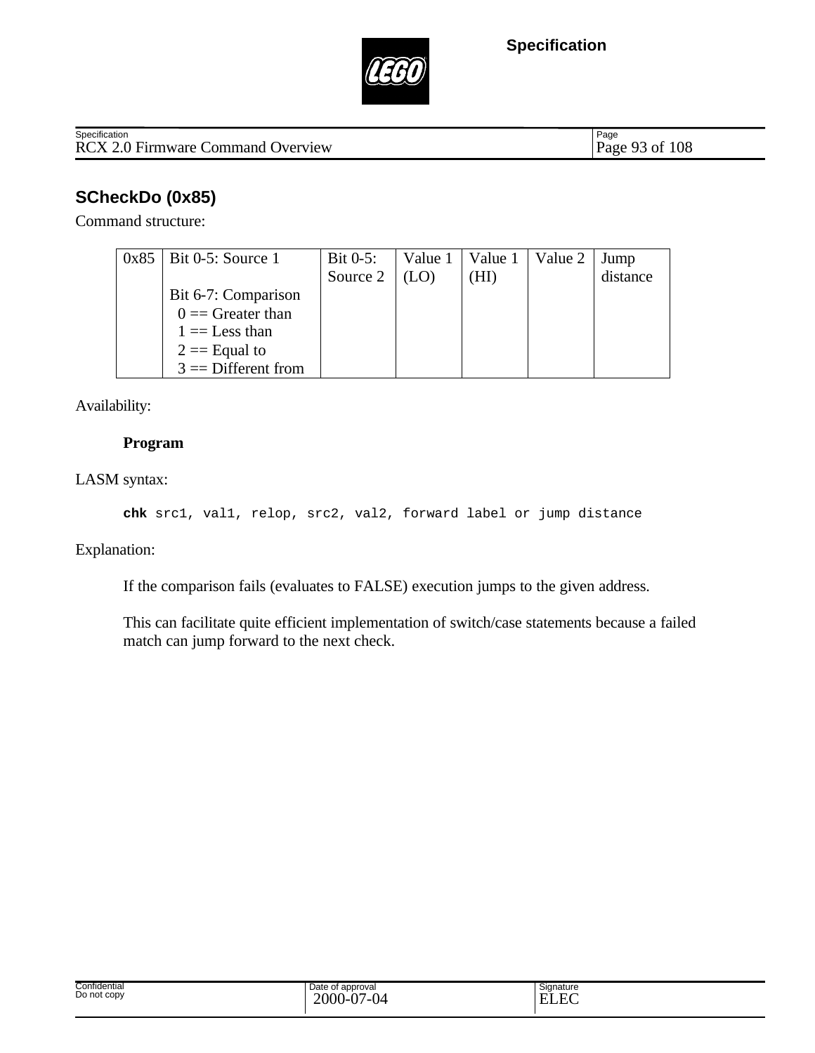## SCheckDo (0x85)

Command structure:

| 0x85 | Bit 0-5: Source 1<br><br>Bit 6-7: Comparison<br>0 == Greater than<br>1 == Less than<br>2 == Equal to<br>3 == Different from | Bit 0-5: Source 2 | Value 1 (LO) | Value 1 (HI) | Value 2 | Jump distance |
|---|---|---|---|---|---|---|

Availability:

**Program**

LASM syntax:

```
chk src1, val1, relop, src2, val2, forward label or jump distance
```

Explanation:

If the comparison fails (evaluates to FALSE) execution jumps to the given address.

This can facilitate quite efficient implementation of switch/case statements because a failed match can jump forward to the next check.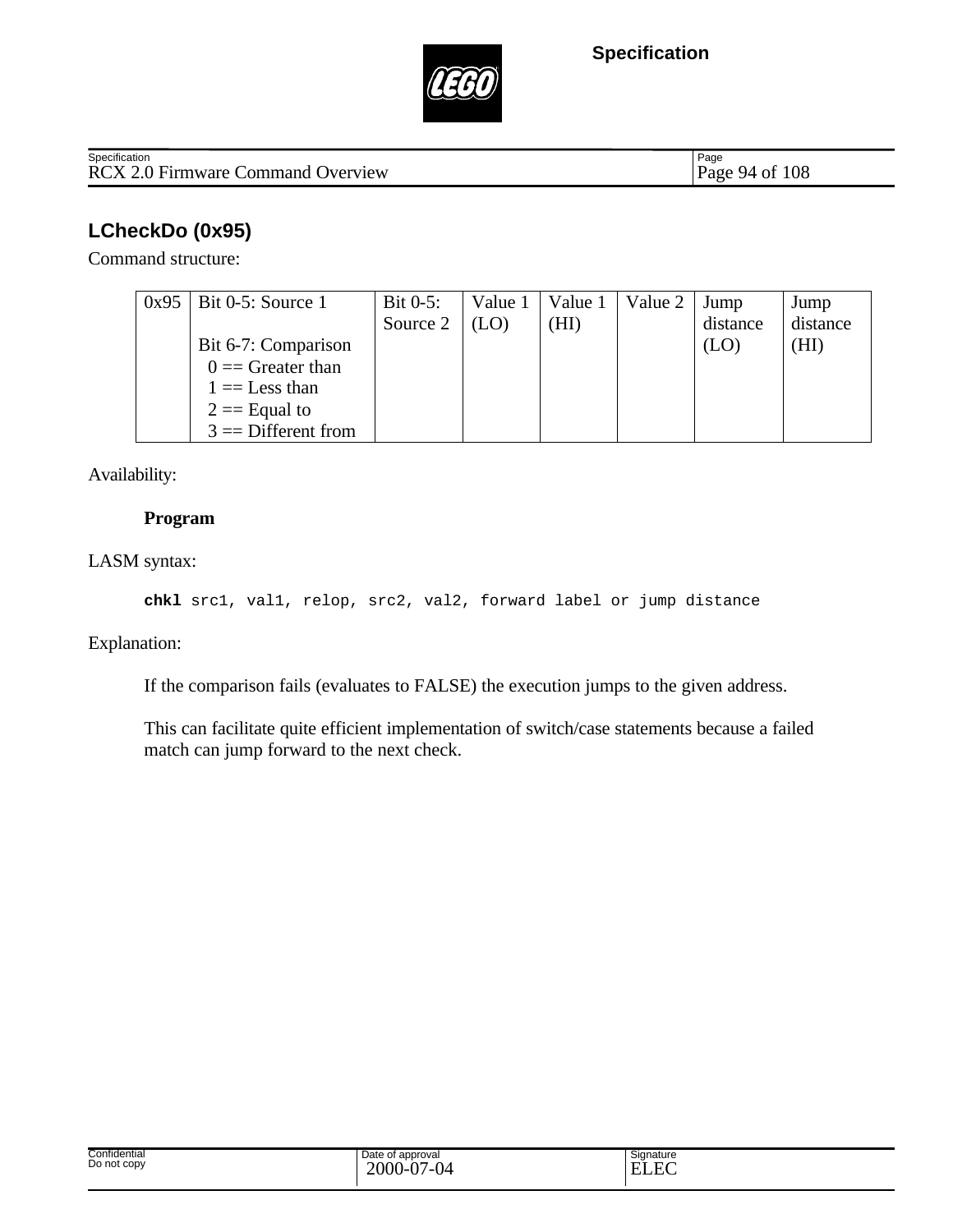## LCheckDo (0x95)

Command structure:

| 0x95 | Bit 0-5: Source 1<br><br>Bit 6-7: Comparison<br>0 == Greater than<br>1 == Less than<br>2 == Equal to<br>3 == Different from | Bit 0-5: Source 2 | Value 1 (LO) | Value 1 (HI) | Value 2 | Jump distance (LO) | Jump distance (HI) |
|---|---|---|---|---|---|---|---|

Availability:

**Program**

LASM syntax:

```
chkl src1, val1, relop, src2, val2, forward label or jump distance
```

Explanation:

If the comparison fails (evaluates to FALSE) the execution jumps to the given address.

This can facilitate quite efficient implementation of switch/case statements because a failed match can jump forward to the next check.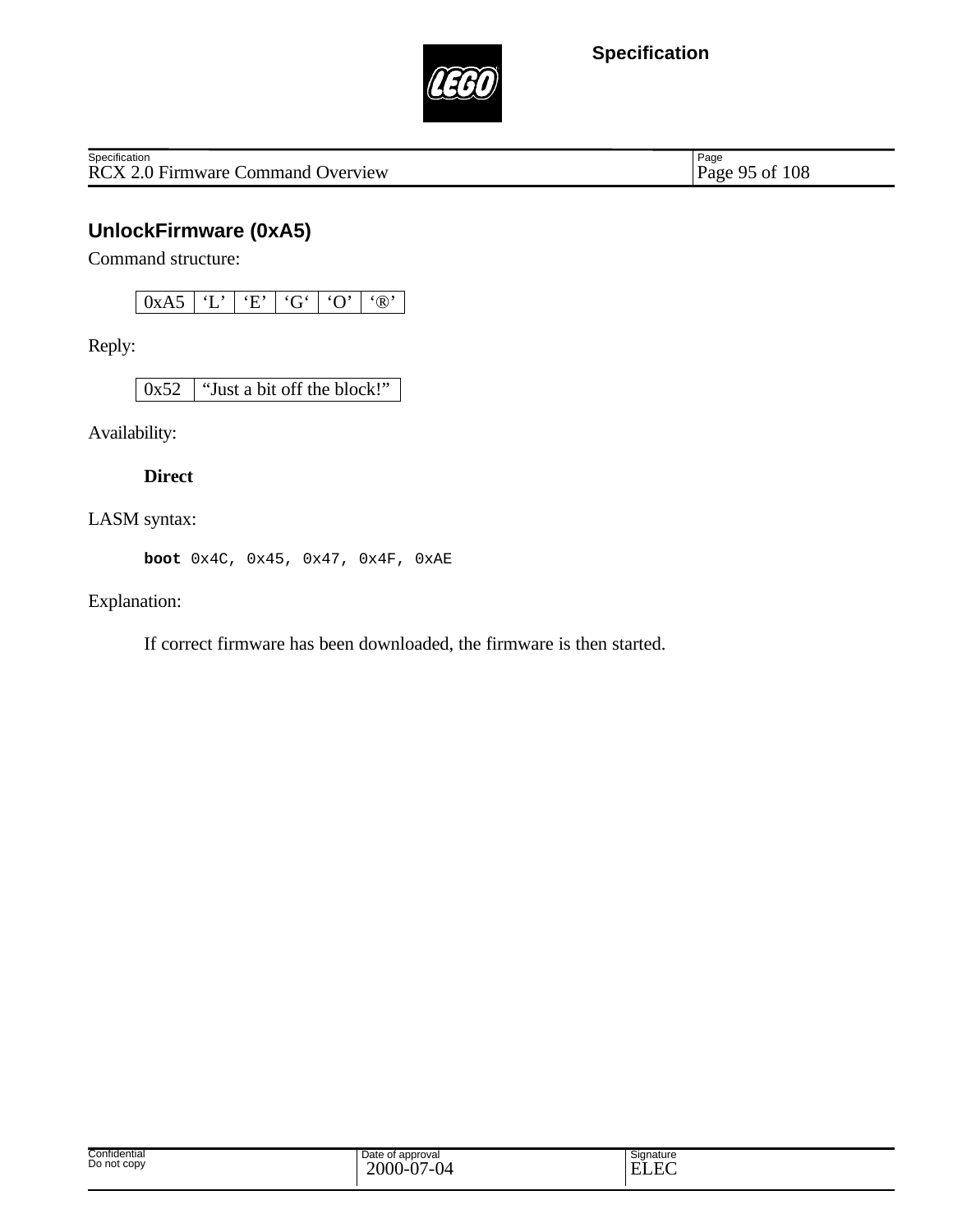## UnlockFirmware (0xA5)

Command structure:

| 0xA5 | ‘L’ | ‘E’ | ‘G‘ | ‘O’ | ‘®’ |
|---|---|---|---|---|---|

Reply:

| 0x52 | “Just a bit off the block!” |
|---|---|

Availability:

**Direct**

LASM syntax:

```
boot 0x4C, 0x45, 0x47, 0x4F, 0xAE
```

Explanation:

If correct firmware has been downloaded, the firmware is then started.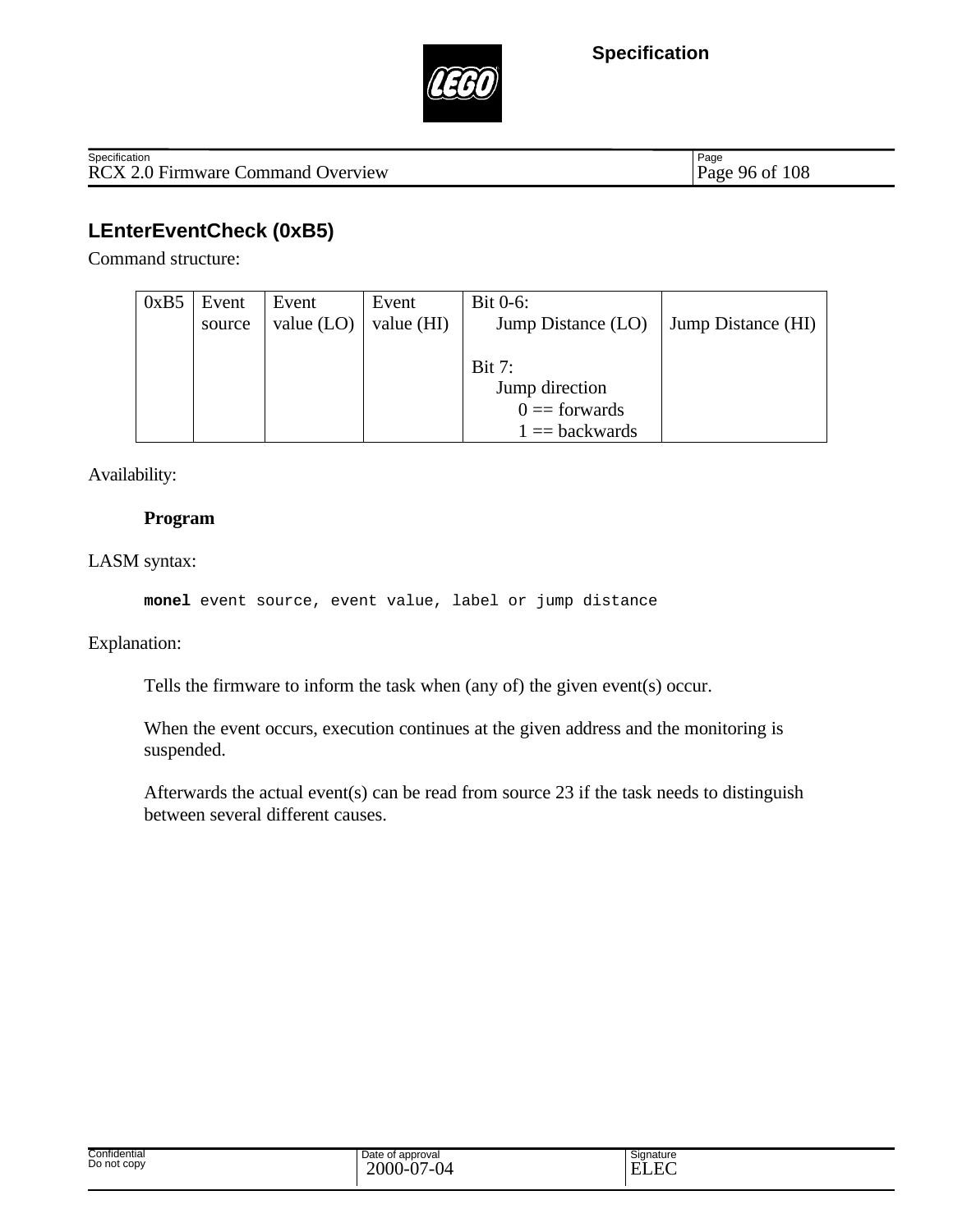## LEnterEventCheck (0xB5)

Command structure:

| 0xB5 | Event source | Event value (LO) | Event value (HI) | Bit 0-6: Jump Distance (LO)<br><br>Bit 7: Jump direction<br>0 == forwards<br>1 == backwards | Jump Distance (HI) |
|---|---|---|---|---|---|

Availability:

**Program**

LASM syntax:

```
monel event source, event value, label or jump distance
```

Explanation:

Tells the firmware to inform the task when (any of) the given event(s) occur.

When the event occurs, execution continues at the given address and the monitoring is suspended.

Afterwards the actual event(s) can be read from source 23 if the task needs to distinguish between several different causes.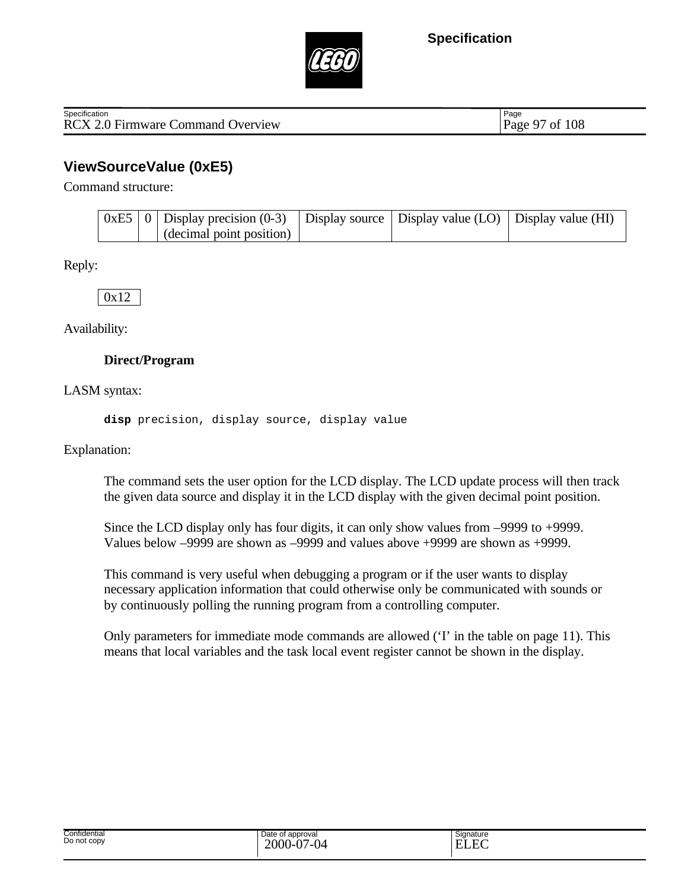## ViewSourceValue (0xE5)

Command structure:

| 0xE5 | 0 | Display precision (0-3) (decimal point position) | Display source | Display value (LO) | Display value (HI) |
|---|---|---|---|---|---|

Reply:

| 0x12 |
|---|

Availability:

**Direct/Program**

LASM syntax:

```
disp precision, display source, display value
```

Explanation:

The command sets the user option for the LCD display. The LCD update process will then track the given data source and display it in the LCD display with the given decimal point position.

Since the LCD display only has four digits, it can only show values from –9999 to +9999. Values below –9999 are shown as –9999 and values above +9999 are shown as +9999.

This command is very useful when debugging a program or if the user wants to display necessary application information that could otherwise only be communicated with sounds or by continuously polling the running program from a controlling computer.

Only parameters for immediate mode commands are allowed (‘I’ in the table on page 11). This means that local variables and the task local event register cannot be shown in the display.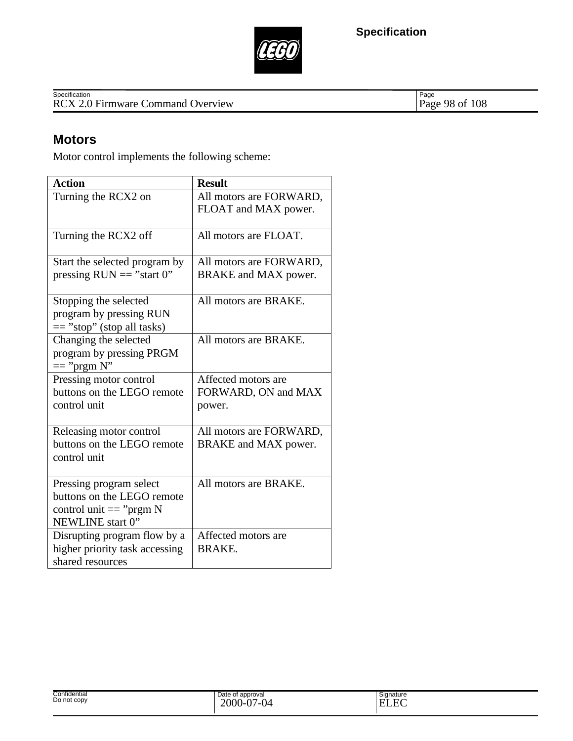## Motors

Motor control implements the following scheme:

| Action | Result |
| --- | --- |
| Turning the RCX2 on | All motors are FORWARD, FLOAT and MAX power. |
| Turning the RCX2 off | All motors are FLOAT. |
| Start the selected program by pressing RUN == ”start 0” | All motors are FORWARD, BRAKE and MAX power. |
| Stopping the selected program by pressing RUN == ”stop” (stop all tasks) | All motors are BRAKE. |
| Changing the selected program by pressing PRGM == ”prgm N” | All motors are BRAKE. |
| Pressing motor control buttons on the LEGO remote control unit | Affected motors are FORWARD, ON and MAX power. |
| Releasing motor control buttons on the LEGO remote control unit | All motors are FORWARD, BRAKE and MAX power. |
| Pressing program select buttons on the LEGO remote control unit == ”prgm N NEWLINE start 0” | All motors are BRAKE. |
| Disrupting program flow by a higher priority task accessing shared resources | Affected motors are BRAKE. |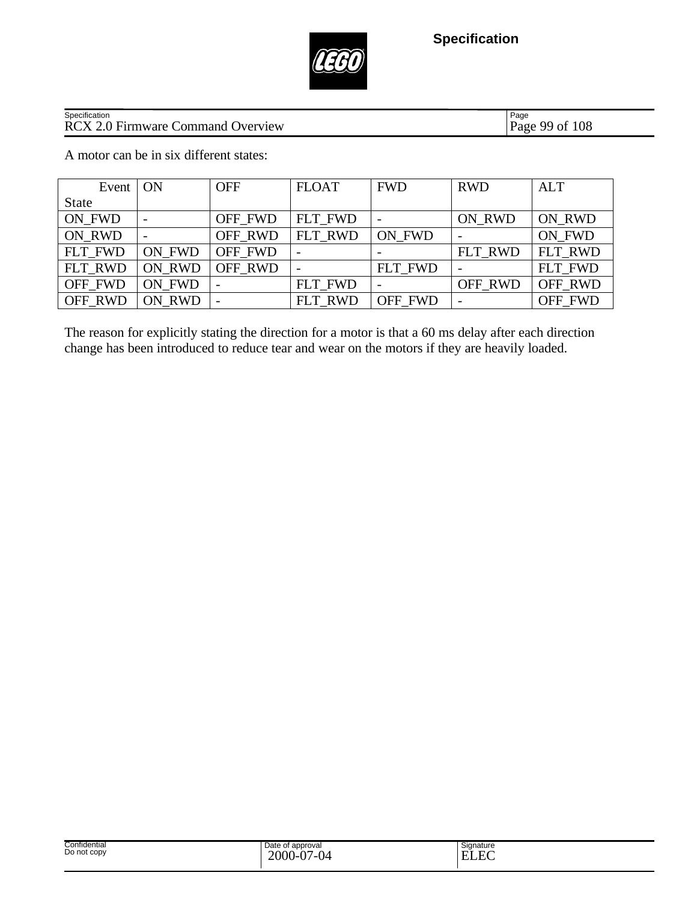A motor can be in six different states:

| Event<br>State | ON | OFF | FLOAT | FWD | RWD | ALT |
|---|---|---|---|---|---|---|
| ON_FWD | - | OFF_FWD | FLT_FWD | - | ON_RWD | ON_RWD |
| ON_RWD | - | OFF_RWD | FLT_RWD | ON_FWD | - | ON_FWD |
| FLT_FWD | ON_FWD | OFF_FWD | - | - | FLT_RWD | FLT_RWD |
| FLT_RWD | ON_RWD | OFF_RWD | - | FLT_FWD | - | FLT_FWD |
| OFF_FWD | ON_FWD | - | FLT_FWD | - | OFF_RWD | OFF_RWD |
| OFF_RWD | ON_RWD | - | FLT_RWD | OFF_FWD | - | OFF_FWD |

The reason for explicitly stating the direction for a motor is that a 60 ms delay after each direction change has been introduced to reduce tear and wear on the motors if they are heavily loaded.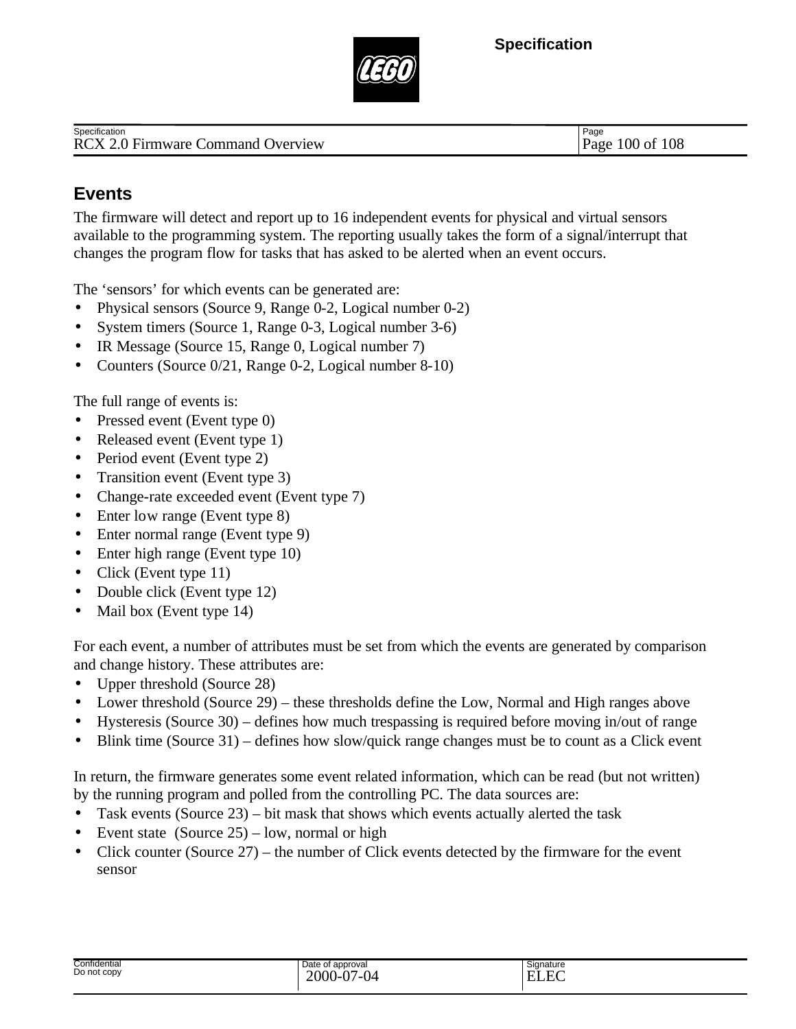## Events

The firmware will detect and report up to 16 independent events for physical and virtual sensors available to the programming system. The reporting usually takes the form of a signal/interrupt that changes the program flow for tasks that has asked to be alerted when an event occurs.

The 'sensors' for which events can be generated are:

- Physical sensors (Source 9, Range 0-2, Logical number 0-2)
- System timers (Source 1, Range 0-3, Logical number 3-6)
- IR Message (Source 15, Range 0, Logical number 7)
- Counters (Source 0/21, Range 0-2, Logical number 8-10)

The full range of events is:

- Pressed event (Event type 0)
- Released event (Event type 1)
- Period event (Event type 2)
- Transition event (Event type 3)
- Change-rate exceeded event (Event type 7)
- Enter low range (Event type 8)
- Enter normal range (Event type 9)
- Enter high range (Event type 10)
- Click (Event type 11)
- Double click (Event type 12)
- Mail box (Event type 14)

For each event, a number of attributes must be set from which the events are generated by comparison and change history. These attributes are:

- Upper threshold (Source 28)
- Lower threshold (Source 29) – these thresholds define the Low, Normal and High ranges above
- Hysteresis (Source 30) – defines how much trespassing is required before moving in/out of range
- Blink time (Source 31) – defines how slow/quick range changes must be to count as a Click event

In return, the firmware generates some event related information, which can be read (but not written) by the running program and polled from the controlling PC. The data sources are:

- Task events (Source 23) – bit mask that shows which events actually alerted the task
- Event state (Source 25) – low, normal or high
- Click counter (Source 27) – the number of Click events detected by the firmware for the event sensor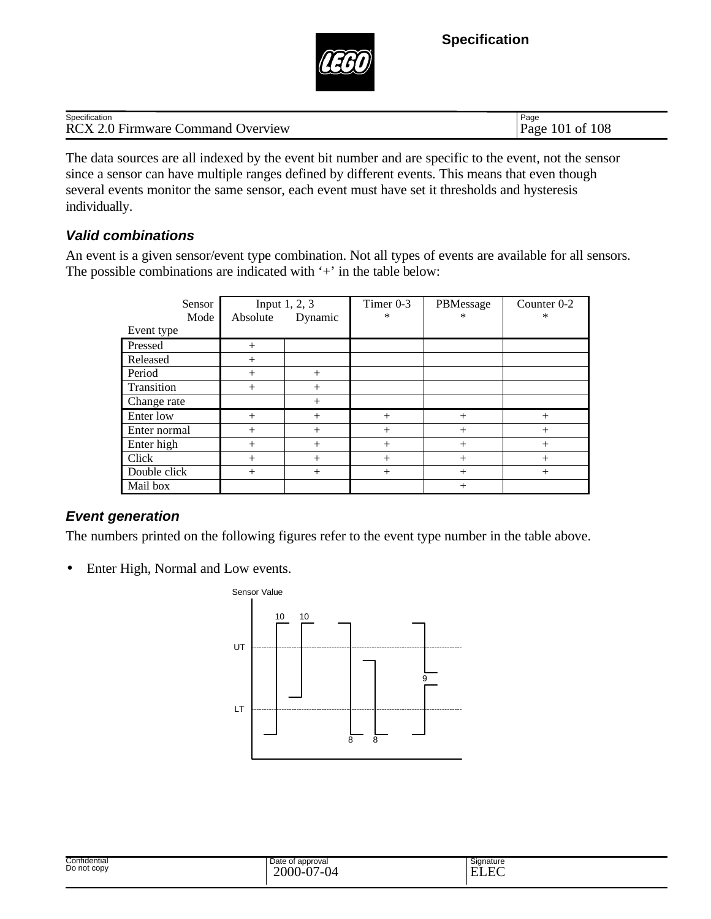The data sources are all indexed by the event bit number and are specific to the event, not the sensor since a sensor can have multiple ranges defined by different events. This means that even though several events monitor the same sensor, each event must have set it thresholds and hysteresis individually.

### Valid combinations

An event is a given sensor/event type combination. Not all types of events are available for all sensors. The possible combinations are indicated with '+' in the table below:

| Sensor / Mode / Event type | Input 1, 2, 3 Absolute | Input 1, 2, 3 Dynamic | Timer 0-3 * | PBMessage * | Counter 0-2 * |
|---|---|---|---|---|---|
| Pressed | + | | | | |
| Released | + | | | | |
| Period | + | + | | | |
| Transition | + | + | | | |
| Change rate | | + | | | |
| Enter low | + | + | + | + | + |
| Enter normal | + | + | + | + | + |
| Enter high | + | + | + | + | + |
| Click | + | + | + | + | + |
| Double click | + | + | + | + | + |
| Mail box | | | | + | |

### Event generation

The numbers printed on the following figures refer to the event type number in the table above.

- Enter High, Normal and Low events.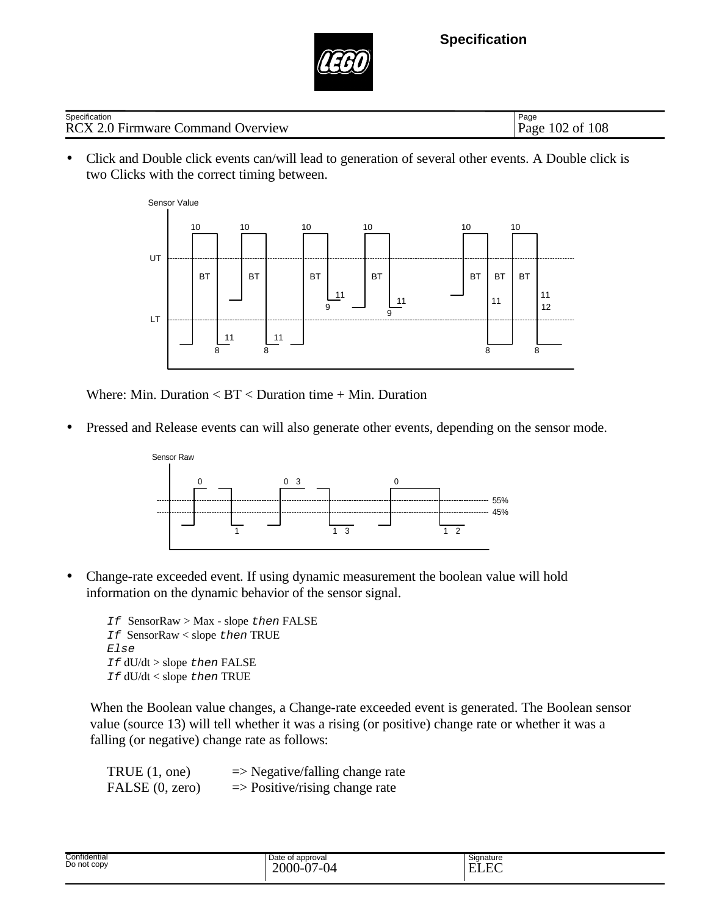- Click and Double click events can/will lead to generation of several other events. A Double click is two Clicks with the correct timing between.

Where: Min. Duration < BT < Duration time + Min. Duration

- Pressed and Release events can will also generate other events, depending on the sensor mode.

- Change-rate exceeded event. If using dynamic measurement the boolean value will hold information on the dynamic behavior of the sensor signal.

```
If SensorRaw > Max - slope then FALSE
If SensorRaw < slope then TRUE
Else
If dU/dt > slope then FALSE
If dU/dt < slope then TRUE
```

When the Boolean value changes, a Change-rate exceeded event is generated. The Boolean sensor value (source 13) will tell whether it was a rising (or positive) change rate or whether it was a falling (or negative) change rate as follows:

| | |
|---|---|
| TRUE (1, one) | => Negative/falling change rate |
| FALSE (0, zero) | => Positive/rising change rate |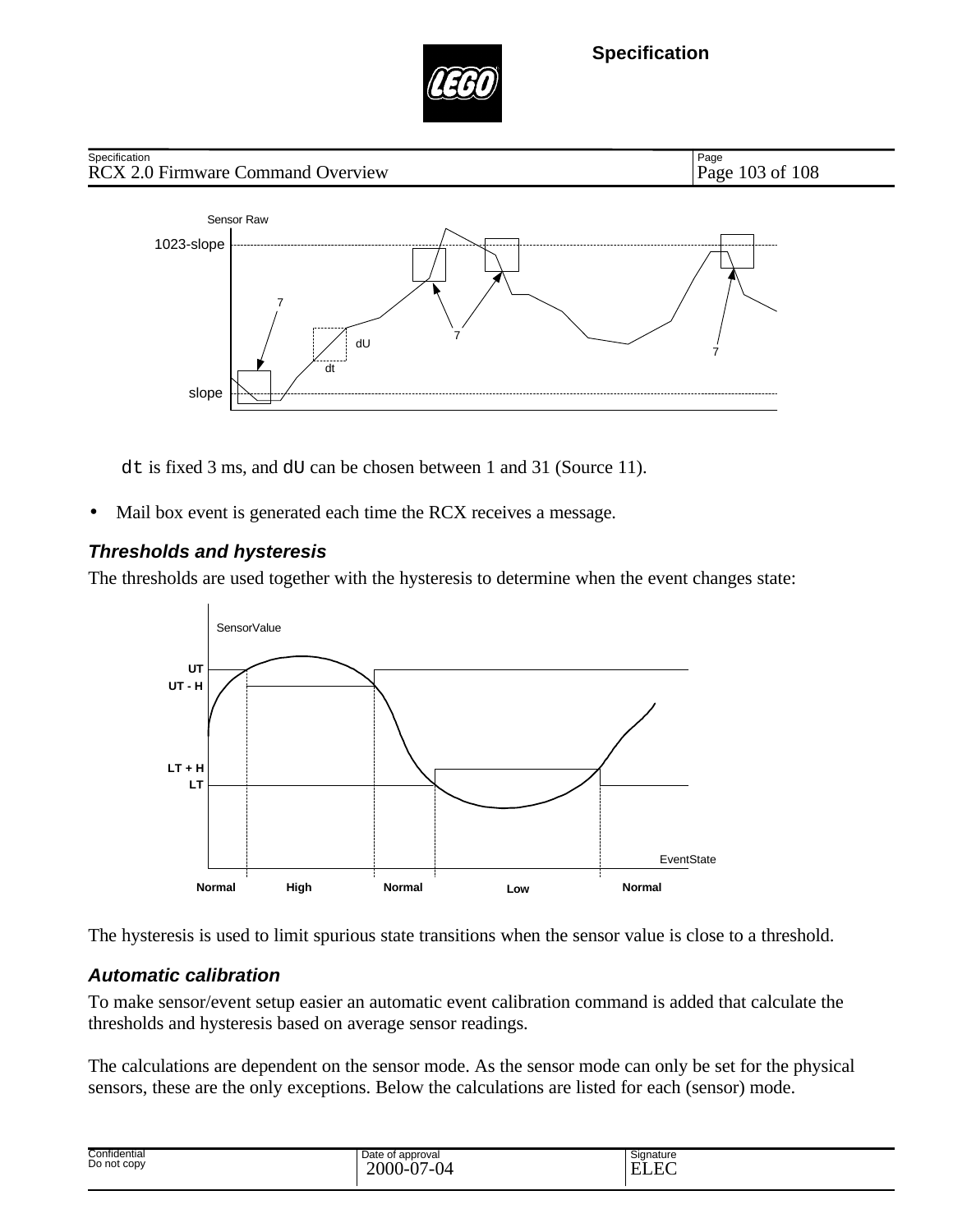`dt` is fixed 3 ms, and `dU` can be chosen between 1 and 31 (Source 11).

- Mail box event is generated each time the RCX receives a message.

### *Thresholds and hysteresis*

The thresholds are used together with the hysteresis to determine when the event changes state:

The hysteresis is used to limit spurious state transitions when the sensor value is close to a threshold.

### *Automatic calibration*

To make sensor/event setup easier an automatic event calibration command is added that calculate the thresholds and hysteresis based on average sensor readings.

The calculations are dependent on the sensor mode. As the sensor mode can only be set for the physical sensors, these are the only exceptions. Below the calculations are listed for each (sensor) mode.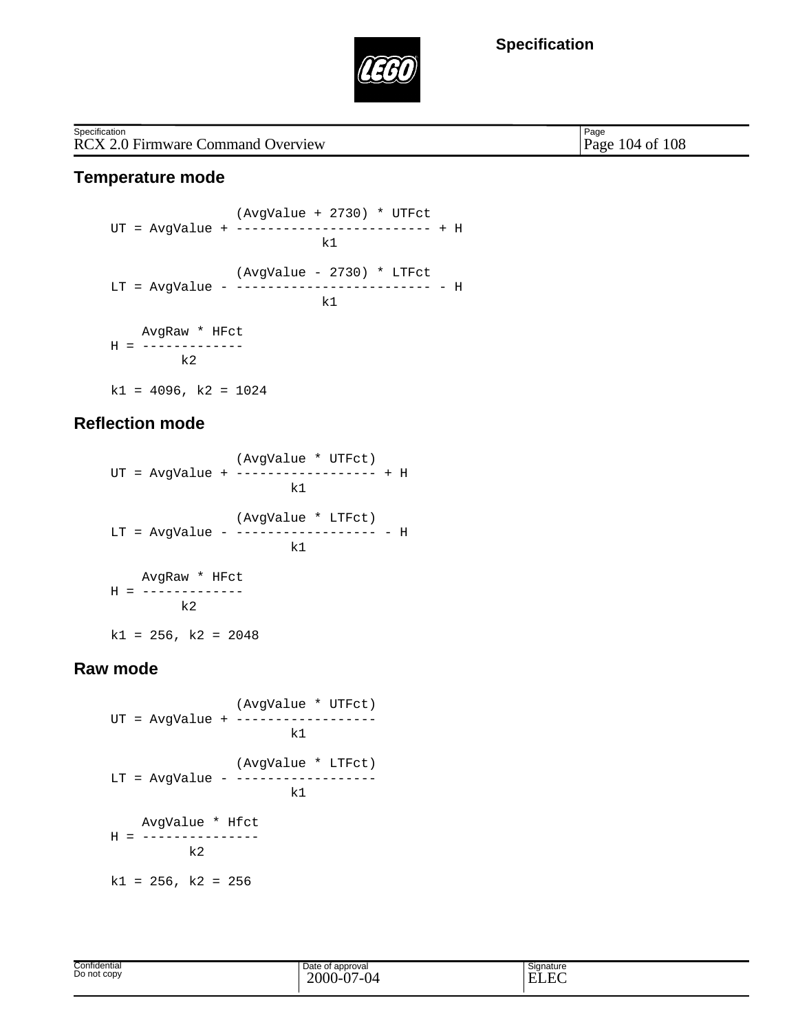## Temperature mode

```
                (AvgValue + 2730) * UTFct
UT = AvgValue + ------------------------- + H
                           k1

                (AvgValue - 2730) * LTFct
LT = AvgValue - ------------------------- - H
                           k1

    AvgRaw * HFct
H = -------------
         k2

k1 = 4096, k2 = 1024
```

## Reflection mode

```
                (AvgValue * UTFct)
UT = AvgValue + ------------------ + H
                       k1

                (AvgValue * LTFct)
LT = AvgValue - ------------------ - H
                       k1

    AvgRaw * HFct
H = -------------
         k2

k1 = 256, k2 = 2048
```

## Raw mode

```
                (AvgValue * UTFct)
UT = AvgValue + ------------------
                       k1

                (AvgValue * LTFct)
LT = AvgValue - ------------------
                       k1

    AvgValue * Hfct
H = ---------------
          k2

k1 = 256, k2 = 256
```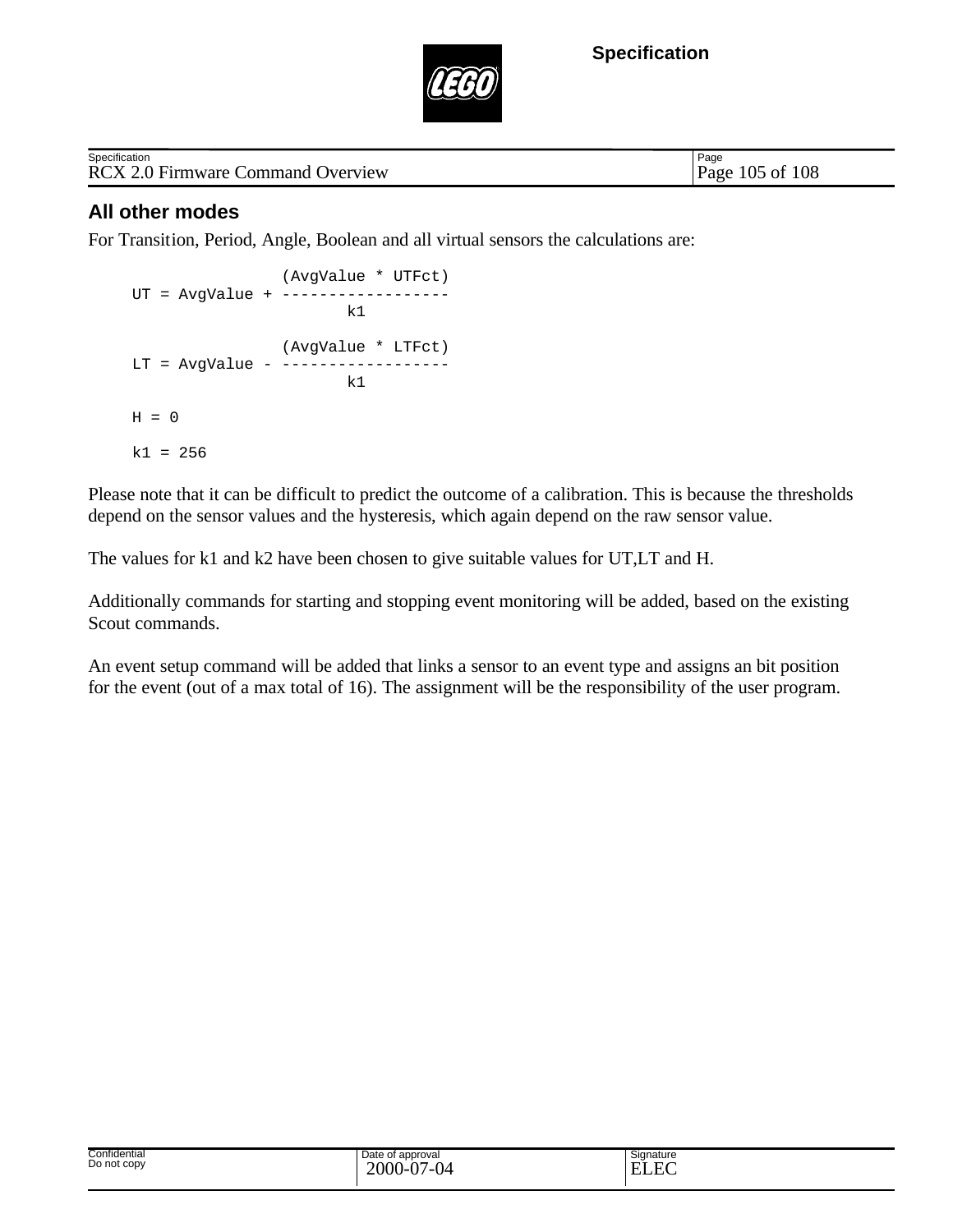## All other modes

For Transition, Period, Angle, Boolean and all virtual sensors the calculations are:

```
               (AvgValue * UTFct)
UT = AvgValue + ------------------
                       k1

               (AvgValue * LTFct)
LT = AvgValue - ------------------
                       k1

H = 0

k1 = 256
```

Please note that it can be difficult to predict the outcome of a calibration. This is because the thresholds depend on the sensor values and the hysteresis, which again depend on the raw sensor value.

The values for k1 and k2 have been chosen to give suitable values for UT,LT and H.

Additionally commands for starting and stopping event monitoring will be added, based on the existing Scout commands.

An event setup command will be added that links a sensor to an event type and assigns an bit position for the event (out of a max total of 16). The assignment will be the responsibility of the user program.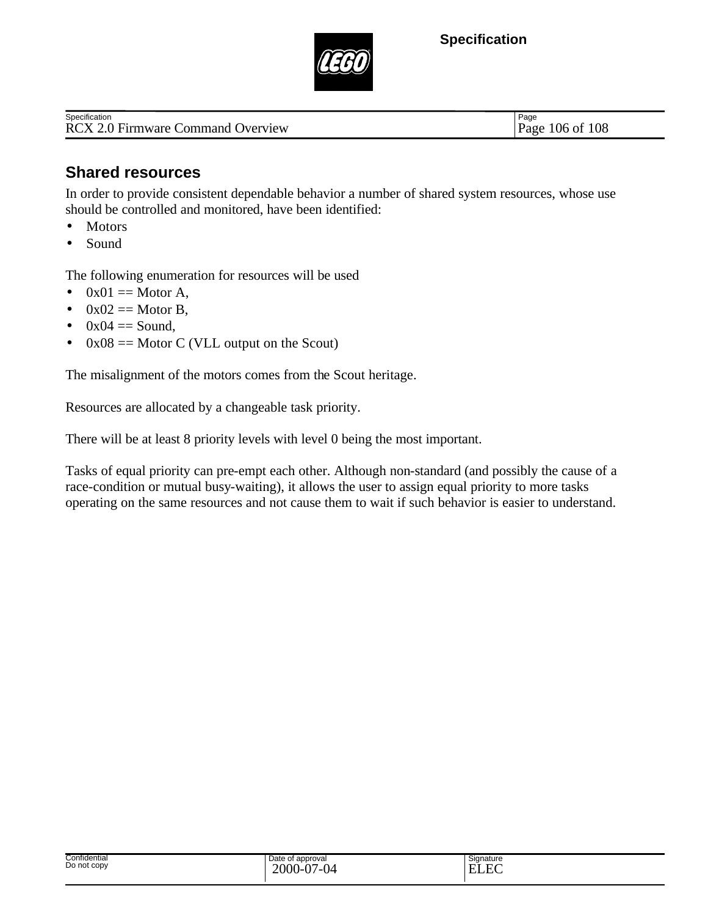## Shared resources

In order to provide consistent dependable behavior a number of shared system resources, whose use should be controlled and monitored, have been identified:

- Motors
- Sound

The following enumeration for resources will be used

- 0x01 == Motor A,
- 0x02 == Motor B,
- 0x04 == Sound,
- 0x08 == Motor C (VLL output on the Scout)

The misalignment of the motors comes from the Scout heritage.

Resources are allocated by a changeable task priority.

There will be at least 8 priority levels with level 0 being the most important.

Tasks of equal priority can pre-empt each other. Although non-standard (and possibly the cause of a race-condition or mutual busy-waiting), it allows the user to assign equal priority to more tasks operating on the same resources and not cause them to wait if such behavior is easier to understand.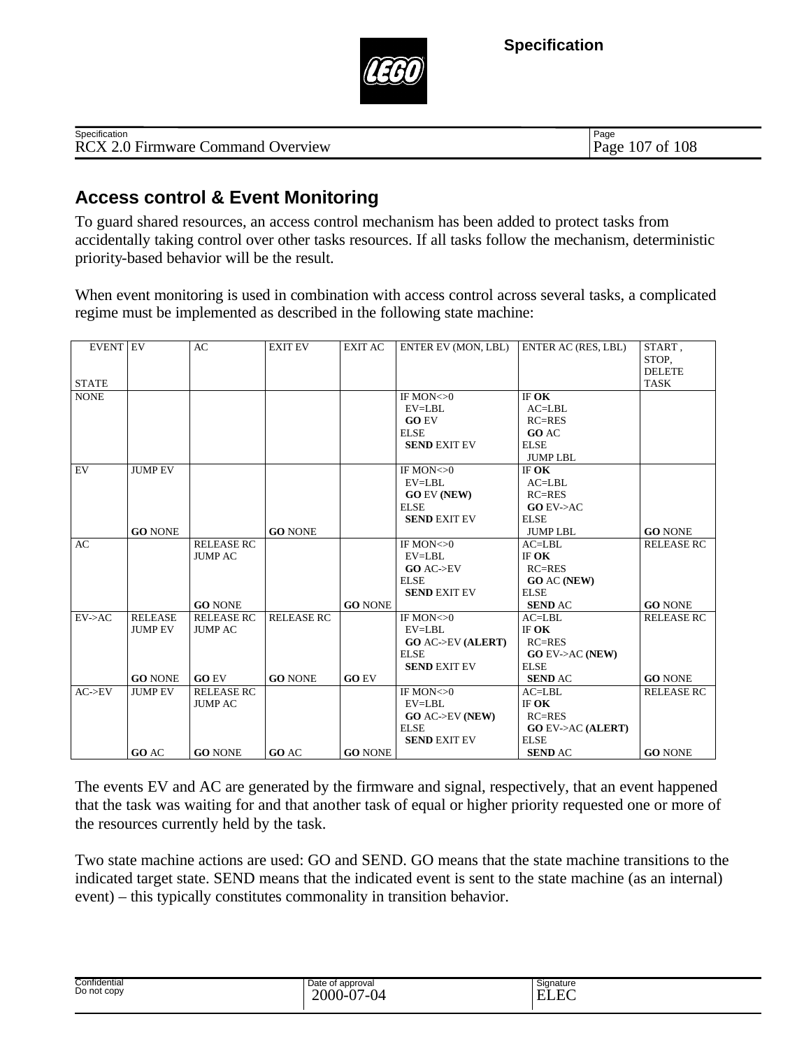## Access control & Event Monitoring

To guard shared resources, an access control mechanism has been added to protect tasks from accidentally taking control over other tasks resources. If all tasks follow the mechanism, deterministic priority-based behavior will be the result.

When event monitoring is used in combination with access control across several tasks, a complicated regime must be implemented as described in the following state machine:

| EVENT / STATE | EV | AC | EXIT EV | EXIT AC | ENTER EV (MON, LBL) | ENTER AC (RES, LBL) | START, STOP, DELETE TASK |
|---|---|---|---|---|---|---|---|
| NONE | | | | | IF MON<>0<br>EV=LBL<br>**GO** EV<br>ELSE<br>**SEND** EXIT EV | IF **OK**<br>AC=LBL<br>RC=RES<br>**GO** AC<br>ELSE<br>JUMP LBL | |
| EV | JUMP EV<br><br>**GO** NONE | | **GO** NONE | | IF MON<>0<br>EV=LBL<br>**GO** EV **(NEW)**<br>ELSE<br>**SEND** EXIT EV | IF **OK**<br>AC=LBL<br>RC=RES<br>**GO** EV->AC<br>ELSE<br>JUMP LBL | **GO** NONE |
| AC | | RELEASE RC<br>JUMP AC<br><br>**GO** NONE | | **GO** NONE | IF MON<>0<br>EV=LBL<br>**GO** AC->EV<br>ELSE<br>**SEND** EXIT EV | AC=LBL<br>IF **OK**<br>RC=RES<br>**GO** AC **(NEW)**<br>ELSE<br>**SEND** AC | RELEASE RC<br><br>**GO** NONE |
| EV->AC | RELEASE<br>JUMP EV<br><br>**GO** NONE | RELEASE RC<br>JUMP AC<br><br>**GO** EV | RELEASE RC<br><br>**GO** NONE | **GO** EV | IF MON<>0<br>EV=LBL<br>**GO** AC->EV **(ALERT)**<br>ELSE<br>**SEND** EXIT EV | AC=LBL<br>IF **OK**<br>RC=RES<br>**GO** EV->AC **(NEW)**<br>ELSE<br>**SEND** AC | RELEASE RC<br><br>**GO** NONE |
| AC->EV | JUMP EV<br><br>**GO** AC | RELEASE RC<br>JUMP AC<br><br>**GO** NONE | **GO** AC | **GO** NONE | IF MON<>0<br>EV=LBL<br>**GO** AC->EV **(NEW)**<br>ELSE<br>**SEND** EXIT EV | AC=LBL<br>IF **OK**<br>RC=RES<br>**GO** EV->AC **(ALERT)**<br>ELSE<br>**SEND** AC | RELEASE RC<br><br>**GO** NONE |

The events EV and AC are generated by the firmware and signal, respectively, that an event happened that the task was waiting for and that another task of equal or higher priority requested one or more of the resources currently held by the task.

Two state machine actions are used: GO and SEND. GO means that the state machine transitions to the indicated target state. SEND means that the indicated event is sent to the state machine (as an internal) event) – this typically constitutes commonality in transition behavior.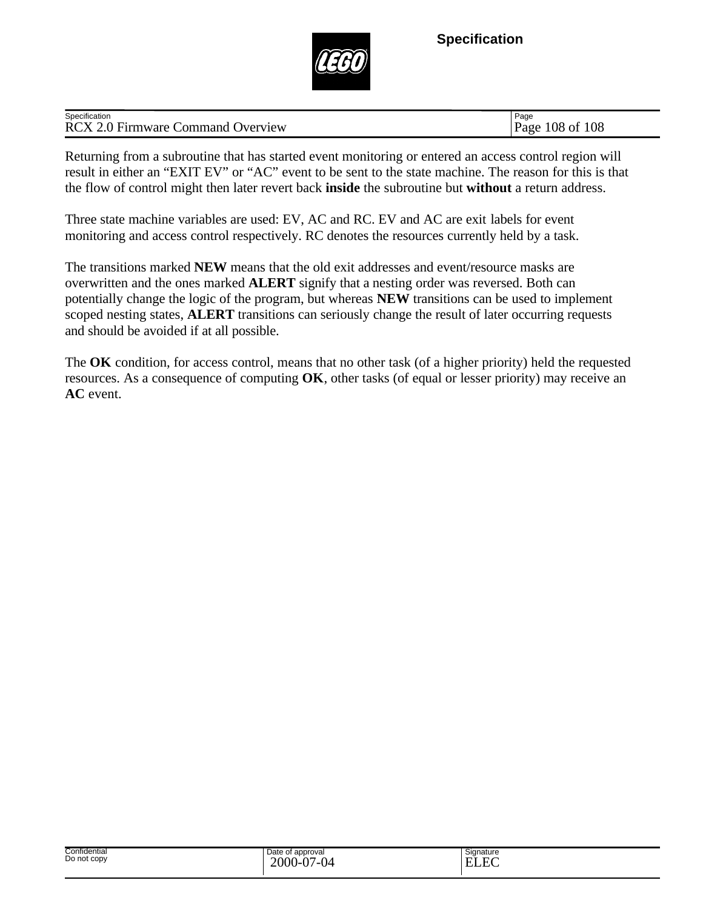Returning from a subroutine that has started event monitoring or entered an access control region will result in either an "EXIT EV" or "AC" event to be sent to the state machine. The reason for this is that the flow of control might then later revert back **inside** the subroutine but **without** a return address.

Three state machine variables are used: EV, AC and RC. EV and AC are exit labels for event monitoring and access control respectively. RC denotes the resources currently held by a task.

The transitions marked **NEW** means that the old exit addresses and event/resource masks are overwritten and the ones marked **ALERT** signify that a nesting order was reversed. Both can potentially change the logic of the program, but whereas **NEW** transitions can be used to implement scoped nesting states, **ALERT** transitions can seriously change the result of later occurring requests and should be avoided if at all possible.

The **OK** condition, for access control, means that no other task (of a higher priority) held the requested resources. As a consequence of computing **OK**, other tasks (of equal or lesser priority) may receive an **AC** event.